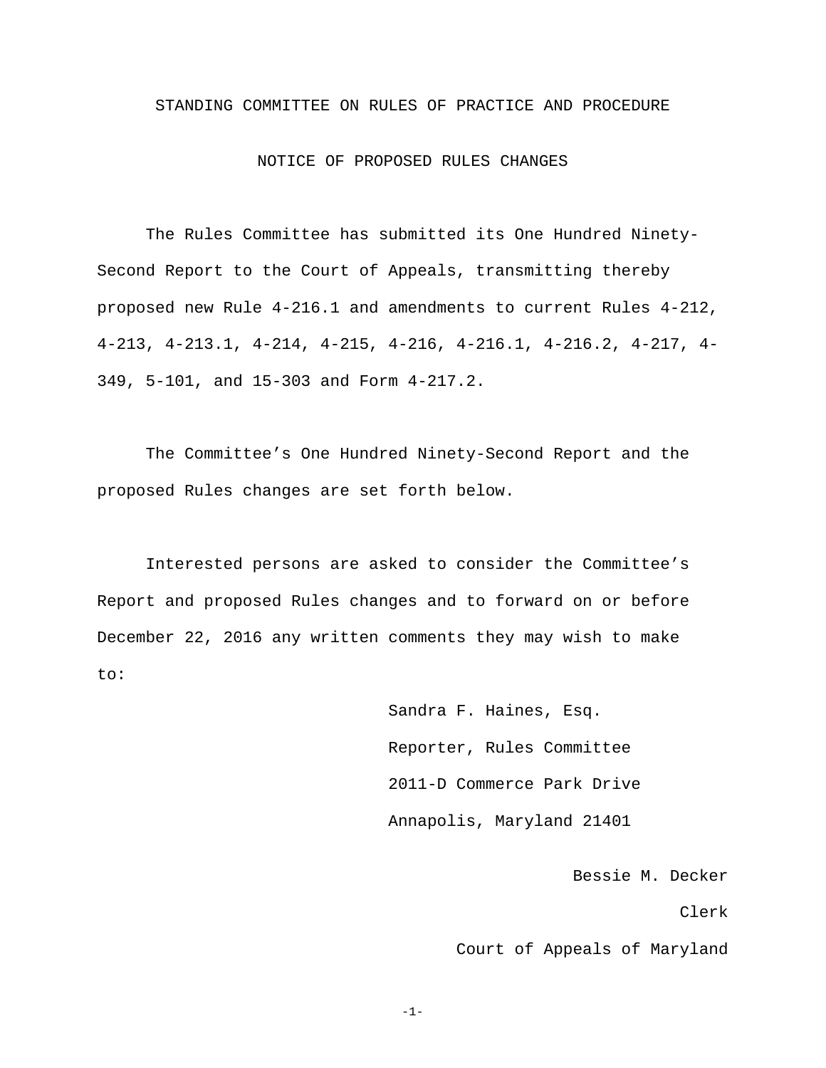# STANDING COMMITTEE ON RULES OF PRACTICE AND PROCEDURE

## NOTICE OF PROPOSED RULES CHANGES

The Rules Committee has submitted its One Hundred Ninety-Second Report to the Court of Appeals, transmitting thereby proposed new Rule 4-216.1 and amendments to current Rules 4-212, 4-213, 4-213.1, 4-214, 4-215, 4-216, 4-216.1, 4-216.2, 4-217, 4-349, 5-101, and 15-303 and Form 4-217.2.

The Committee's One Hundred Ninety-Second Report and the proposed Rules changes are set forth below.

Interested persons are asked to consider the Committee's Report and proposed Rules changes and to forward on or before December 22, 2016 any written comments they may wish to make to:

Sandra F. Haines, Esq.
Reporter, Rules Committee
2011-D Commerce Park Drive
Annapolis, Maryland 21401

Bessie M. Decker
Clerk
Court of Appeals of Maryland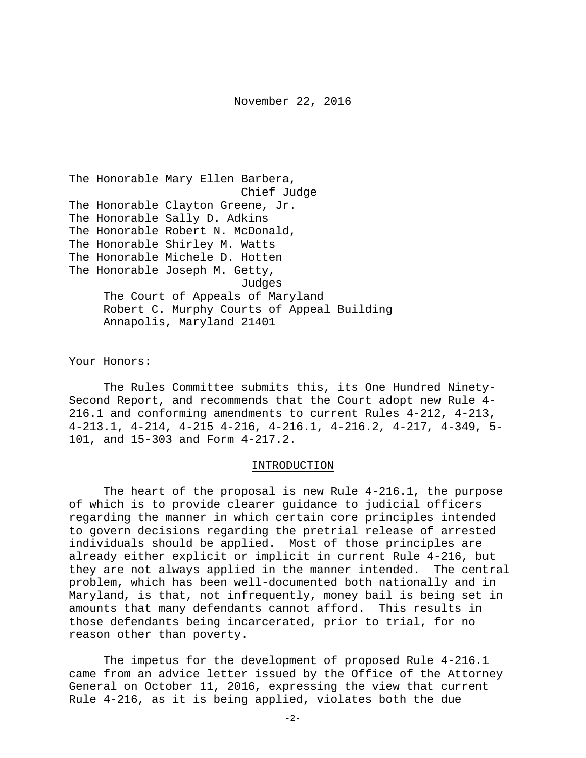November 22, 2016

The Honorable Mary Ellen Barbera,
Chief Judge
The Honorable Clayton Greene, Jr.
The Honorable Sally D. Adkins
The Honorable Robert N. McDonald,
The Honorable Shirley M. Watts
The Honorable Michele D. Hotten
The Honorable Joseph M. Getty,
Judges
The Court of Appeals of Maryland
Robert C. Murphy Courts of Appeal Building
Annapolis, Maryland 21401

Your Honors:

The Rules Committee submits this, its One Hundred Ninety-Second Report, and recommends that the Court adopt new Rule 4-216.1 and conforming amendments to current Rules 4-212, 4-213, 4-213.1, 4-214, 4-215 4-216, 4-216.1, 4-216.2, 4-217, 4-349, 5-101, and 15-303 and Form 4-217.2.

## INTRODUCTION

The heart of the proposal is new Rule 4-216.1, the purpose of which is to provide clearer guidance to judicial officers regarding the manner in which certain core principles intended to govern decisions regarding the pretrial release of arrested individuals should be applied. Most of those principles are already either explicit or implicit in current Rule 4-216, but they are not always applied in the manner intended. The central problem, which has been well-documented both nationally and in Maryland, is that, not infrequently, money bail is being set in amounts that many defendants cannot afford. This results in those defendants being incarcerated, prior to trial, for no reason other than poverty.

The impetus for the development of proposed Rule 4-216.1 came from an advice letter issued by the Office of the Attorney General on October 11, 2016, expressing the view that current Rule 4-216, as it is being applied, violates both the due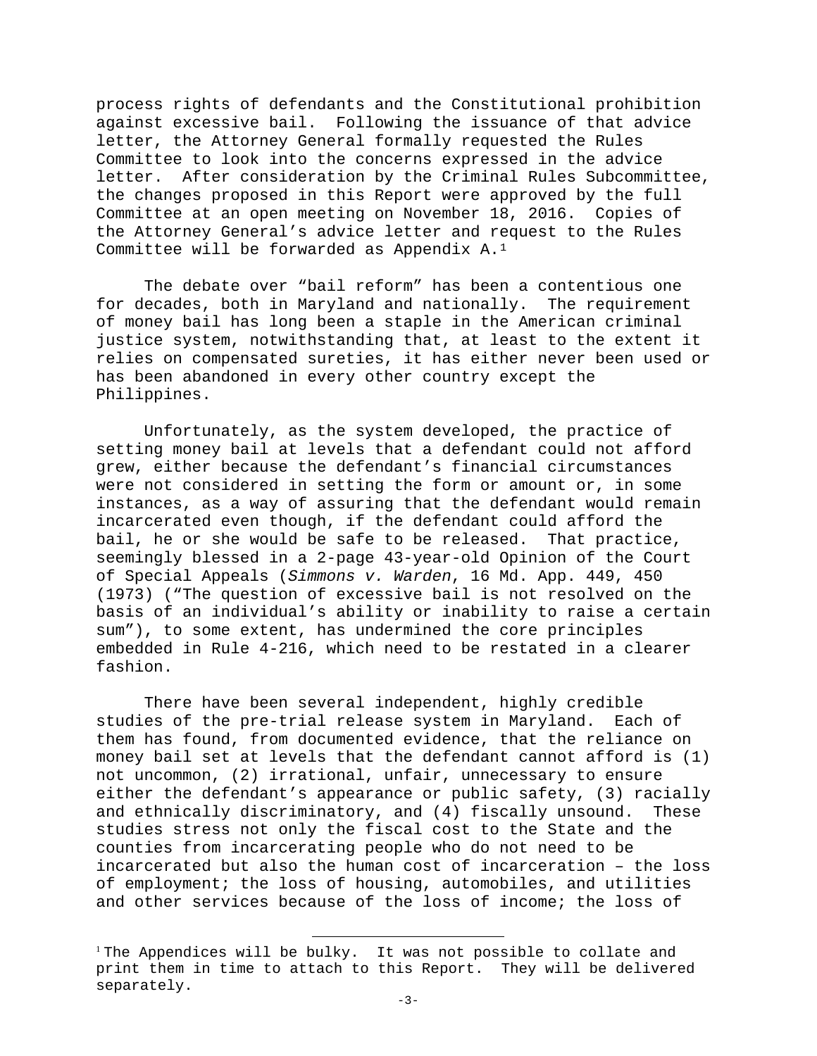process rights of defendants and the Constitutional prohibition against excessive bail. Following the issuance of that advice letter, the Attorney General formally requested the Rules Committee to look into the concerns expressed in the advice letter. After consideration by the Criminal Rules Subcommittee, the changes proposed in this Report were approved by the full Committee at an open meeting on November 18, 2016. Copies of the Attorney General's advice letter and request to the Rules Committee will be forwarded as Appendix A.[1]

The debate over "bail reform" has been a contentious one for decades, both in Maryland and nationally. The requirement of money bail has long been a staple in the American criminal justice system, notwithstanding that, at least to the extent it relies on compensated sureties, it has either never been used or has been abandoned in every other country except the Philippines.

Unfortunately, as the system developed, the practice of setting money bail at levels that a defendant could not afford grew, either because the defendant's financial circumstances were not considered in setting the form or amount or, in some instances, as a way of assuring that the defendant would remain incarcerated even though, if the defendant could afford the bail, he or she would be safe to be released. That practice, seemingly blessed in a 2-page 43-year-old Opinion of the Court of Special Appeals (*Simmons v. Warden*, 16 Md. App. 449, 450 (1973) ("The question of excessive bail is not resolved on the basis of an individual's ability or inability to raise a certain sum"), to some extent, has undermined the core principles embedded in Rule 4-216, which need to be restated in a clearer fashion.

There have been several independent, highly credible studies of the pre-trial release system in Maryland. Each of them has found, from documented evidence, that the reliance on money bail set at levels that the defendant cannot afford is (1) not uncommon, (2) irrational, unfair, unnecessary to ensure either the defendant's appearance or public safety, (3) racially and ethnically discriminatory, and (4) fiscally unsound. These studies stress not only the fiscal cost to the State and the counties from incarcerating people who do not need to be incarcerated but also the human cost of incarceration – the loss of employment; the loss of housing, automobiles, and utilities and other services because of the loss of income; the loss of

---

[1] The Appendices will be bulky. It was not possible to collate and print them in time to attach to this Report. They will be delivered separately.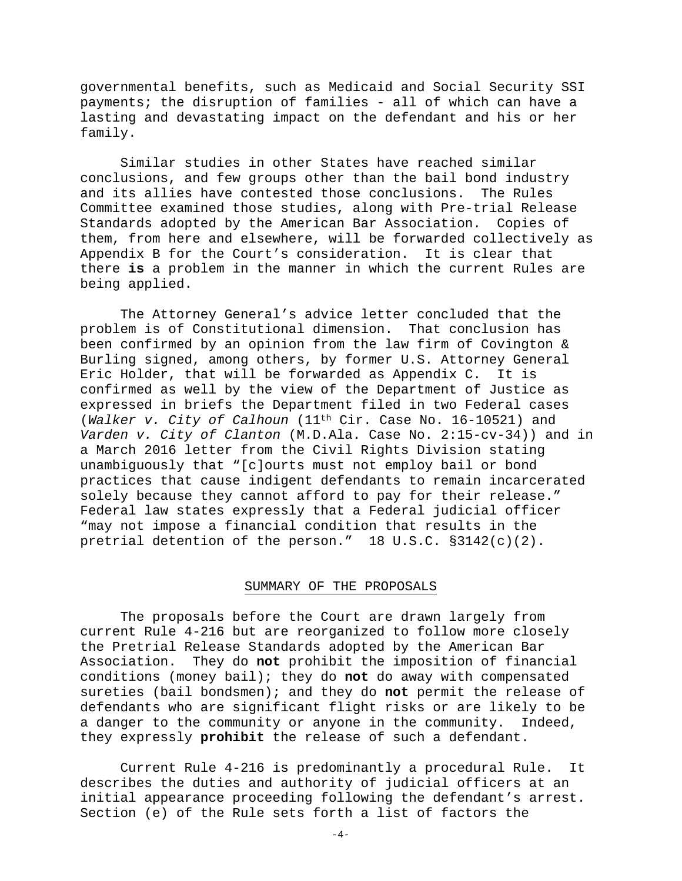governmental benefits, such as Medicaid and Social Security SSI payments; the disruption of families - all of which can have a lasting and devastating impact on the defendant and his or her family.

Similar studies in other States have reached similar conclusions, and few groups other than the bail bond industry and its allies have contested those conclusions. The Rules Committee examined those studies, along with Pre-trial Release Standards adopted by the American Bar Association. Copies of them, from here and elsewhere, will be forwarded collectively as Appendix B for the Court's consideration. It is clear that there **is** a problem in the manner in which the current Rules are being applied.

The Attorney General's advice letter concluded that the problem is of Constitutional dimension. That conclusion has been confirmed by an opinion from the law firm of Covington & Burling signed, among others, by former U.S. Attorney General Eric Holder, that will be forwarded as Appendix C. It is confirmed as well by the view of the Department of Justice as expressed in briefs the Department filed in two Federal cases (*Walker v. City of Calhoun* (11th Cir. Case No. 16-10521) and *Varden v. City of Clanton* (M.D.Ala. Case No. 2:15-cv-34)) and in a March 2016 letter from the Civil Rights Division stating unambiguously that "[c]ourts must not employ bail or bond practices that cause indigent defendants to remain incarcerated solely because they cannot afford to pay for their release." Federal law states expressly that a Federal judicial officer "may not impose a financial condition that results in the pretrial detention of the person." 18 U.S.C. §3142(c)(2).

## SUMMARY OF THE PROPOSALS

The proposals before the Court are drawn largely from current Rule 4-216 but are reorganized to follow more closely the Pretrial Release Standards adopted by the American Bar Association. They do **not** prohibit the imposition of financial conditions (money bail); they do **not** do away with compensated sureties (bail bondsmen); and they do **not** permit the release of defendants who are significant flight risks or are likely to be a danger to the community or anyone in the community. Indeed, they expressly **prohibit** the release of such a defendant.

Current Rule 4-216 is predominantly a procedural Rule. It describes the duties and authority of judicial officers at an initial appearance proceeding following the defendant's arrest. Section (e) of the Rule sets forth a list of factors the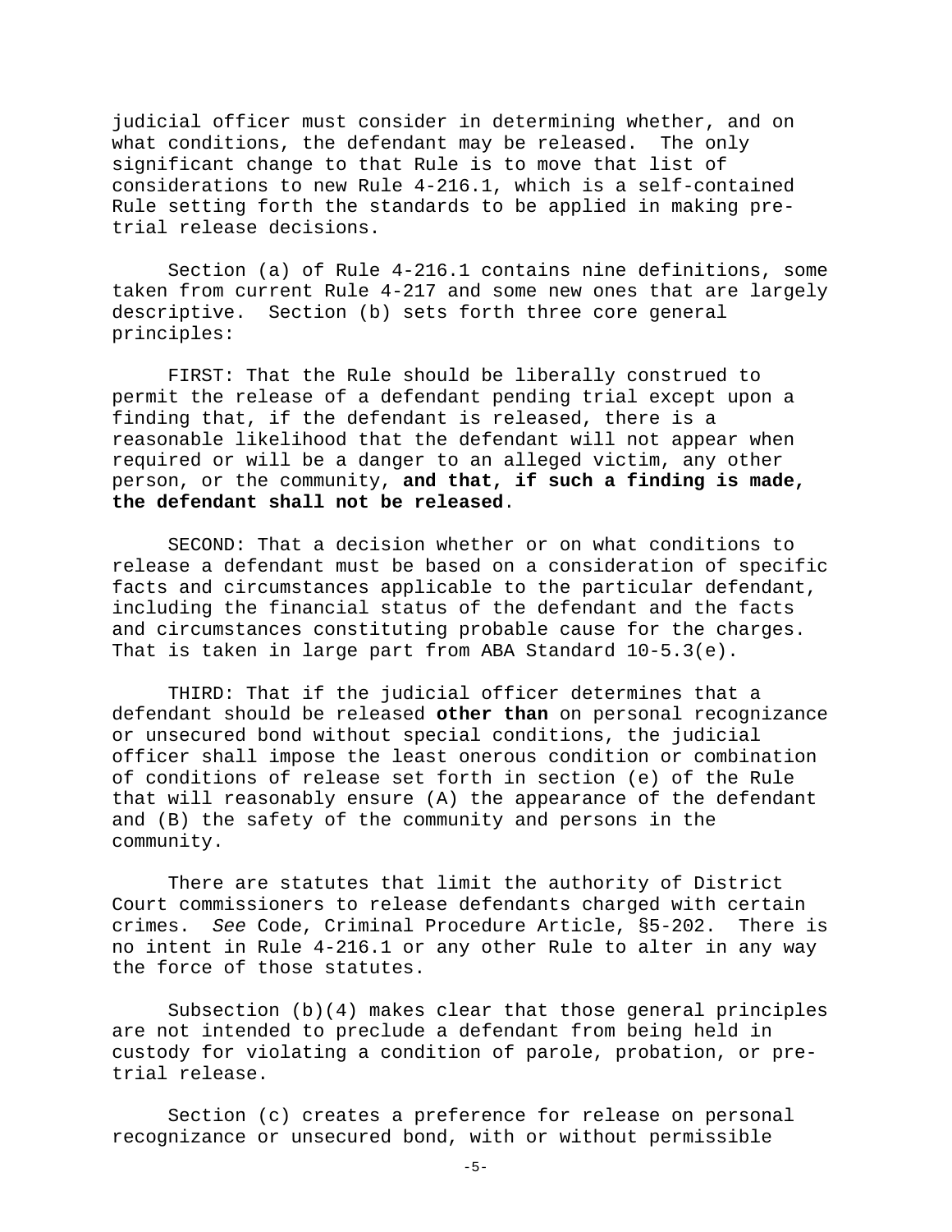judicial officer must consider in determining whether, and on what conditions, the defendant may be released. The only significant change to that Rule is to move that list of considerations to new Rule 4-216.1, which is a self-contained Rule setting forth the standards to be applied in making pre-trial release decisions.

Section (a) of Rule 4-216.1 contains nine definitions, some taken from current Rule 4-217 and some new ones that are largely descriptive. Section (b) sets forth three core general principles:

FIRST: That the Rule should be liberally construed to permit the release of a defendant pending trial except upon a finding that, if the defendant is released, there is a reasonable likelihood that the defendant will not appear when required or will be a danger to an alleged victim, any other person, or the community, **and that, if such a finding is made, the defendant shall not be released**.

SECOND: That a decision whether or on what conditions to release a defendant must be based on a consideration of specific facts and circumstances applicable to the particular defendant, including the financial status of the defendant and the facts and circumstances constituting probable cause for the charges. That is taken in large part from ABA Standard 10-5.3(e).

THIRD: That if the judicial officer determines that a defendant should be released **other than** on personal recognizance or unsecured bond without special conditions, the judicial officer shall impose the least onerous condition or combination of conditions of release set forth in section (e) of the Rule that will reasonably ensure (A) the appearance of the defendant and (B) the safety of the community and persons in the community.

There are statutes that limit the authority of District Court commissioners to release defendants charged with certain crimes. *See* Code, Criminal Procedure Article, §5-202. There is no intent in Rule 4-216.1 or any other Rule to alter in any way the force of those statutes.

Subsection (b)(4) makes clear that those general principles are not intended to preclude a defendant from being held in custody for violating a condition of parole, probation, or pre-trial release.

Section (c) creates a preference for release on personal recognizance or unsecured bond, with or without permissible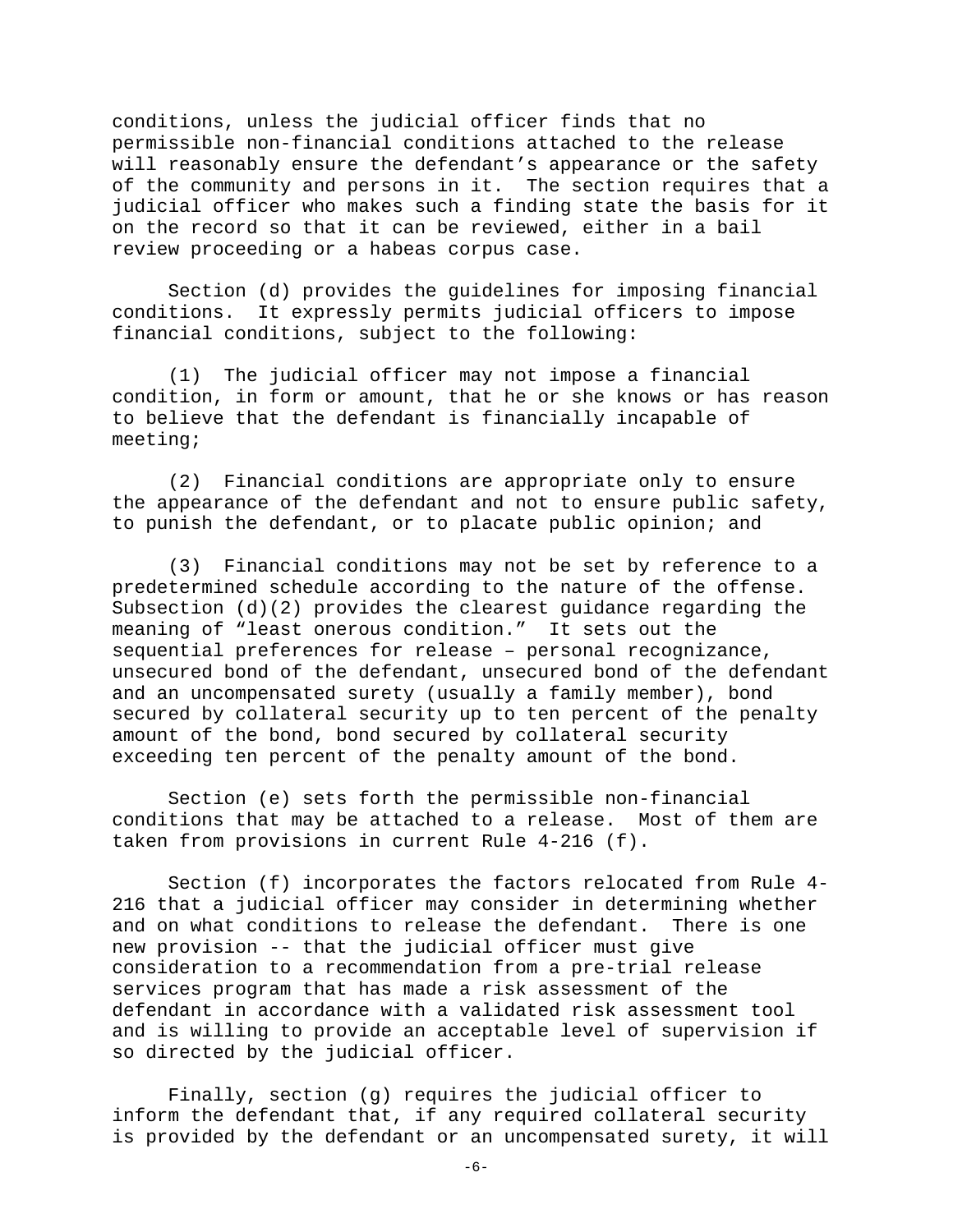conditions, unless the judicial officer finds that no permissible non-financial conditions attached to the release will reasonably ensure the defendant's appearance or the safety of the community and persons in it. The section requires that a judicial officer who makes such a finding state the basis for it on the record so that it can be reviewed, either in a bail review proceeding or a habeas corpus case.

Section (d) provides the guidelines for imposing financial conditions. It expressly permits judicial officers to impose financial conditions, subject to the following:

(1) The judicial officer may not impose a financial condition, in form or amount, that he or she knows or has reason to believe that the defendant is financially incapable of meeting;

(2) Financial conditions are appropriate only to ensure the appearance of the defendant and not to ensure public safety, to punish the defendant, or to placate public opinion; and

(3) Financial conditions may not be set by reference to a predetermined schedule according to the nature of the offense. Subsection (d)(2) provides the clearest guidance regarding the meaning of "least onerous condition." It sets out the sequential preferences for release – personal recognizance, unsecured bond of the defendant, unsecured bond of the defendant and an uncompensated surety (usually a family member), bond secured by collateral security up to ten percent of the penalty amount of the bond, bond secured by collateral security exceeding ten percent of the penalty amount of the bond.

Section (e) sets forth the permissible non-financial conditions that may be attached to a release. Most of them are taken from provisions in current Rule 4-216 (f).

Section (f) incorporates the factors relocated from Rule 4-216 that a judicial officer may consider in determining whether and on what conditions to release the defendant. There is one new provision -- that the judicial officer must give consideration to a recommendation from a pre-trial release services program that has made a risk assessment of the defendant in accordance with a validated risk assessment tool and is willing to provide an acceptable level of supervision if so directed by the judicial officer.

Finally, section (g) requires the judicial officer to inform the defendant that, if any required collateral security is provided by the defendant or an uncompensated surety, it will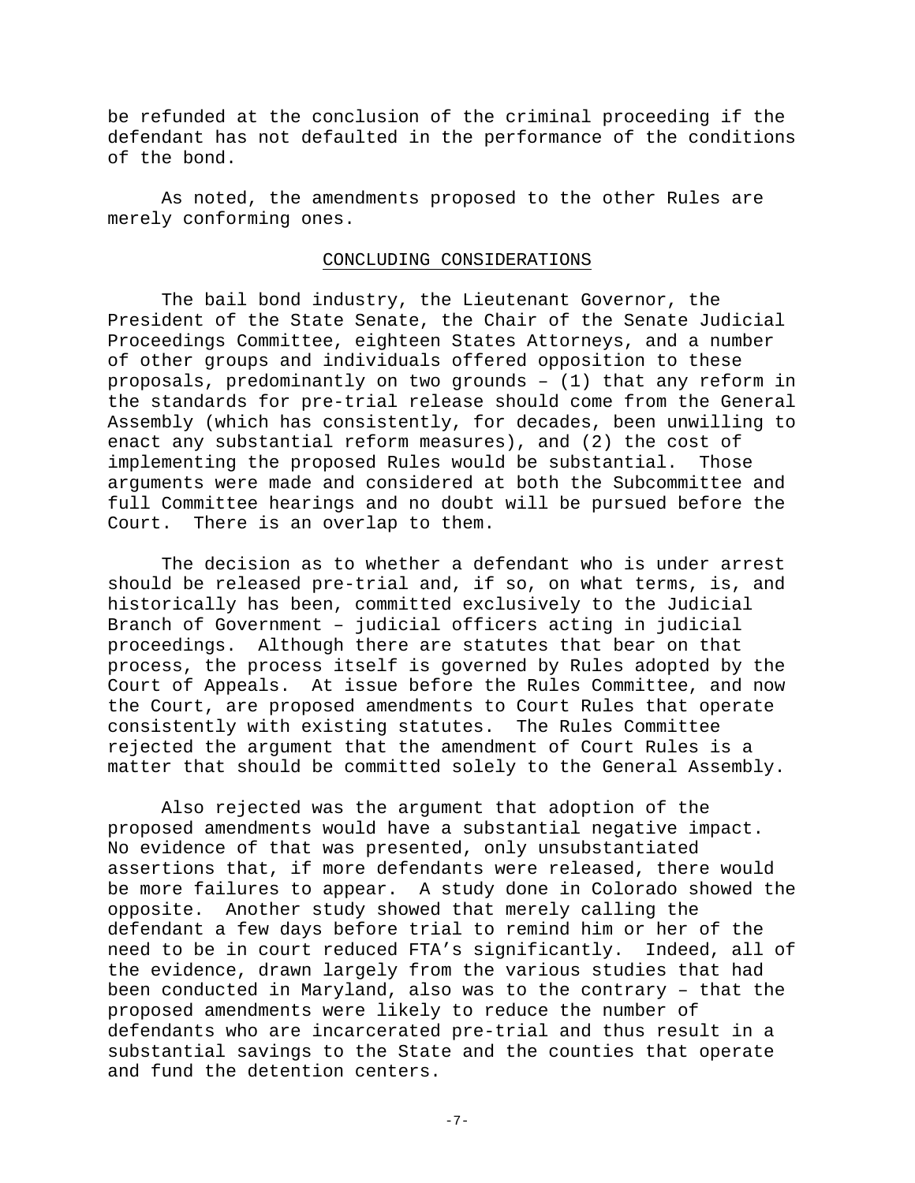be refunded at the conclusion of the criminal proceeding if the defendant has not defaulted in the performance of the conditions of the bond.

As noted, the amendments proposed to the other Rules are merely conforming ones.

## CONCLUDING CONSIDERATIONS

The bail bond industry, the Lieutenant Governor, the President of the State Senate, the Chair of the Senate Judicial Proceedings Committee, eighteen States Attorneys, and a number of other groups and individuals offered opposition to these proposals, predominantly on two grounds – (1) that any reform in the standards for pre-trial release should come from the General Assembly (which has consistently, for decades, been unwilling to enact any substantial reform measures), and (2) the cost of implementing the proposed Rules would be substantial. Those arguments were made and considered at both the Subcommittee and full Committee hearings and no doubt will be pursued before the Court. There is an overlap to them.

The decision as to whether a defendant who is under arrest should be released pre-trial and, if so, on what terms, is, and historically has been, committed exclusively to the Judicial Branch of Government – judicial officers acting in judicial proceedings. Although there are statutes that bear on that process, the process itself is governed by Rules adopted by the Court of Appeals. At issue before the Rules Committee, and now the Court, are proposed amendments to Court Rules that operate consistently with existing statutes. The Rules Committee rejected the argument that the amendment of Court Rules is a matter that should be committed solely to the General Assembly.

Also rejected was the argument that adoption of the proposed amendments would have a substantial negative impact. No evidence of that was presented, only unsubstantiated assertions that, if more defendants were released, there would be more failures to appear. A study done in Colorado showed the opposite. Another study showed that merely calling the defendant a few days before trial to remind him or her of the need to be in court reduced FTA's significantly. Indeed, all of the evidence, drawn largely from the various studies that had been conducted in Maryland, also was to the contrary – that the proposed amendments were likely to reduce the number of defendants who are incarcerated pre-trial and thus result in a substantial savings to the State and the counties that operate and fund the detention centers.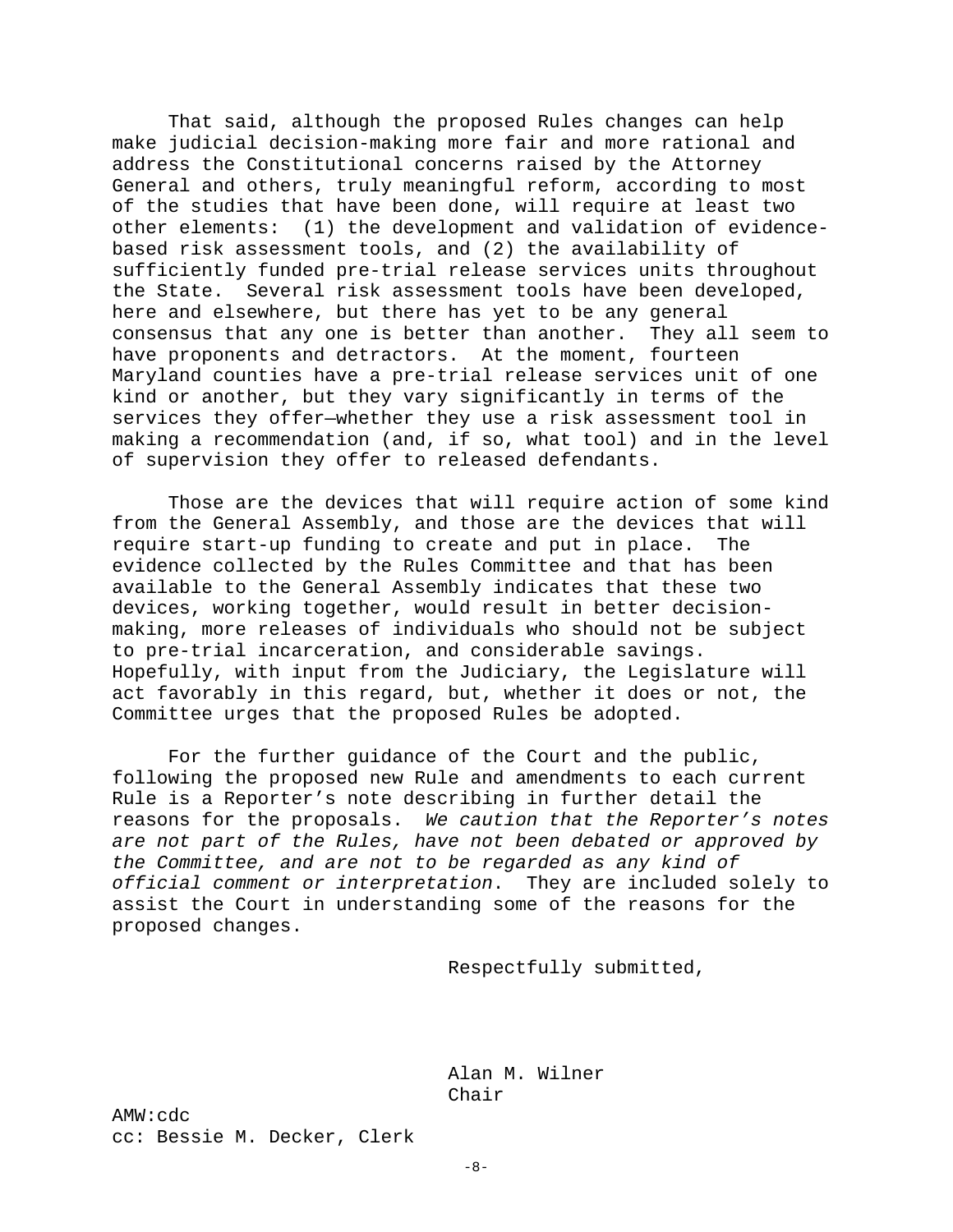That said, although the proposed Rules changes can help make judicial decision-making more fair and more rational and address the Constitutional concerns raised by the Attorney General and others, truly meaningful reform, according to most of the studies that have been done, will require at least two other elements: (1) the development and validation of evidence-based risk assessment tools, and (2) the availability of sufficiently funded pre-trial release services units throughout the State. Several risk assessment tools have been developed, here and elsewhere, but there has yet to be any general consensus that any one is better than another. They all seem to have proponents and detractors. At the moment, fourteen Maryland counties have a pre-trial release services unit of one kind or another, but they vary significantly in terms of the services they offer—whether they use a risk assessment tool in making a recommendation (and, if so, what tool) and in the level of supervision they offer to released defendants.

Those are the devices that will require action of some kind from the General Assembly, and those are the devices that will require start-up funding to create and put in place. The evidence collected by the Rules Committee and that has been available to the General Assembly indicates that these two devices, working together, would result in better decision-making, more releases of individuals who should not be subject to pre-trial incarceration, and considerable savings. Hopefully, with input from the Judiciary, the Legislature will act favorably in this regard, but, whether it does or not, the Committee urges that the proposed Rules be adopted.

For the further guidance of the Court and the public, following the proposed new Rule and amendments to each current Rule is a Reporter's note describing in further detail the reasons for the proposals. *We caution that the Reporter's notes are not part of the Rules, have not been debated or approved by the Committee, and are not to be regarded as any kind of official comment or interpretation*. They are included solely to assist the Court in understanding some of the reasons for the proposed changes.

Respectfully submitted,

Alan M. Wilner
Chair

AMW:cdc
cc: Bessie M. Decker, Clerk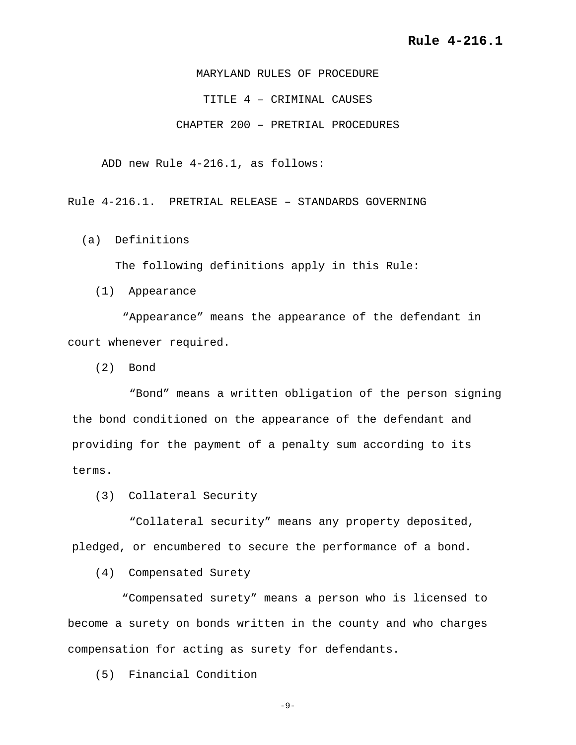**Rule 4-216.1**

MARYLAND RULES OF PROCEDURE

TITLE 4 – CRIMINAL CAUSES

CHAPTER 200 – PRETRIAL PROCEDURES

ADD new Rule 4-216.1, as follows:

Rule 4-216.1. PRETRIAL RELEASE – STANDARDS GOVERNING

(a) Definitions

The following definitions apply in this Rule:

(1) Appearance

"Appearance" means the appearance of the defendant in court whenever required.

(2) Bond

"Bond" means a written obligation of the person signing the bond conditioned on the appearance of the defendant and providing for the payment of a penalty sum according to its terms.

(3) Collateral Security

"Collateral security" means any property deposited, pledged, or encumbered to secure the performance of a bond.

(4) Compensated Surety

"Compensated surety" means a person who is licensed to become a surety on bonds written in the county and who charges compensation for acting as surety for defendants.

(5) Financial Condition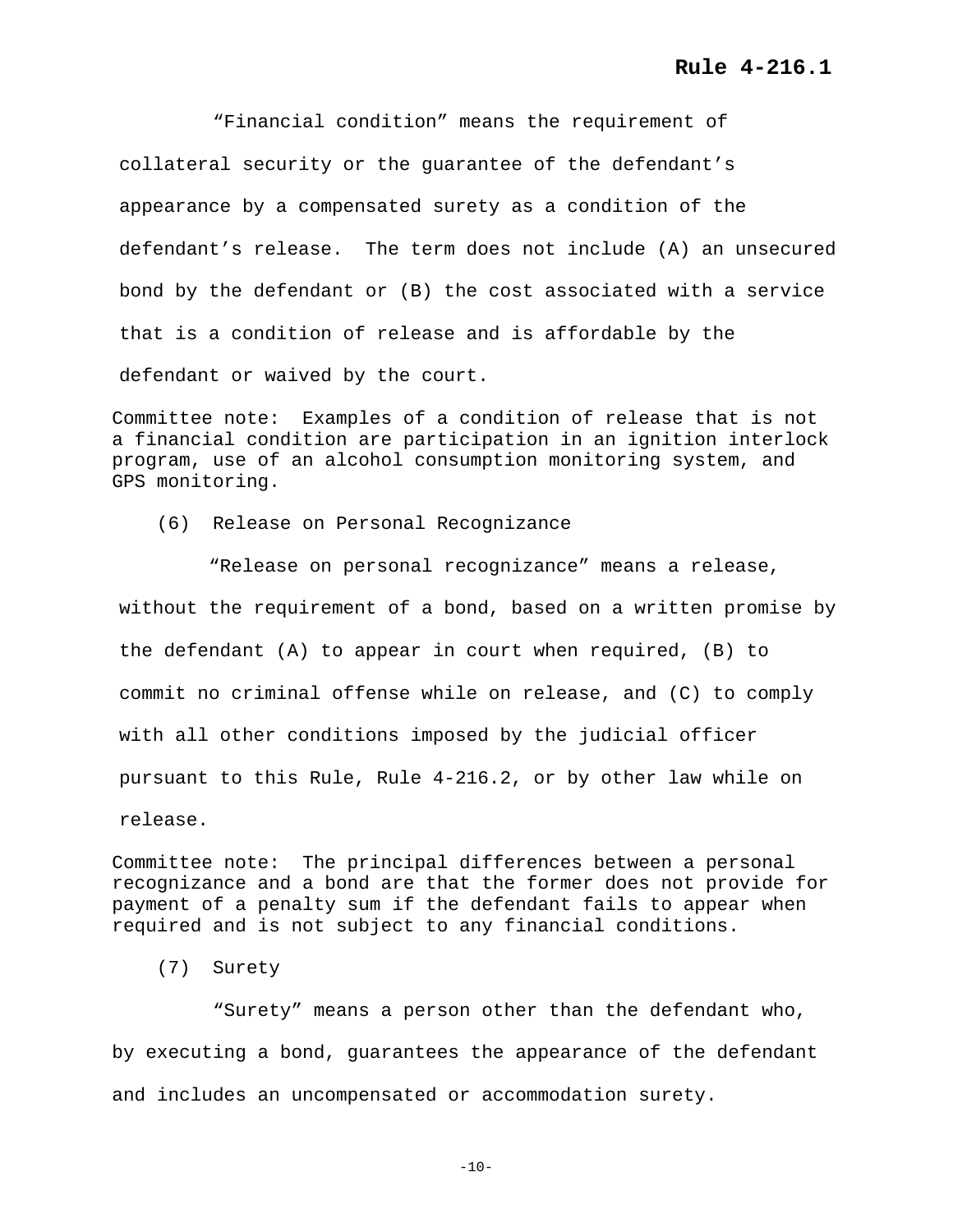"Financial condition" means the requirement of collateral security or the guarantee of the defendant's appearance by a compensated surety as a condition of the defendant's release. The term does not include (A) an unsecured bond by the defendant or (B) the cost associated with a service that is a condition of release and is affordable by the defendant or waived by the court.

Committee note: Examples of a condition of release that is not a financial condition are participation in an ignition interlock program, use of an alcohol consumption monitoring system, and GPS monitoring.

(6) Release on Personal Recognizance

"Release on personal recognizance" means a release, without the requirement of a bond, based on a written promise by the defendant (A) to appear in court when required, (B) to commit no criminal offense while on release, and (C) to comply with all other conditions imposed by the judicial officer pursuant to this Rule, Rule 4-216.2, or by other law while on release.

Committee note: The principal differences between a personal recognizance and a bond are that the former does not provide for payment of a penalty sum if the defendant fails to appear when required and is not subject to any financial conditions.

(7) Surety

"Surety" means a person other than the defendant who, by executing a bond, guarantees the appearance of the defendant and includes an uncompensated or accommodation surety.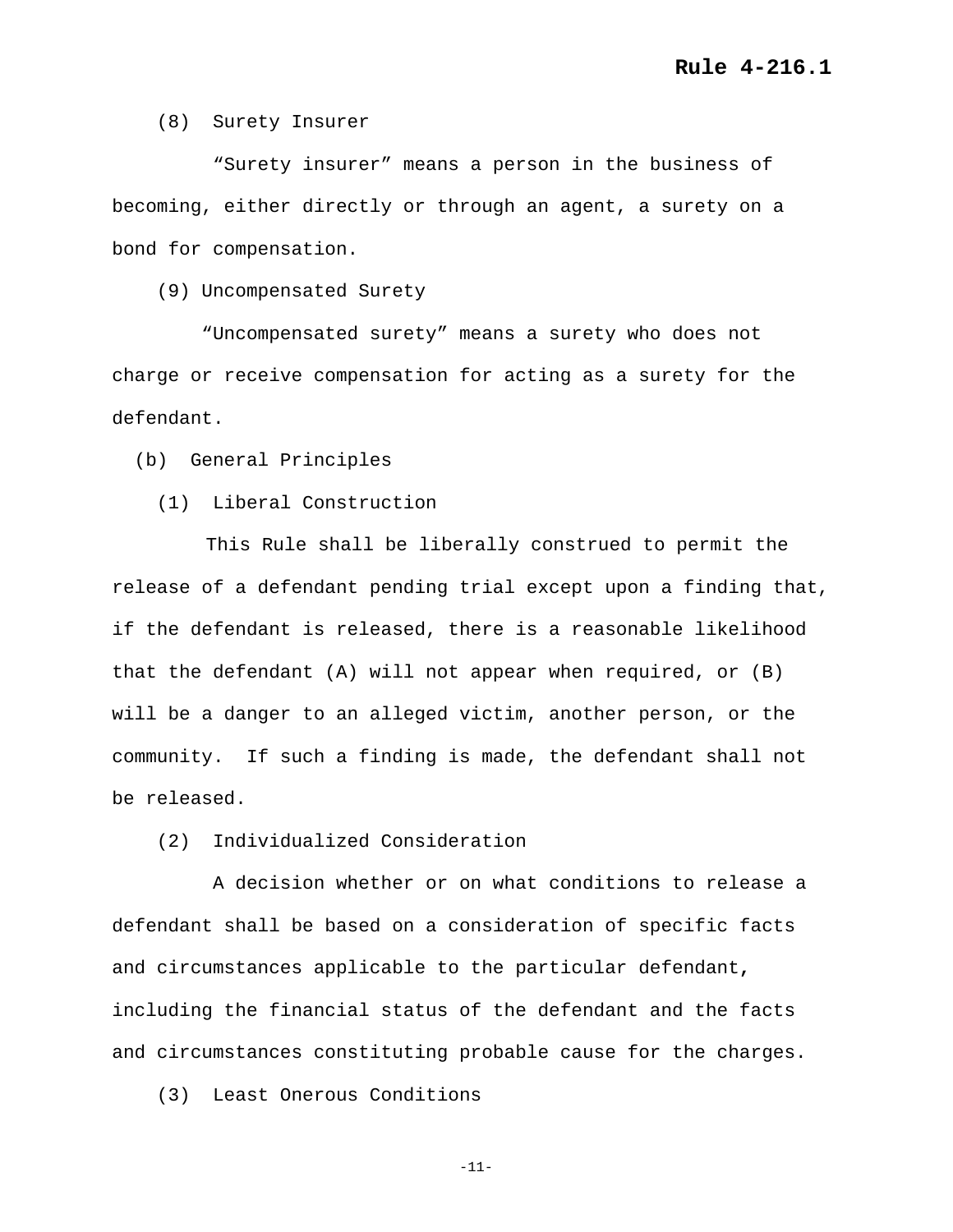(8) Surety Insurer

"Surety insurer" means a person in the business of becoming, either directly or through an agent, a surety on a bond for compensation.

(9) Uncompensated Surety

"Uncompensated surety" means a surety who does not charge or receive compensation for acting as a surety for the defendant.

(b) General Principles

(1) Liberal Construction

This Rule shall be liberally construed to permit the release of a defendant pending trial except upon a finding that, if the defendant is released, there is a reasonable likelihood that the defendant (A) will not appear when required, or (B) will be a danger to an alleged victim, another person, or the community. If such a finding is made, the defendant shall not be released.

(2) Individualized Consideration

A decision whether or on what conditions to release a defendant shall be based on a consideration of specific facts and circumstances applicable to the particular defendant, including the financial status of the defendant and the facts and circumstances constituting probable cause for the charges.

(3) Least Onerous Conditions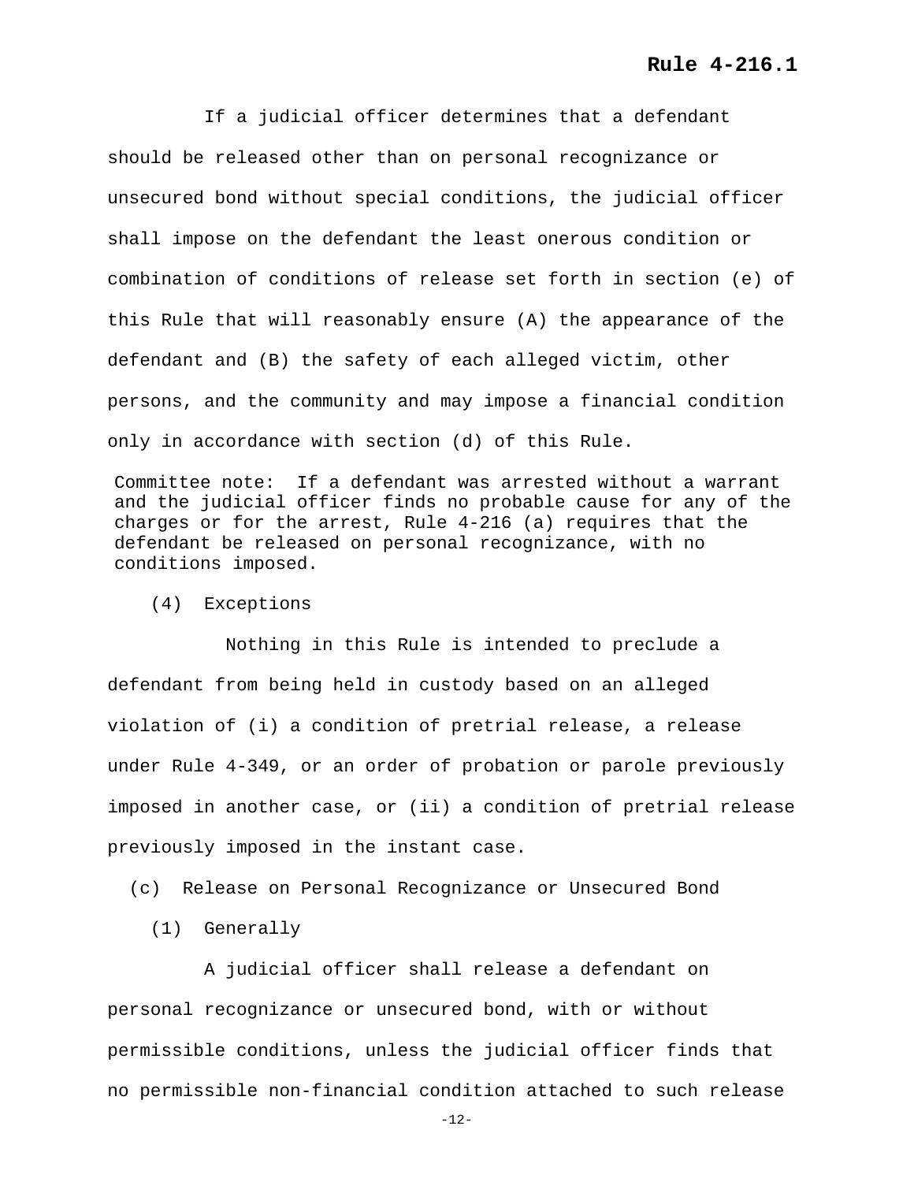If a judicial officer determines that a defendant should be released other than on personal recognizance or unsecured bond without special conditions, the judicial officer shall impose on the defendant the least onerous condition or combination of conditions of release set forth in section (e) of this Rule that will reasonably ensure (A) the appearance of the defendant and (B) the safety of each alleged victim, other persons, and the community and may impose a financial condition only in accordance with section (d) of this Rule.

Committee note: If a defendant was arrested without a warrant and the judicial officer finds no probable cause for any of the charges or for the arrest, Rule 4-216 (a) requires that the defendant be released on personal recognizance, with no conditions imposed.

(4) Exceptions

Nothing in this Rule is intended to preclude a defendant from being held in custody based on an alleged violation of (i) a condition of pretrial release, a release under Rule 4-349, or an order of probation or parole previously imposed in another case, or (ii) a condition of pretrial release previously imposed in the instant case.

(c) Release on Personal Recognizance or Unsecured Bond

(1) Generally

A judicial officer shall release a defendant on personal recognizance or unsecured bond, with or without permissible conditions, unless the judicial officer finds that no permissible non-financial condition attached to such release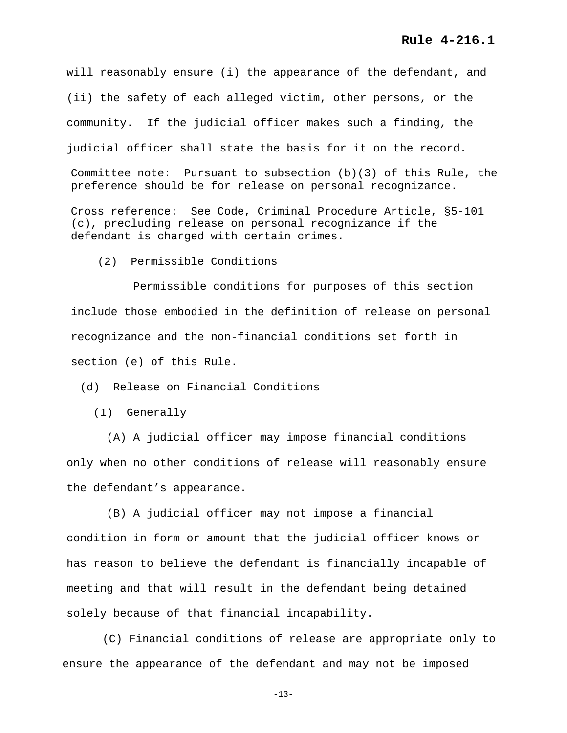will reasonably ensure (i) the appearance of the defendant, and (ii) the safety of each alleged victim, other persons, or the community. If the judicial officer makes such a finding, the judicial officer shall state the basis for it on the record.

Committee note: Pursuant to subsection (b)(3) of this Rule, the preference should be for release on personal recognizance.

Cross reference: See Code, Criminal Procedure Article, §5-101 (c), precluding release on personal recognizance if the defendant is charged with certain crimes.

(2) Permissible Conditions

Permissible conditions for purposes of this section include those embodied in the definition of release on personal recognizance and the non-financial conditions set forth in section (e) of this Rule.

(d) Release on Financial Conditions

(1) Generally

(A) A judicial officer may impose financial conditions only when no other conditions of release will reasonably ensure the defendant's appearance.

(B) A judicial officer may not impose a financial condition in form or amount that the judicial officer knows or has reason to believe the defendant is financially incapable of meeting and that will result in the defendant being detained solely because of that financial incapability.

(C) Financial conditions of release are appropriate only to ensure the appearance of the defendant and may not be imposed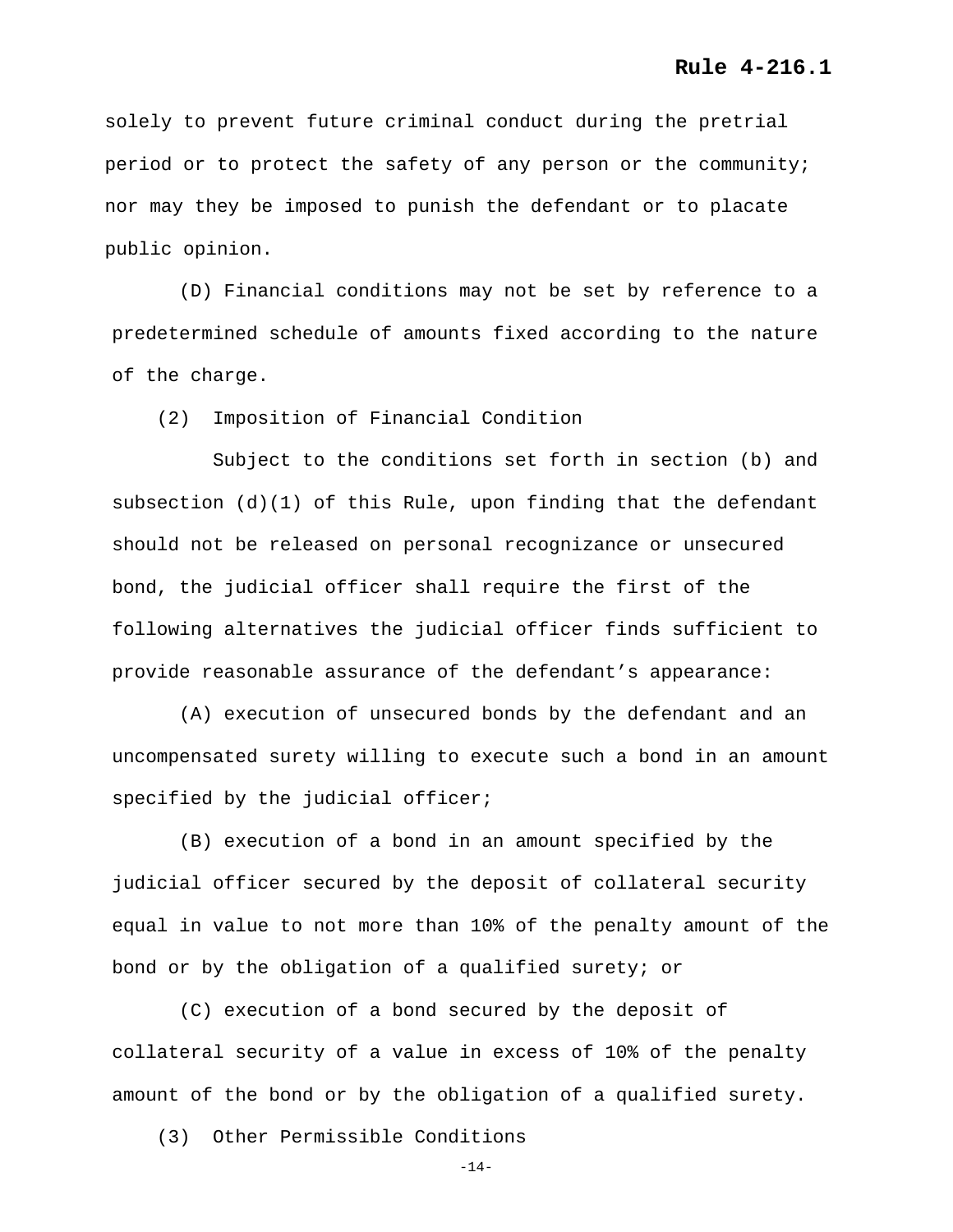solely to prevent future criminal conduct during the pretrial period or to protect the safety of any person or the community; nor may they be imposed to punish the defendant or to placate public opinion.

(D) Financial conditions may not be set by reference to a predetermined schedule of amounts fixed according to the nature of the charge.

(2) Imposition of Financial Condition

Subject to the conditions set forth in section (b) and subsection (d)(1) of this Rule, upon finding that the defendant should not be released on personal recognizance or unsecured bond, the judicial officer shall require the first of the following alternatives the judicial officer finds sufficient to provide reasonable assurance of the defendant's appearance:

(A) execution of unsecured bonds by the defendant and an uncompensated surety willing to execute such a bond in an amount specified by the judicial officer;

(B) execution of a bond in an amount specified by the judicial officer secured by the deposit of collateral security equal in value to not more than 10% of the penalty amount of the bond or by the obligation of a qualified surety; or

(C) execution of a bond secured by the deposit of collateral security of a value in excess of 10% of the penalty amount of the bond or by the obligation of a qualified surety.

(3) Other Permissible Conditions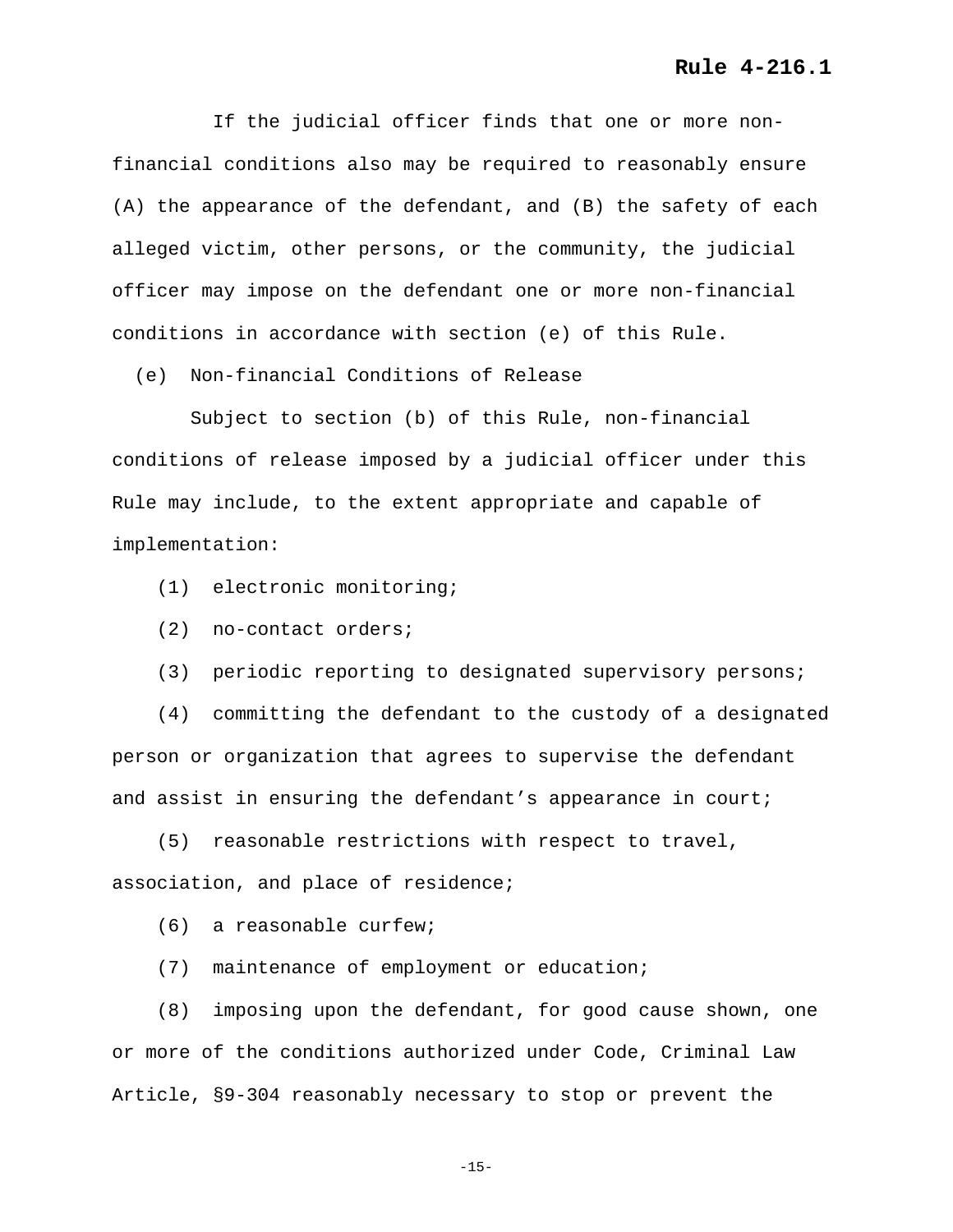If the judicial officer finds that one or more non-financial conditions also may be required to reasonably ensure (A) the appearance of the defendant, and (B) the safety of each alleged victim, other persons, or the community, the judicial officer may impose on the defendant one or more non-financial conditions in accordance with section (e) of this Rule.

(e) Non-financial Conditions of Release

Subject to section (b) of this Rule, non-financial conditions of release imposed by a judicial officer under this Rule may include, to the extent appropriate and capable of implementation:

(1) electronic monitoring;

(2) no-contact orders;

(3) periodic reporting to designated supervisory persons;

(4) committing the defendant to the custody of a designated person or organization that agrees to supervise the defendant and assist in ensuring the defendant's appearance in court;

(5) reasonable restrictions with respect to travel, association, and place of residence;

(6) a reasonable curfew;

(7) maintenance of employment or education;

(8) imposing upon the defendant, for good cause shown, one or more of the conditions authorized under Code, Criminal Law Article, §9-304 reasonably necessary to stop or prevent the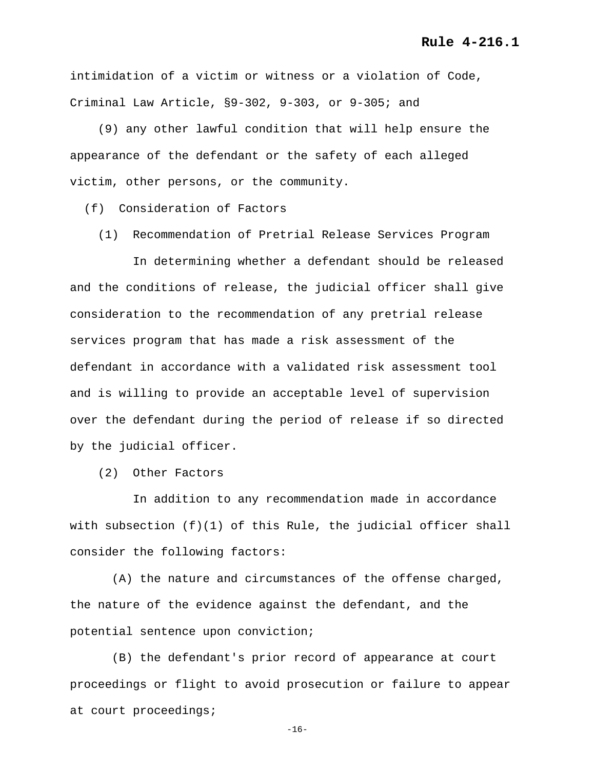intimidation of a victim or witness or a violation of Code, Criminal Law Article, §9-302, 9-303, or 9-305; and

(9) any other lawful condition that will help ensure the appearance of the defendant or the safety of each alleged victim, other persons, or the community.

(f) Consideration of Factors

(1) Recommendation of Pretrial Release Services Program

In determining whether a defendant should be released and the conditions of release, the judicial officer shall give consideration to the recommendation of any pretrial release services program that has made a risk assessment of the defendant in accordance with a validated risk assessment tool and is willing to provide an acceptable level of supervision over the defendant during the period of release if so directed by the judicial officer.

(2) Other Factors

In addition to any recommendation made in accordance with subsection (f)(1) of this Rule, the judicial officer shall consider the following factors:

(A) the nature and circumstances of the offense charged, the nature of the evidence against the defendant, and the potential sentence upon conviction;

(B) the defendant's prior record of appearance at court proceedings or flight to avoid prosecution or failure to appear at court proceedings;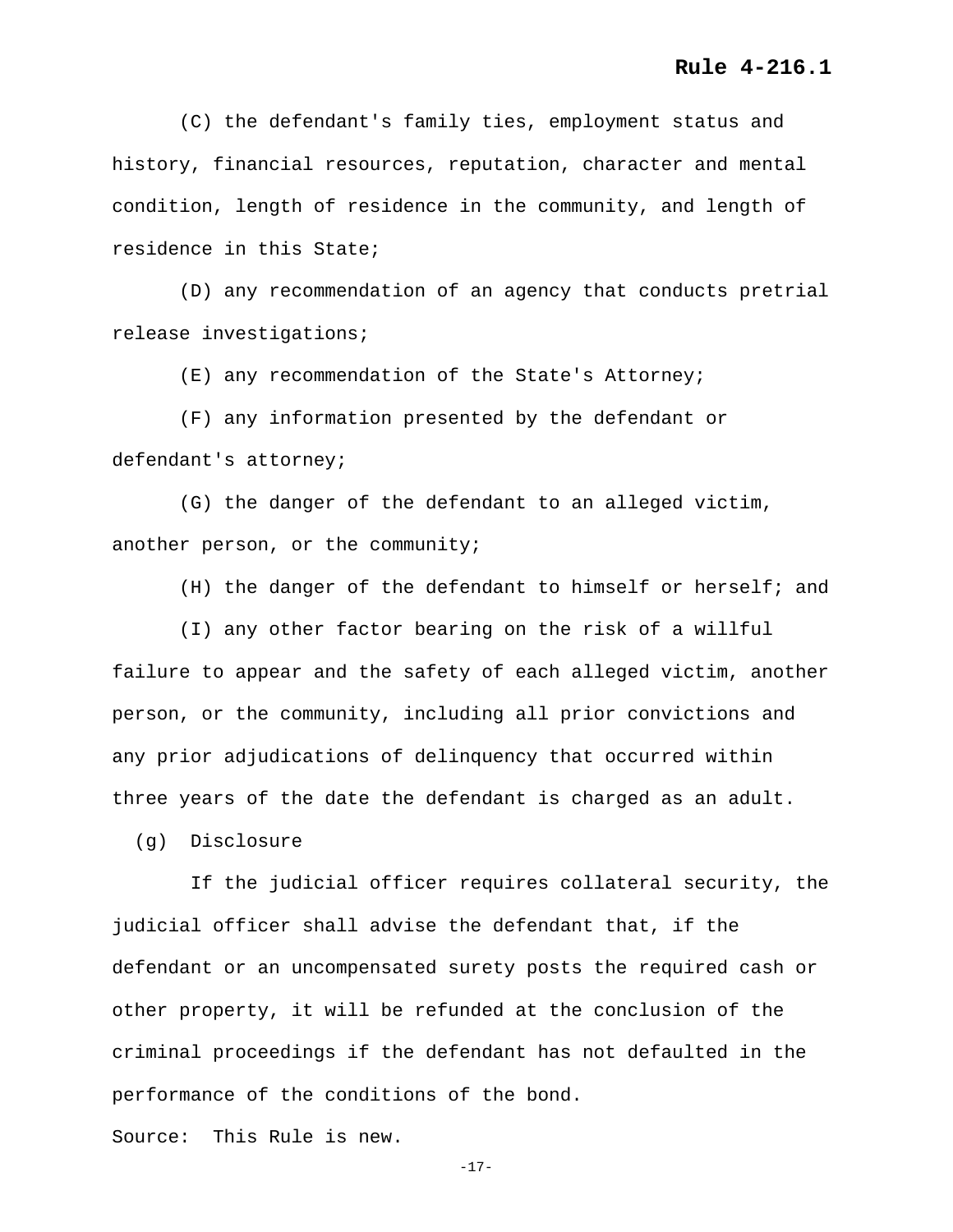(C) the defendant's family ties, employment status and history, financial resources, reputation, character and mental condition, length of residence in the community, and length of residence in this State;

(D) any recommendation of an agency that conducts pretrial release investigations;

(E) any recommendation of the State's Attorney;

(F) any information presented by the defendant or defendant's attorney;

(G) the danger of the defendant to an alleged victim, another person, or the community;

(H) the danger of the defendant to himself or herself; and

(I) any other factor bearing on the risk of a willful failure to appear and the safety of each alleged victim, another person, or the community, including all prior convictions and any prior adjudications of delinquency that occurred within three years of the date the defendant is charged as an adult.

(g) Disclosure

If the judicial officer requires collateral security, the judicial officer shall advise the defendant that, if the defendant or an uncompensated surety posts the required cash or other property, it will be refunded at the conclusion of the criminal proceedings if the defendant has not defaulted in the performance of the conditions of the bond.

Source: This Rule is new.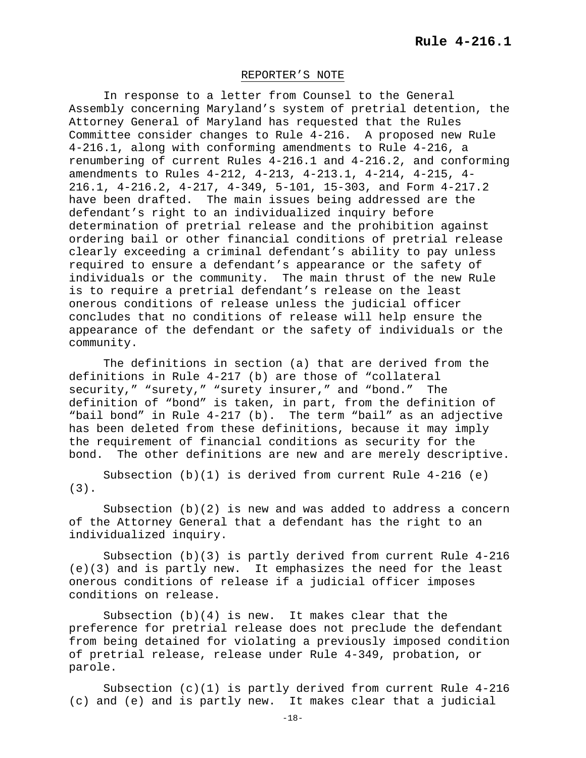## REPORTER'S NOTE

In response to a letter from Counsel to the General Assembly concerning Maryland's system of pretrial detention, the Attorney General of Maryland has requested that the Rules Committee consider changes to Rule 4-216. A proposed new Rule 4-216.1, along with conforming amendments to Rule 4-216, a renumbering of current Rules 4-216.1 and 4-216.2, and conforming amendments to Rules 4-212, 4-213, 4-213.1, 4-214, 4-215, 4-216.1, 4-216.2, 4-217, 4-349, 5-101, 15-303, and Form 4-217.2 have been drafted. The main issues being addressed are the defendant's right to an individualized inquiry before determination of pretrial release and the prohibition against ordering bail or other financial conditions of pretrial release clearly exceeding a criminal defendant's ability to pay unless required to ensure a defendant's appearance or the safety of individuals or the community. The main thrust of the new Rule is to require a pretrial defendant's release on the least onerous conditions of release unless the judicial officer concludes that no conditions of release will help ensure the appearance of the defendant or the safety of individuals or the community.

The definitions in section (a) that are derived from the definitions in Rule 4-217 (b) are those of "collateral security," "surety," "surety insurer," and "bond." The definition of "bond" is taken, in part, from the definition of "bail bond" in Rule 4-217 (b). The term "bail" as an adjective has been deleted from these definitions, because it may imply the requirement of financial conditions as security for the bond. The other definitions are new and are merely descriptive.

Subsection (b)(1) is derived from current Rule 4-216 (e)(3).

Subsection (b)(2) is new and was added to address a concern of the Attorney General that a defendant has the right to an individualized inquiry.

Subsection (b)(3) is partly derived from current Rule 4-216 (e)(3) and is partly new. It emphasizes the need for the least onerous conditions of release if a judicial officer imposes conditions on release.

Subsection (b)(4) is new. It makes clear that the preference for pretrial release does not preclude the defendant from being detained for violating a previously imposed condition of pretrial release, release under Rule 4-349, probation, or parole.

Subsection (c)(1) is partly derived from current Rule 4-216 (c) and (e) and is partly new. It makes clear that a judicial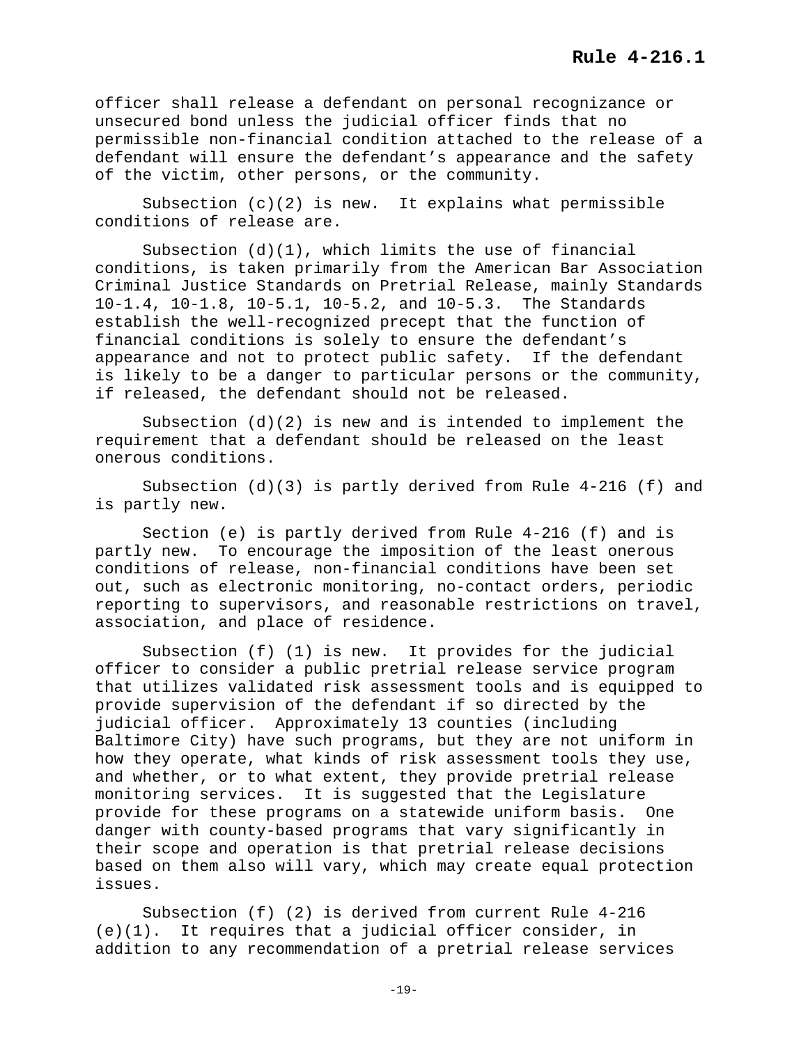officer shall release a defendant on personal recognizance or unsecured bond unless the judicial officer finds that no permissible non-financial condition attached to the release of a defendant will ensure the defendant's appearance and the safety of the victim, other persons, or the community.

Subsection (c)(2) is new. It explains what permissible conditions of release are.

Subsection (d)(1), which limits the use of financial conditions, is taken primarily from the American Bar Association Criminal Justice Standards on Pretrial Release, mainly Standards 10-1.4, 10-1.8, 10-5.1, 10-5.2, and 10-5.3. The Standards establish the well-recognized precept that the function of financial conditions is solely to ensure the defendant's appearance and not to protect public safety. If the defendant is likely to be a danger to particular persons or the community, if released, the defendant should not be released.

Subsection (d)(2) is new and is intended to implement the requirement that a defendant should be released on the least onerous conditions.

Subsection (d)(3) is partly derived from Rule 4-216 (f) and is partly new.

Section (e) is partly derived from Rule 4-216 (f) and is partly new. To encourage the imposition of the least onerous conditions of release, non-financial conditions have been set out, such as electronic monitoring, no-contact orders, periodic reporting to supervisors, and reasonable restrictions on travel, association, and place of residence.

Subsection (f) (1) is new. It provides for the judicial officer to consider a public pretrial release service program that utilizes validated risk assessment tools and is equipped to provide supervision of the defendant if so directed by the judicial officer. Approximately 13 counties (including Baltimore City) have such programs, but they are not uniform in how they operate, what kinds of risk assessment tools they use, and whether, or to what extent, they provide pretrial release monitoring services. It is suggested that the Legislature provide for these programs on a statewide uniform basis. One danger with county-based programs that vary significantly in their scope and operation is that pretrial release decisions based on them also will vary, which may create equal protection issues.

Subsection (f) (2) is derived from current Rule 4-216 (e)(1). It requires that a judicial officer consider, in addition to any recommendation of a pretrial release services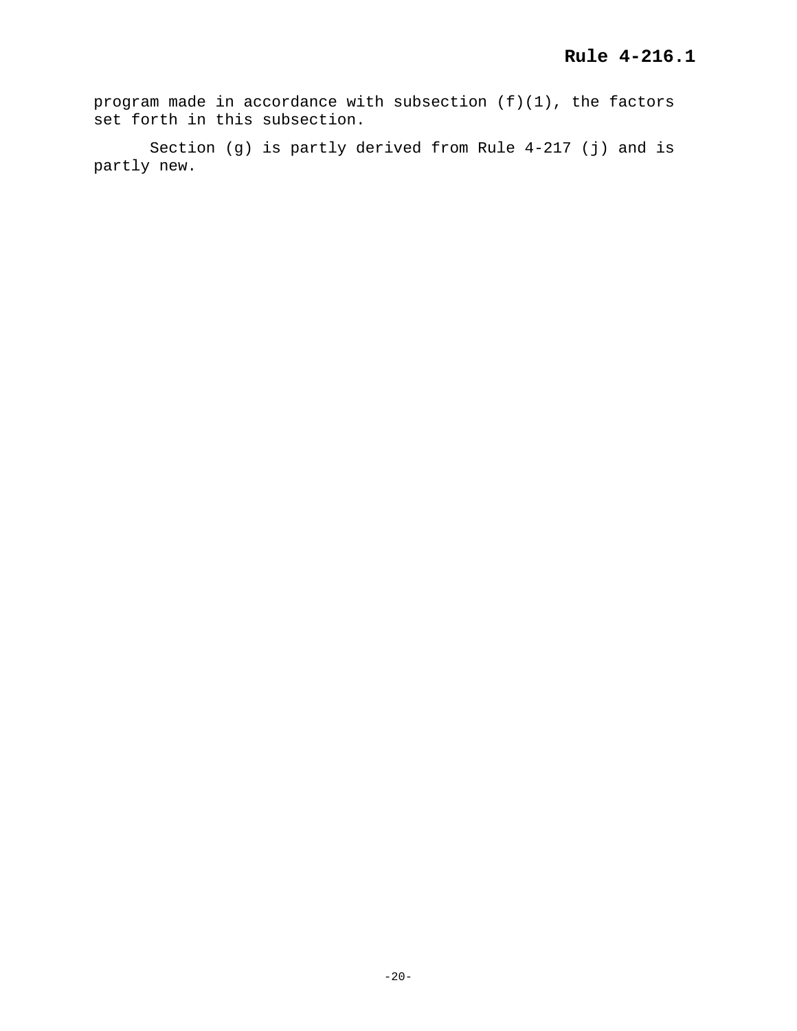program made in accordance with subsection (f)(1), the factors set forth in this subsection.

Section (g) is partly derived from Rule 4-217 (j) and is partly new.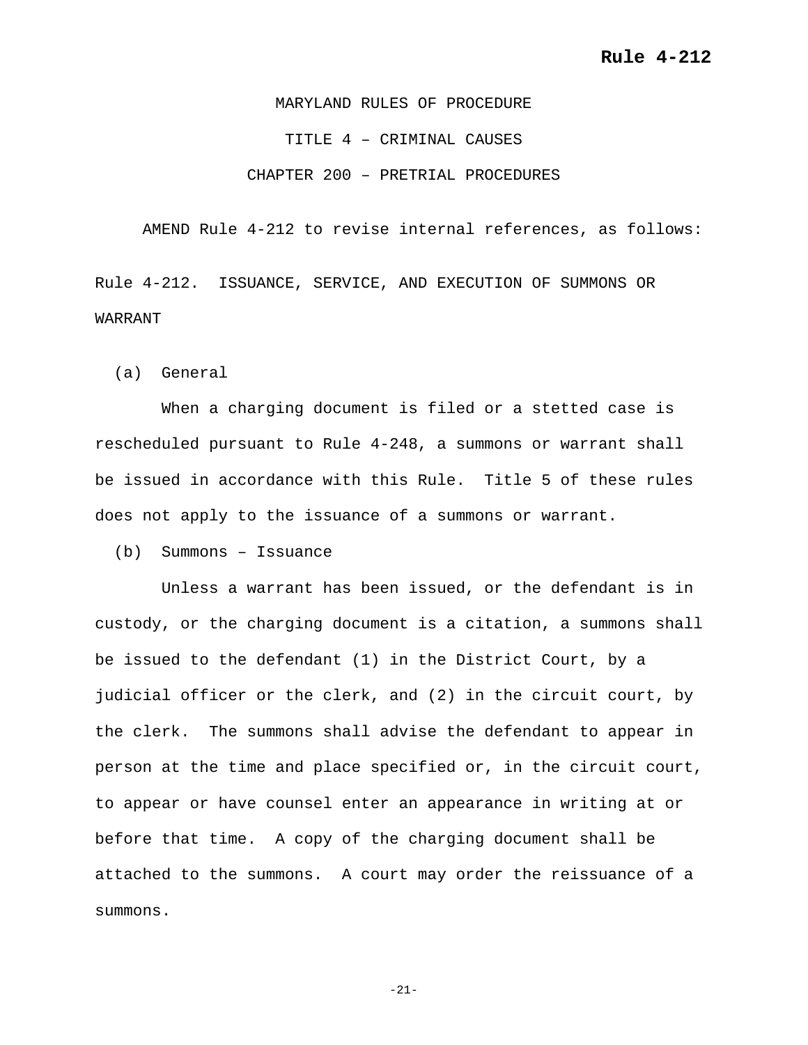MARYLAND RULES OF PROCEDURE

TITLE 4 – CRIMINAL CAUSES

CHAPTER 200 – PRETRIAL PROCEDURES

AMEND Rule 4-212 to revise internal references, as follows:

Rule 4-212. ISSUANCE, SERVICE, AND EXECUTION OF SUMMONS OR WARRANT

(a) General

When a charging document is filed or a stetted case is rescheduled pursuant to Rule 4-248, a summons or warrant shall be issued in accordance with this Rule. Title 5 of these rules does not apply to the issuance of a summons or warrant.

(b) Summons – Issuance

Unless a warrant has been issued, or the defendant is in custody, or the charging document is a citation, a summons shall be issued to the defendant (1) in the District Court, by a judicial officer or the clerk, and (2) in the circuit court, by the clerk. The summons shall advise the defendant to appear in person at the time and place specified or, in the circuit court, to appear or have counsel enter an appearance in writing at or before that time. A copy of the charging document shall be attached to the summons. A court may order the reissuance of a summons.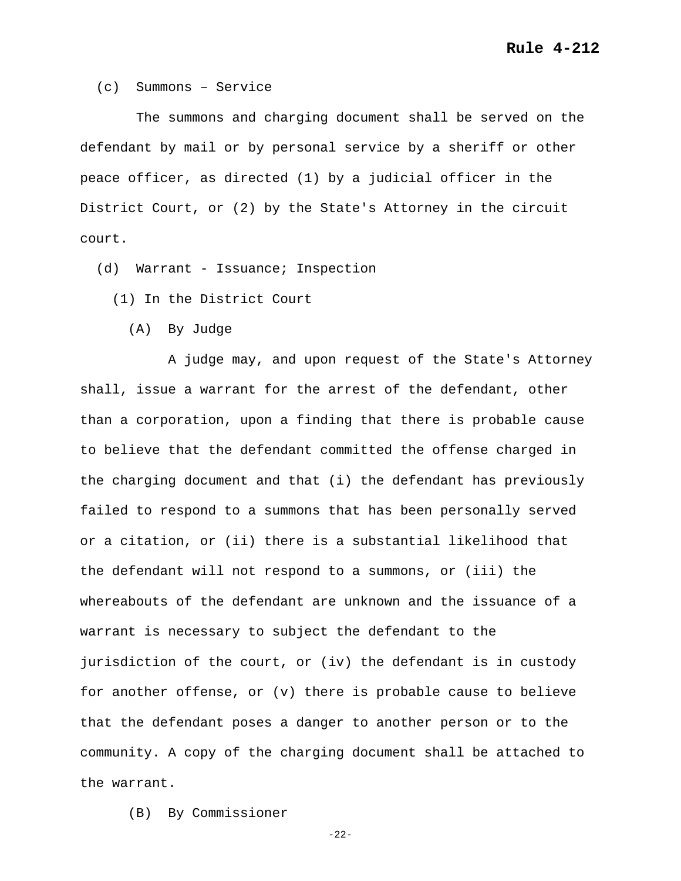(c) Summons – Service

The summons and charging document shall be served on the defendant by mail or by personal service by a sheriff or other peace officer, as directed (1) by a judicial officer in the District Court, or (2) by the State's Attorney in the circuit court.

(d) Warrant - Issuance; Inspection

(1) In the District Court

(A) By Judge

A judge may, and upon request of the State's Attorney shall, issue a warrant for the arrest of the defendant, other than a corporation, upon a finding that there is probable cause to believe that the defendant committed the offense charged in the charging document and that (i) the defendant has previously failed to respond to a summons that has been personally served or a citation, or (ii) there is a substantial likelihood that the defendant will not respond to a summons, or (iii) the whereabouts of the defendant are unknown and the issuance of a warrant is necessary to subject the defendant to the jurisdiction of the court, or (iv) the defendant is in custody for another offense, or (v) there is probable cause to believe that the defendant poses a danger to another person or to the community. A copy of the charging document shall be attached to the warrant.

(B) By Commissioner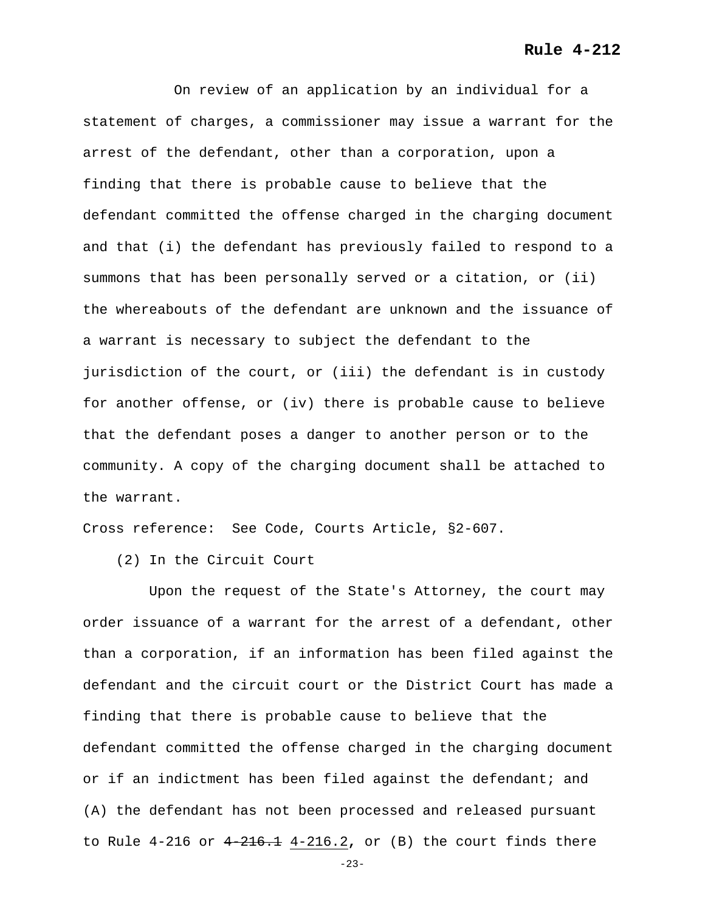On review of an application by an individual for a statement of charges, a commissioner may issue a warrant for the arrest of the defendant, other than a corporation, upon a finding that there is probable cause to believe that the defendant committed the offense charged in the charging document and that (i) the defendant has previously failed to respond to a summons that has been personally served or a citation, or (ii) the whereabouts of the defendant are unknown and the issuance of a warrant is necessary to subject the defendant to the jurisdiction of the court, or (iii) the defendant is in custody for another offense, or (iv) there is probable cause to believe that the defendant poses a danger to another person or to the community. A copy of the charging document shall be attached to the warrant.

Cross reference: See Code, Courts Article, §2-607.

(2) In the Circuit Court

Upon the request of the State's Attorney, the court may order issuance of a warrant for the arrest of a defendant, other than a corporation, if an information has been filed against the defendant and the circuit court or the District Court has made a finding that there is probable cause to believe that the defendant committed the offense charged in the charging document or if an indictment has been filed against the defendant; and (A) the defendant has not been processed and released pursuant to Rule 4-216 or ~~4-216.1~~ 4-216.2, or (B) the court finds there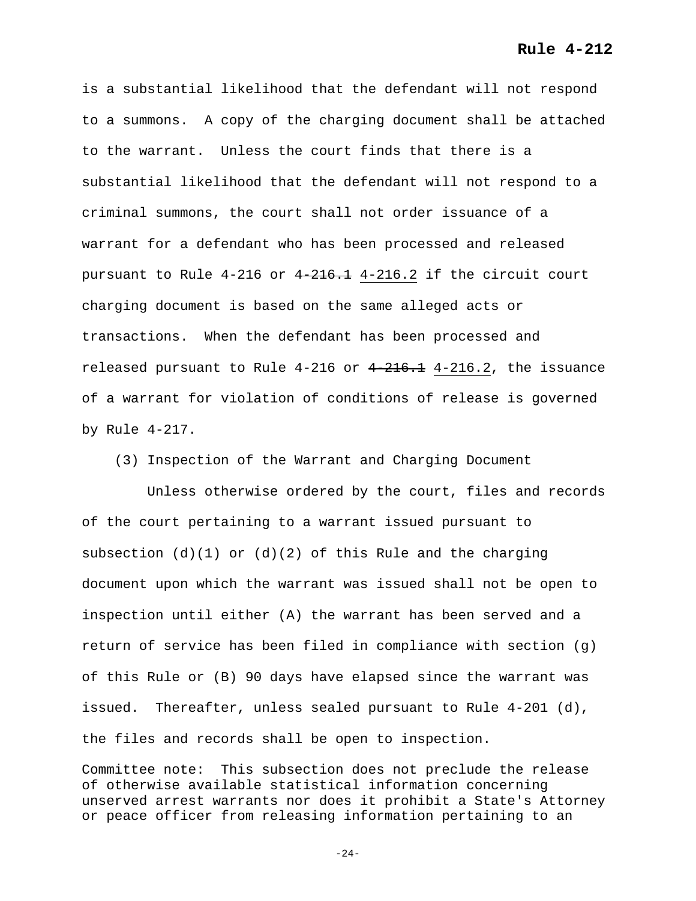is a substantial likelihood that the defendant will not respond to a summons. A copy of the charging document shall be attached to the warrant. Unless the court finds that there is a substantial likelihood that the defendant will not respond to a criminal summons, the court shall not order issuance of a warrant for a defendant who has been processed and released pursuant to Rule 4-216 or ~~4-216.1~~ 4-216.2 if the circuit court charging document is based on the same alleged acts or transactions. When the defendant has been processed and released pursuant to Rule 4-216 or ~~4-216.1~~ 4-216.2, the issuance of a warrant for violation of conditions of release is governed by Rule 4-217.

(3) Inspection of the Warrant and Charging Document

Unless otherwise ordered by the court, files and records of the court pertaining to a warrant issued pursuant to subsection (d)(1) or (d)(2) of this Rule and the charging document upon which the warrant was issued shall not be open to inspection until either (A) the warrant has been served and a return of service has been filed in compliance with section (g) of this Rule or (B) 90 days have elapsed since the warrant was issued. Thereafter, unless sealed pursuant to Rule 4-201 (d), the files and records shall be open to inspection.

Committee note: This subsection does not preclude the release of otherwise available statistical information concerning unserved arrest warrants nor does it prohibit a State's Attorney or peace officer from releasing information pertaining to an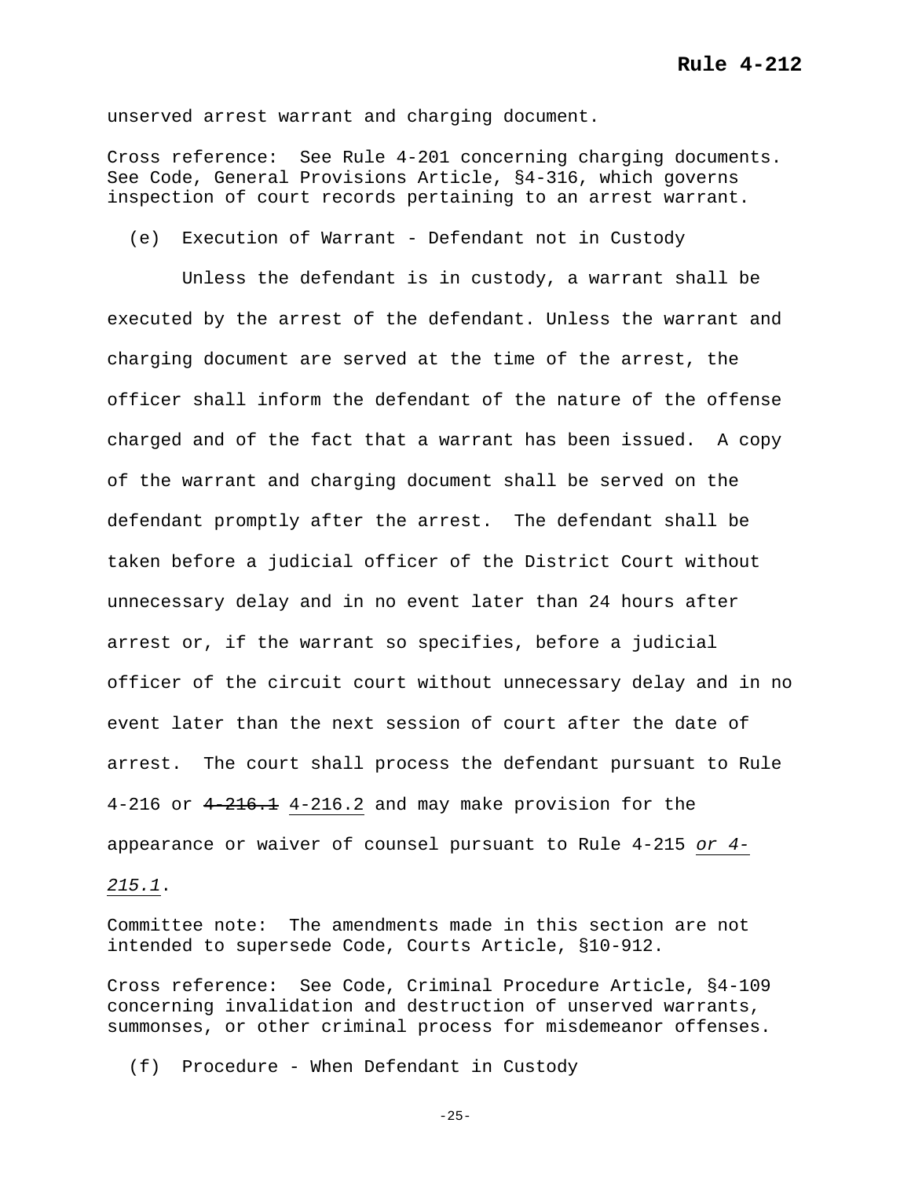unserved arrest warrant and charging document.

Cross reference: See Rule 4-201 concerning charging documents. See Code, General Provisions Article, §4-316, which governs inspection of court records pertaining to an arrest warrant.

(e) Execution of Warrant - Defendant not in Custody

Unless the defendant is in custody, a warrant shall be executed by the arrest of the defendant. Unless the warrant and charging document are served at the time of the arrest, the officer shall inform the defendant of the nature of the offense charged and of the fact that a warrant has been issued. A copy of the warrant and charging document shall be served on the defendant promptly after the arrest. The defendant shall be taken before a judicial officer of the District Court without unnecessary delay and in no event later than 24 hours after arrest or, if the warrant so specifies, before a judicial officer of the circuit court without unnecessary delay and in no event later than the next session of court after the date of arrest. The court shall process the defendant pursuant to Rule 4-216 or ~~4-216.1~~ <u>4-216.2</u> and may make provision for the appearance or waiver of counsel pursuant to Rule 4-215 <u>*or 4-215.1*</u>.

Committee note: The amendments made in this section are not intended to supersede Code, Courts Article, §10-912.

Cross reference: See Code, Criminal Procedure Article, §4-109 concerning invalidation and destruction of unserved warrants, summonses, or other criminal process for misdemeanor offenses.

(f) Procedure - When Defendant in Custody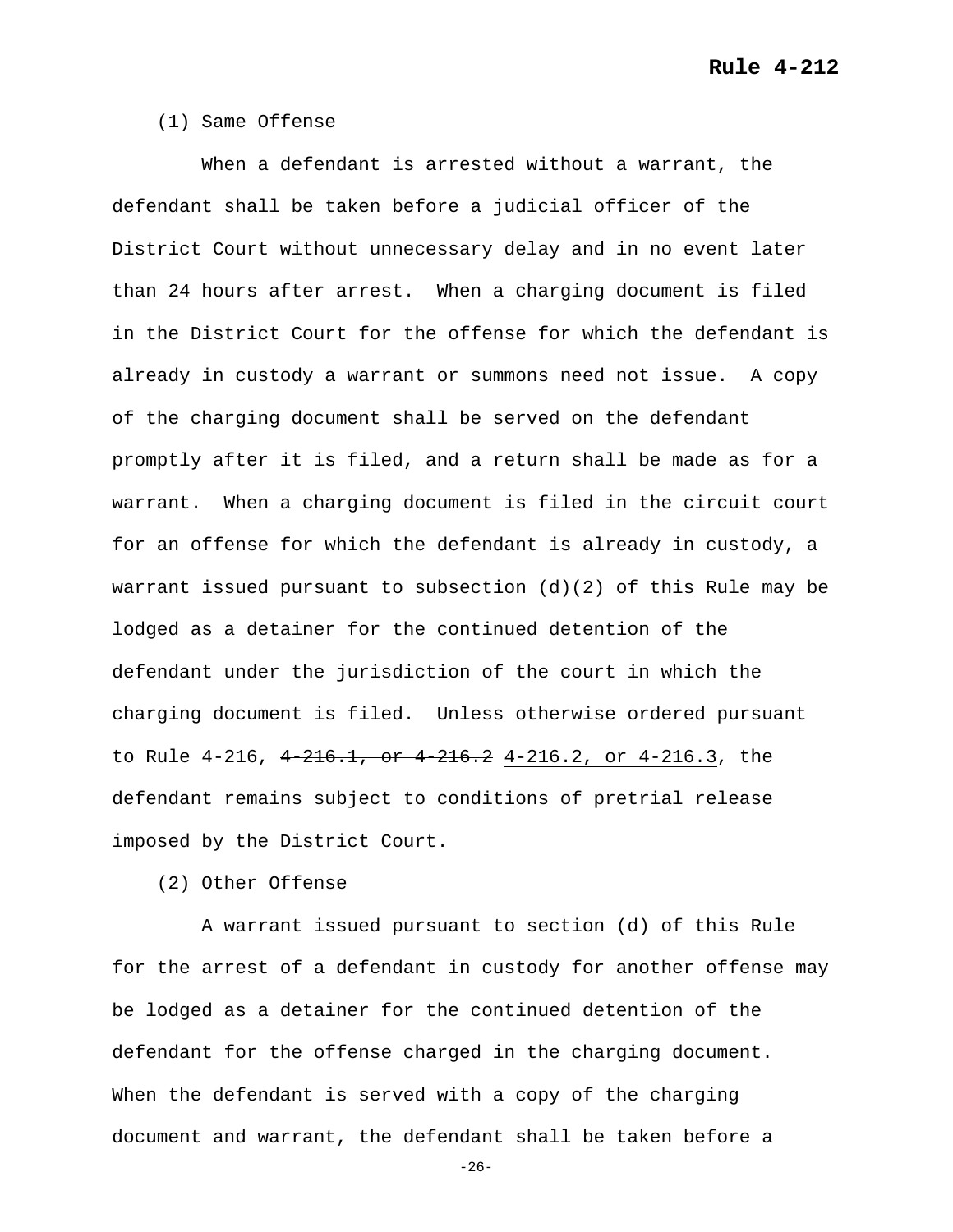(1) Same Offense

When a defendant is arrested without a warrant, the defendant shall be taken before a judicial officer of the District Court without unnecessary delay and in no event later than 24 hours after arrest. When a charging document is filed in the District Court for the offense for which the defendant is already in custody a warrant or summons need not issue. A copy of the charging document shall be served on the defendant promptly after it is filed, and a return shall be made as for a warrant. When a charging document is filed in the circuit court for an offense for which the defendant is already in custody, a warrant issued pursuant to subsection (d)(2) of this Rule may be lodged as a detainer for the continued detention of the defendant under the jurisdiction of the court in which the charging document is filed. Unless otherwise ordered pursuant to Rule 4-216, ~~4-216.1, or 4-216.2~~ <u>4-216.2, or 4-216.3</u>, the defendant remains subject to conditions of pretrial release imposed by the District Court.

(2) Other Offense

A warrant issued pursuant to section (d) of this Rule for the arrest of a defendant in custody for another offense may be lodged as a detainer for the continued detention of the defendant for the offense charged in the charging document. When the defendant is served with a copy of the charging document and warrant, the defendant shall be taken before a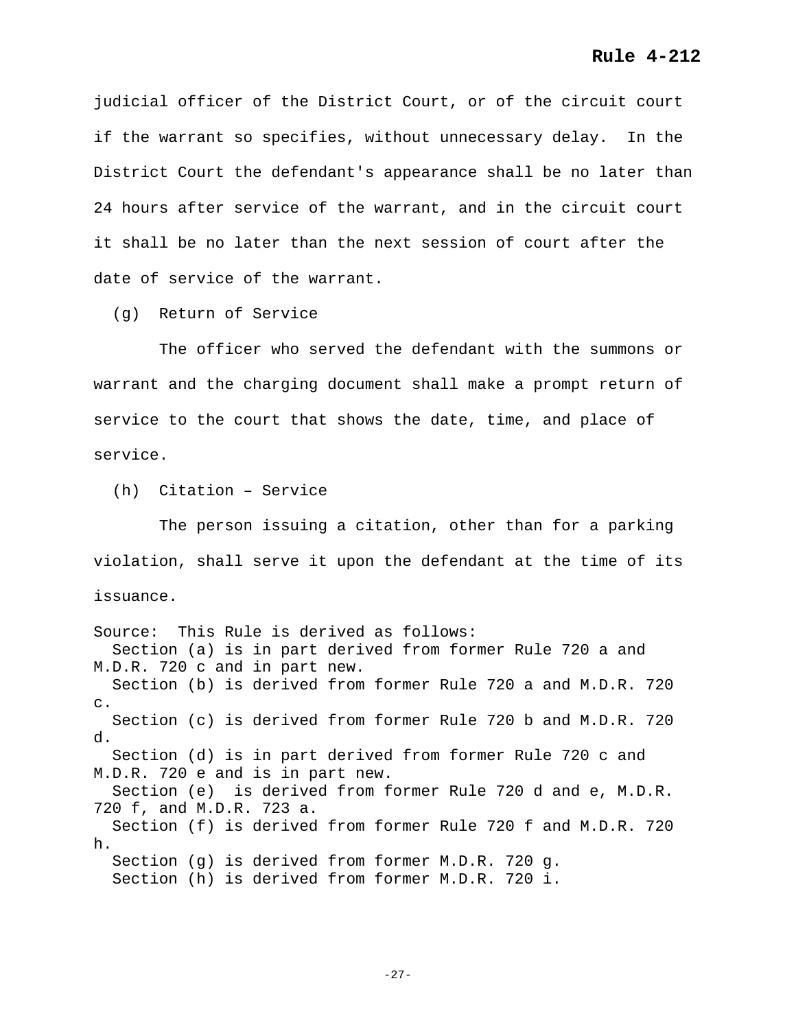judicial officer of the District Court, or of the circuit court if the warrant so specifies, without unnecessary delay. In the District Court the defendant's appearance shall be no later than 24 hours after service of the warrant, and in the circuit court it shall be no later than the next session of court after the date of service of the warrant.

(g) Return of Service

The officer who served the defendant with the summons or warrant and the charging document shall make a prompt return of service to the court that shows the date, time, and place of service.

(h) Citation – Service

The person issuing a citation, other than for a parking violation, shall serve it upon the defendant at the time of its issuance.

Source: This Rule is derived as follows:
Section (a) is in part derived from former Rule 720 a and M.D.R. 720 c and in part new.
Section (b) is derived from former Rule 720 a and M.D.R. 720 c.
Section (c) is derived from former Rule 720 b and M.D.R. 720 d.
Section (d) is in part derived from former Rule 720 c and M.D.R. 720 e and is in part new.
Section (e) is derived from former Rule 720 d and e, M.D.R. 720 f, and M.D.R. 723 a.
Section (f) is derived from former Rule 720 f and M.D.R. 720 h.
Section (g) is derived from former M.D.R. 720 g.
Section (h) is derived from former M.D.R. 720 i.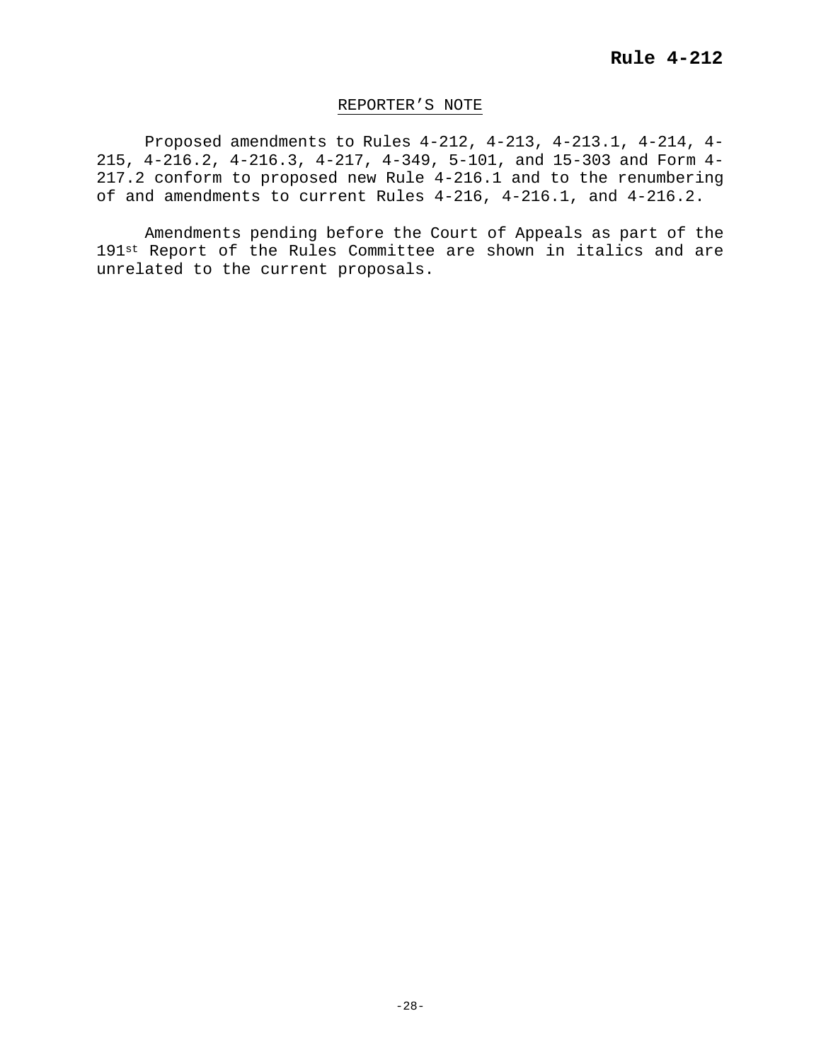**Rule 4-212**

REPORTER'S NOTE

Proposed amendments to Rules 4-212, 4-213, 4-213.1, 4-214, 4-215, 4-216.2, 4-216.3, 4-217, 4-349, 5-101, and 15-303 and Form 4-217.2 conform to proposed new Rule 4-216.1 and to the renumbering of and amendments to current Rules 4-216, 4-216.1, and 4-216.2.

Amendments pending before the Court of Appeals as part of the 191st Report of the Rules Committee are shown in italics and are unrelated to the current proposals.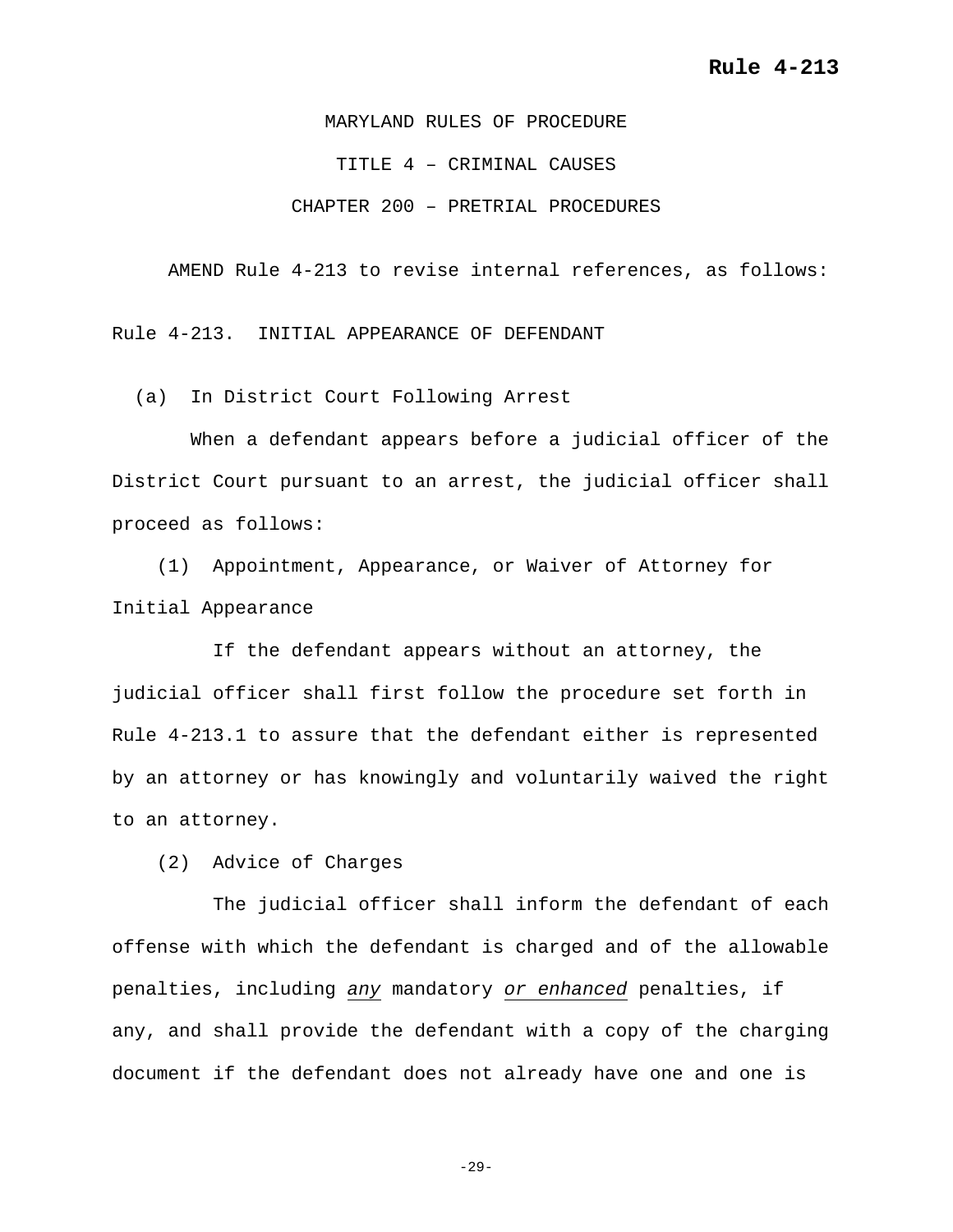# Rule 4-213

MARYLAND RULES OF PROCEDURE

TITLE 4 – CRIMINAL CAUSES

CHAPTER 200 – PRETRIAL PROCEDURES

AMEND Rule 4-213 to revise internal references, as follows:

Rule 4-213. INITIAL APPEARANCE OF DEFENDANT

(a) In District Court Following Arrest

When a defendant appears before a judicial officer of the District Court pursuant to an arrest, the judicial officer shall proceed as follows:

(1) Appointment, Appearance, or Waiver of Attorney for Initial Appearance

If the defendant appears without an attorney, the judicial officer shall first follow the procedure set forth in Rule 4-213.1 to assure that the defendant either is represented by an attorney or has knowingly and voluntarily waived the right to an attorney.

(2) Advice of Charges

The judicial officer shall inform the defendant of each offense with which the defendant is charged and of the allowable penalties, including *any* mandatory *or enhanced* penalties, if any, and shall provide the defendant with a copy of the charging document if the defendant does not already have one and one is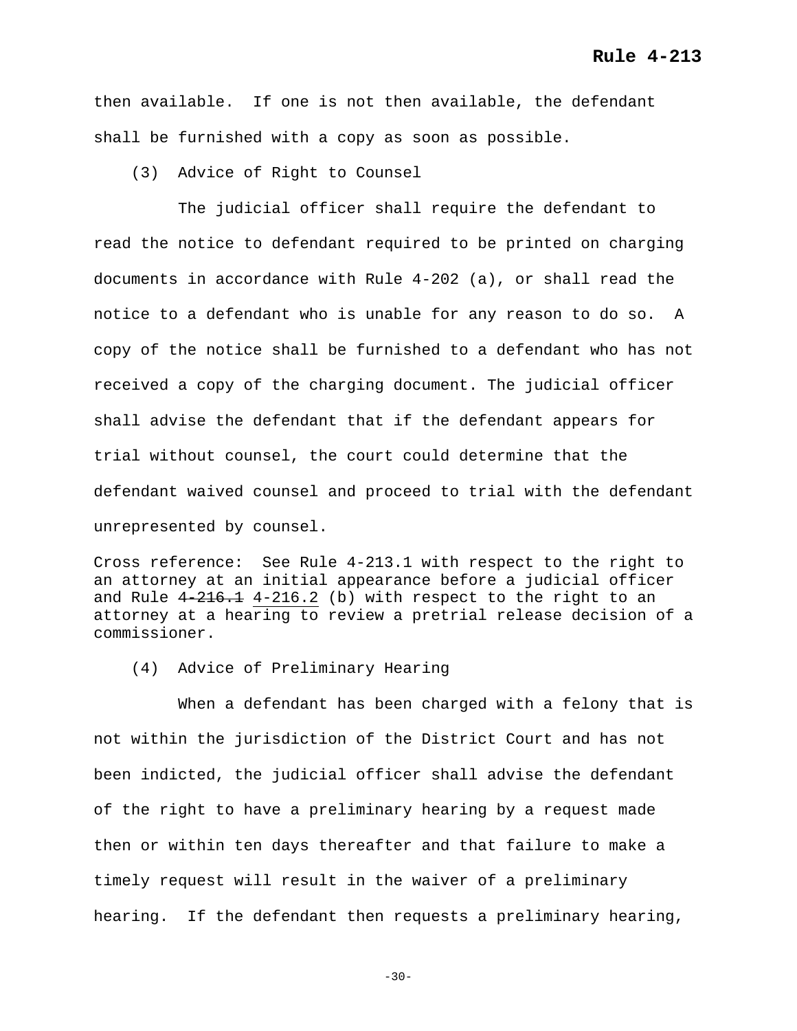then available. If one is not then available, the defendant shall be furnished with a copy as soon as possible.

(3) Advice of Right to Counsel

The judicial officer shall require the defendant to read the notice to defendant required to be printed on charging documents in accordance with Rule 4-202 (a), or shall read the notice to a defendant who is unable for any reason to do so. A copy of the notice shall be furnished to a defendant who has not received a copy of the charging document. The judicial officer shall advise the defendant that if the defendant appears for trial without counsel, the court could determine that the defendant waived counsel and proceed to trial with the defendant unrepresented by counsel.

Cross reference: See Rule 4-213.1 with respect to the right to an attorney at an initial appearance before a judicial officer and Rule ~~4-216.1~~ <u>4-216.2</u> (b) with respect to the right to an attorney at a hearing to review a pretrial release decision of a commissioner.

(4) Advice of Preliminary Hearing

When a defendant has been charged with a felony that is not within the jurisdiction of the District Court and has not been indicted, the judicial officer shall advise the defendant of the right to have a preliminary hearing by a request made then or within ten days thereafter and that failure to make a timely request will result in the waiver of a preliminary hearing. If the defendant then requests a preliminary hearing,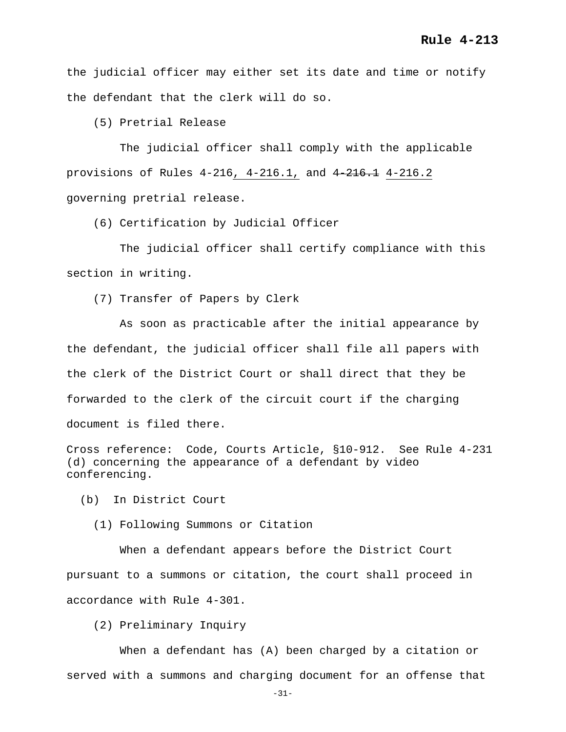the judicial officer may either set its date and time or notify the defendant that the clerk will do so.

(5) Pretrial Release

The judicial officer shall comply with the applicable provisions of Rules 4-216<u>, 4-216.1,</u> and ~~4-216.1~~ <u>4-216.2</u> governing pretrial release.

(6) Certification by Judicial Officer

The judicial officer shall certify compliance with this section in writing.

(7) Transfer of Papers by Clerk

As soon as practicable after the initial appearance by the defendant, the judicial officer shall file all papers with the clerk of the District Court or shall direct that they be forwarded to the clerk of the circuit court if the charging document is filed there.

Cross reference: Code, Courts Article, §10-912. See Rule 4-231 (d) concerning the appearance of a defendant by video conferencing.

(b) In District Court

(1) Following Summons or Citation

When a defendant appears before the District Court pursuant to a summons or citation, the court shall proceed in accordance with Rule 4-301.

(2) Preliminary Inquiry

When a defendant has (A) been charged by a citation or served with a summons and charging document for an offense that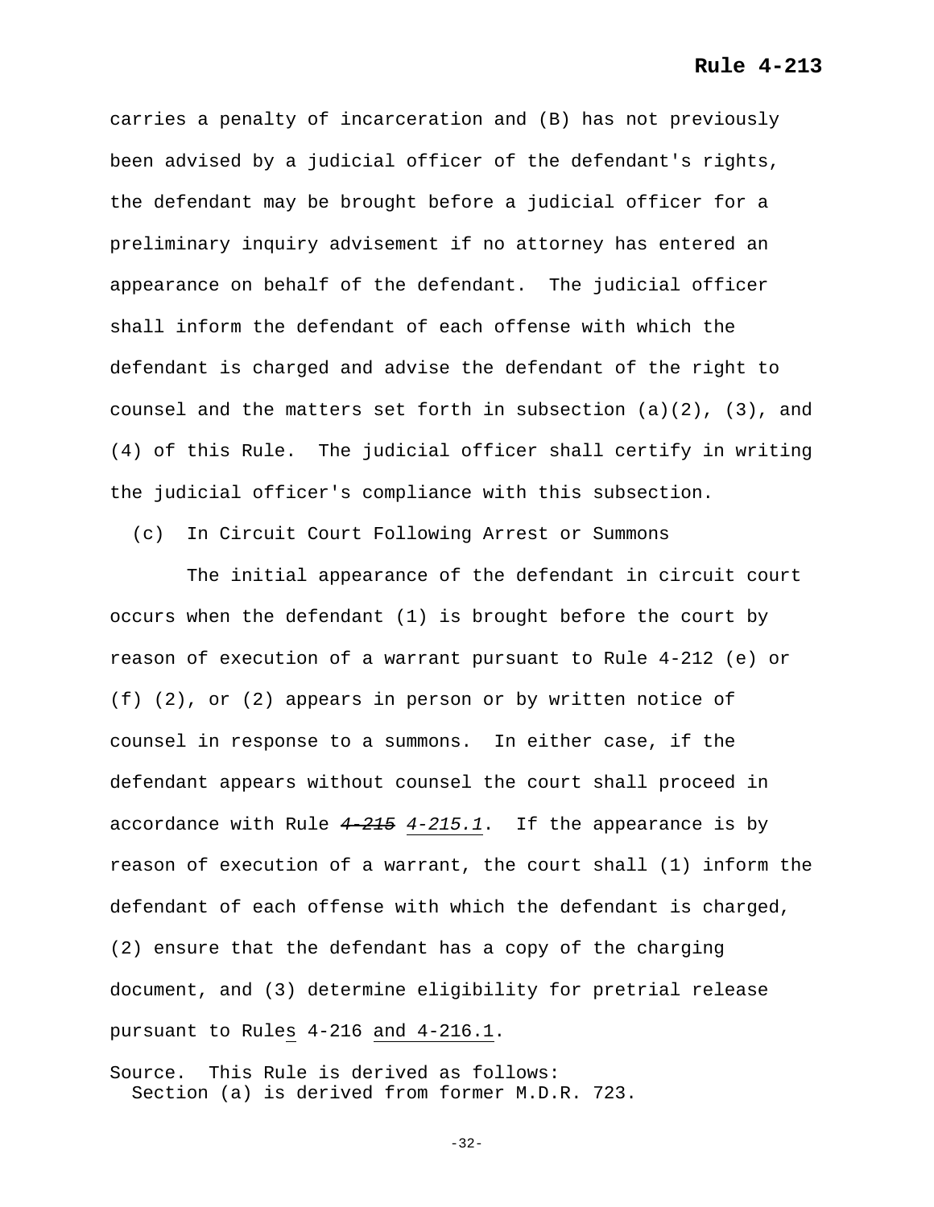carries a penalty of incarceration and (B) has not previously been advised by a judicial officer of the defendant's rights, the defendant may be brought before a judicial officer for a preliminary inquiry advisement if no attorney has entered an appearance on behalf of the defendant. The judicial officer shall inform the defendant of each offense with which the defendant is charged and advise the defendant of the right to counsel and the matters set forth in subsection (a)(2), (3), and (4) of this Rule. The judicial officer shall certify in writing the judicial officer's compliance with this subsection.

(c) In Circuit Court Following Arrest or Summons

The initial appearance of the defendant in circuit court occurs when the defendant (1) is brought before the court by reason of execution of a warrant pursuant to Rule 4-212 (e) or (f) (2), or (2) appears in person or by written notice of counsel in response to a summons. In either case, if the defendant appears without counsel the court shall proceed in accordance with Rule ~~*4-215*~~ <u>*4-215.1*</u>. If the appearance is by reason of execution of a warrant, the court shall (1) inform the defendant of each offense with which the defendant is charged, (2) ensure that the defendant has a copy of the charging document, and (3) determine eligibility for pretrial release pursuant to Rule<u>s</u> 4-216 <u>and 4-216.1</u>.

Source. This Rule is derived as follows:
Section (a) is derived from former M.D.R. 723.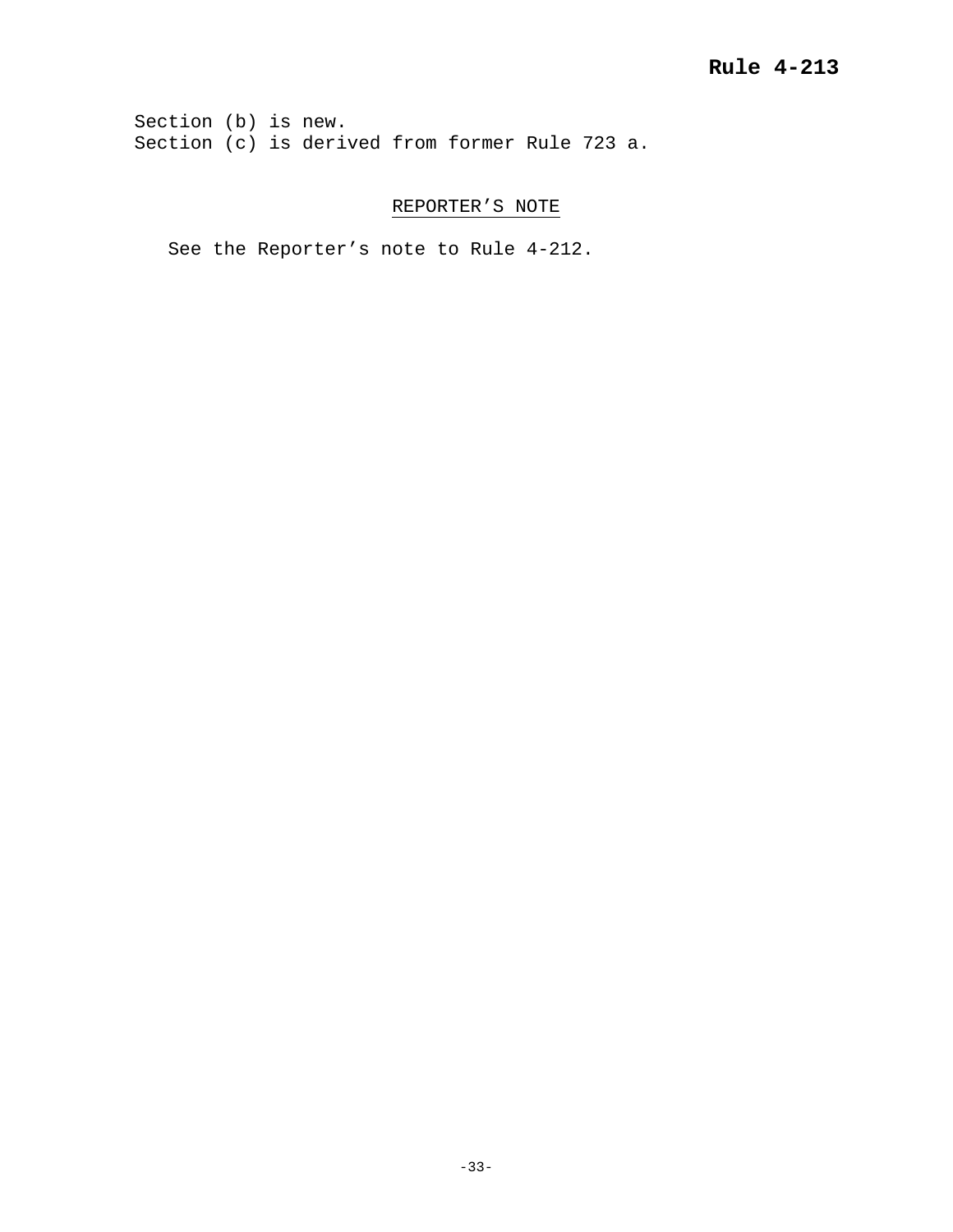Section (b) is new.
Section (c) is derived from former Rule 723 a.

REPORTER’S NOTE

See the Reporter’s note to Rule 4-212.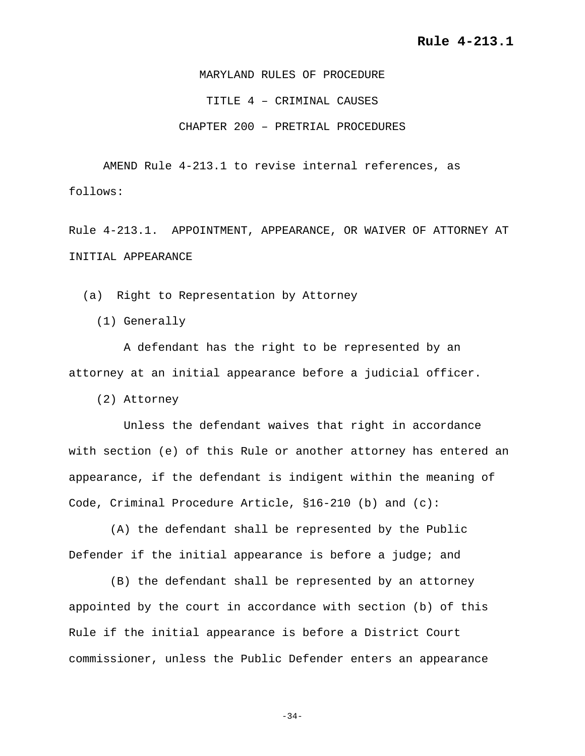**Rule 4-213.1**

MARYLAND RULES OF PROCEDURE

TITLE 4 – CRIMINAL CAUSES

CHAPTER 200 – PRETRIAL PROCEDURES

AMEND Rule 4-213.1 to revise internal references, as follows:

Rule 4-213.1. APPOINTMENT, APPEARANCE, OR WAIVER OF ATTORNEY AT INITIAL APPEARANCE

(a) Right to Representation by Attorney

(1) Generally

A defendant has the right to be represented by an attorney at an initial appearance before a judicial officer.

(2) Attorney

Unless the defendant waives that right in accordance with section (e) of this Rule or another attorney has entered an appearance, if the defendant is indigent within the meaning of Code, Criminal Procedure Article, §16-210 (b) and (c):

(A) the defendant shall be represented by the Public Defender if the initial appearance is before a judge; and

(B) the defendant shall be represented by an attorney appointed by the court in accordance with section (b) of this Rule if the initial appearance is before a District Court commissioner, unless the Public Defender enters an appearance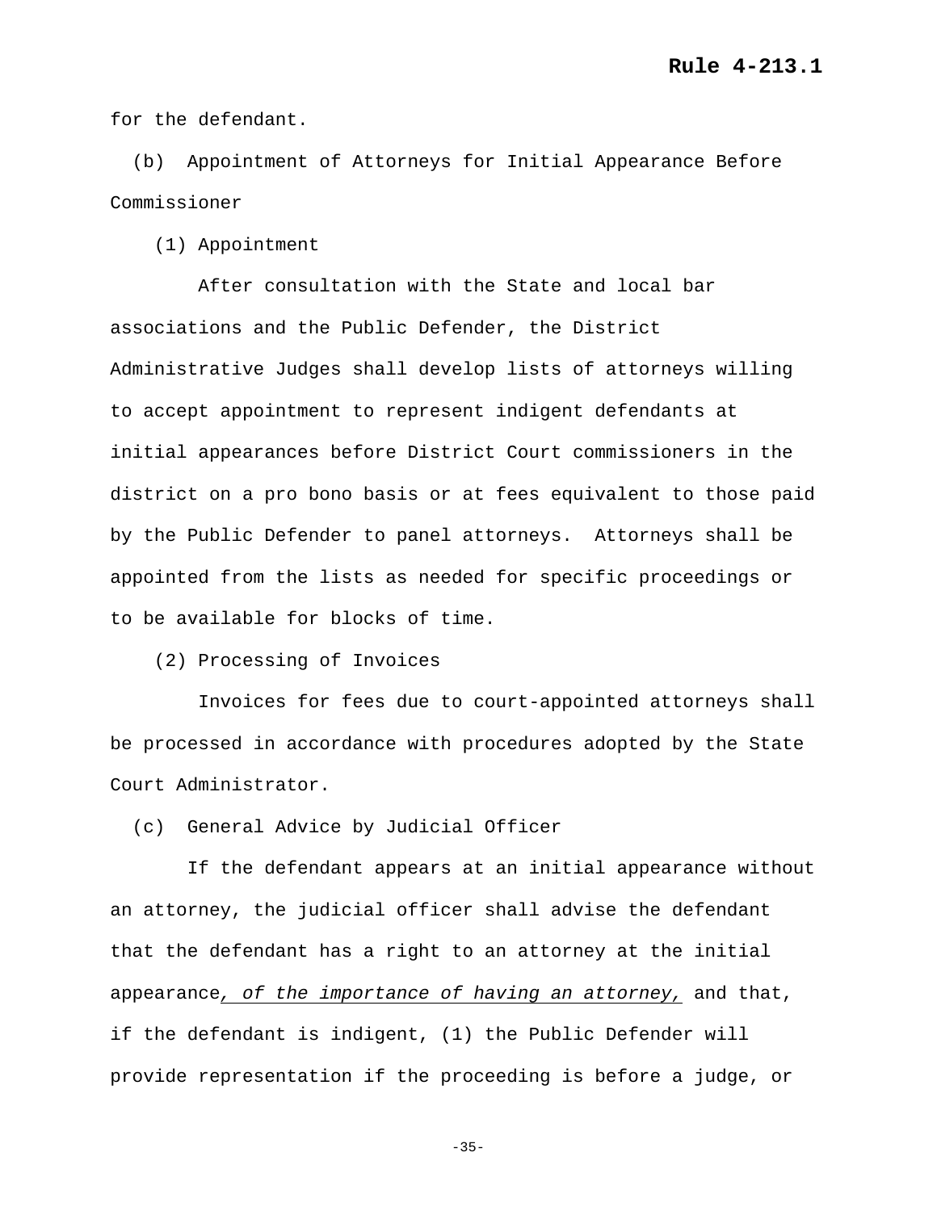for the defendant.

(b) Appointment of Attorneys for Initial Appearance Before Commissioner

(1) Appointment

After consultation with the State and local bar associations and the Public Defender, the District Administrative Judges shall develop lists of attorneys willing to accept appointment to represent indigent defendants at initial appearances before District Court commissioners in the district on a pro bono basis or at fees equivalent to those paid by the Public Defender to panel attorneys. Attorneys shall be appointed from the lists as needed for specific proceedings or to be available for blocks of time.

(2) Processing of Invoices

Invoices for fees due to court-appointed attorneys shall be processed in accordance with procedures adopted by the State Court Administrator.

(c) General Advice by Judicial Officer

If the defendant appears at an initial appearance without an attorney, the judicial officer shall advise the defendant that the defendant has a right to an attorney at the initial appearance*, of the importance of having an attorney,* and that, if the defendant is indigent, (1) the Public Defender will provide representation if the proceeding is before a judge, or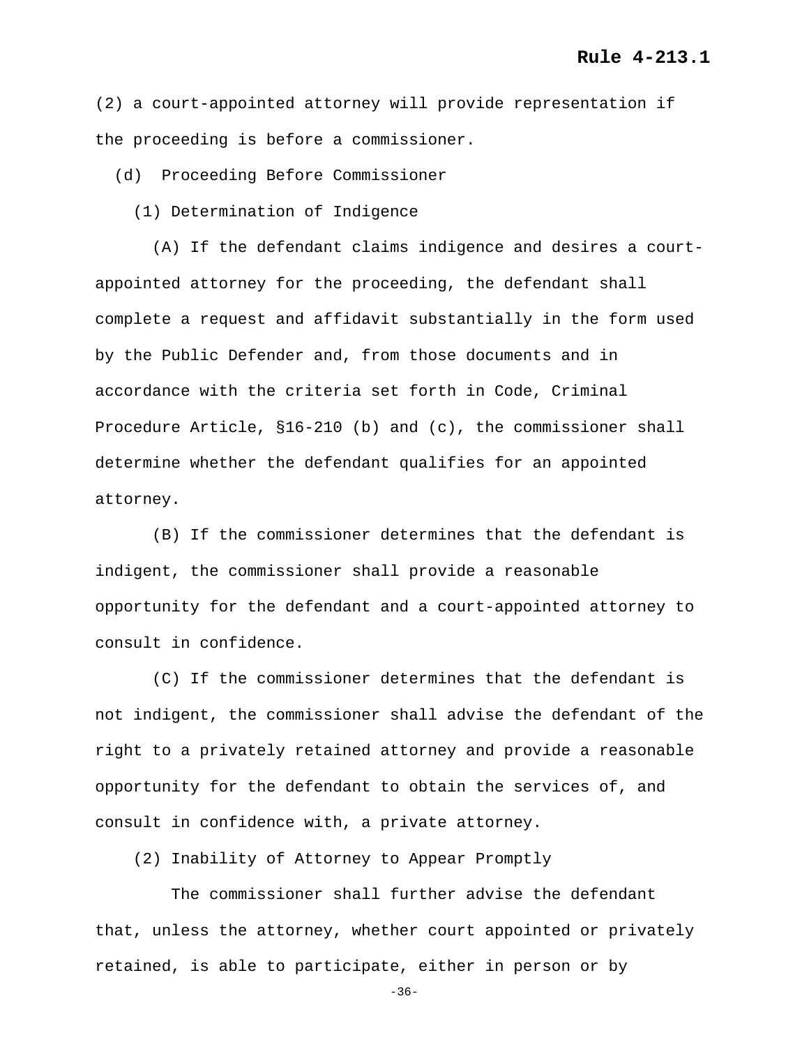(2) a court-appointed attorney will provide representation if the proceeding is before a commissioner.

(d) Proceeding Before Commissioner

(1) Determination of Indigence

(A) If the defendant claims indigence and desires a court-appointed attorney for the proceeding, the defendant shall complete a request and affidavit substantially in the form used by the Public Defender and, from those documents and in accordance with the criteria set forth in Code, Criminal Procedure Article, §16-210 (b) and (c), the commissioner shall determine whether the defendant qualifies for an appointed attorney.

(B) If the commissioner determines that the defendant is indigent, the commissioner shall provide a reasonable opportunity for the defendant and a court-appointed attorney to consult in confidence.

(C) If the commissioner determines that the defendant is not indigent, the commissioner shall advise the defendant of the right to a privately retained attorney and provide a reasonable opportunity for the defendant to obtain the services of, and consult in confidence with, a private attorney.

(2) Inability of Attorney to Appear Promptly

The commissioner shall further advise the defendant that, unless the attorney, whether court appointed or privately retained, is able to participate, either in person or by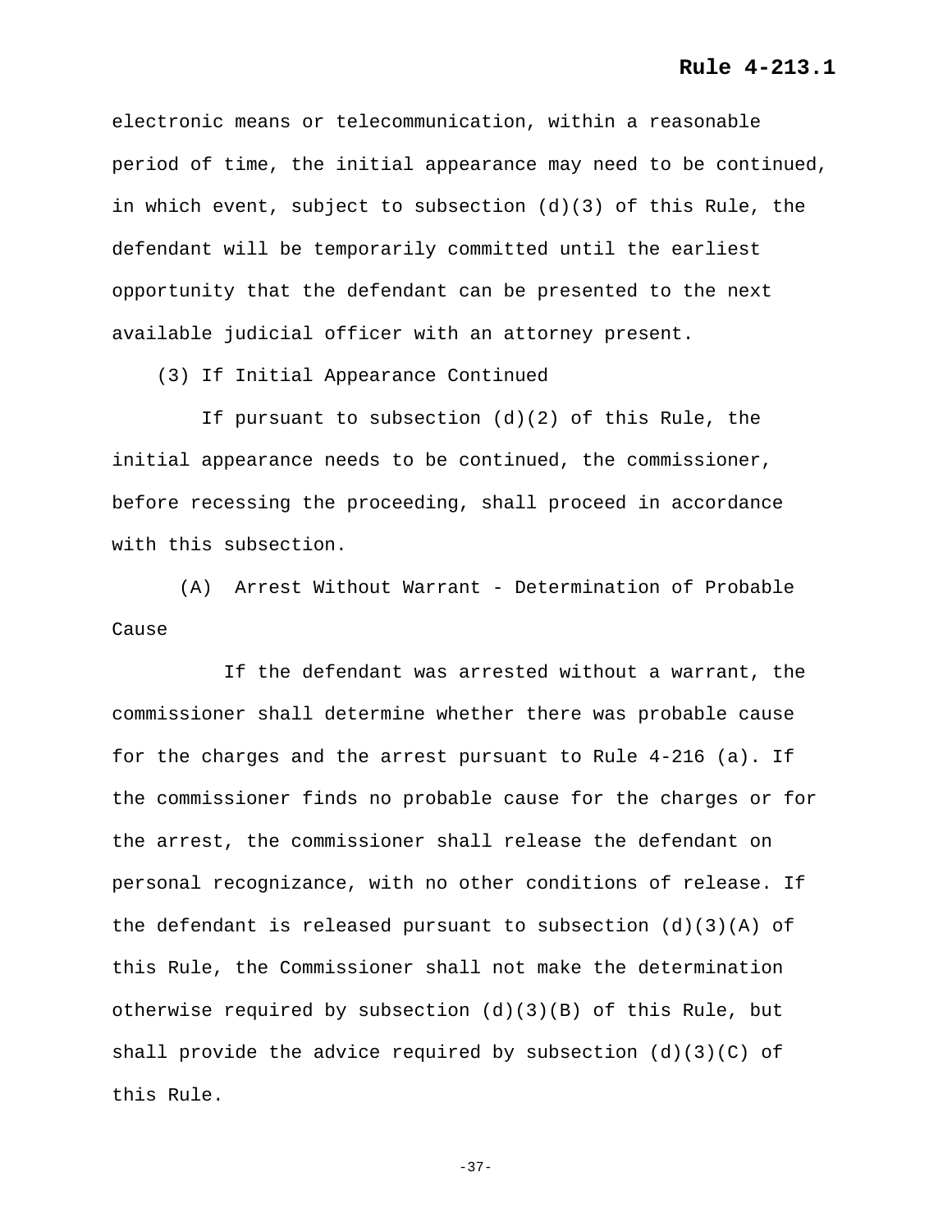electronic means or telecommunication, within a reasonable period of time, the initial appearance may need to be continued, in which event, subject to subsection (d)(3) of this Rule, the defendant will be temporarily committed until the earliest opportunity that the defendant can be presented to the next available judicial officer with an attorney present.

(3) If Initial Appearance Continued

If pursuant to subsection (d)(2) of this Rule, the initial appearance needs to be continued, the commissioner, before recessing the proceeding, shall proceed in accordance with this subsection.

(A) Arrest Without Warrant - Determination of Probable Cause

If the defendant was arrested without a warrant, the commissioner shall determine whether there was probable cause for the charges and the arrest pursuant to Rule 4-216 (a). If the commissioner finds no probable cause for the charges or for the arrest, the commissioner shall release the defendant on personal recognizance, with no other conditions of release. If the defendant is released pursuant to subsection (d)(3)(A) of this Rule, the Commissioner shall not make the determination otherwise required by subsection (d)(3)(B) of this Rule, but shall provide the advice required by subsection (d)(3)(C) of this Rule.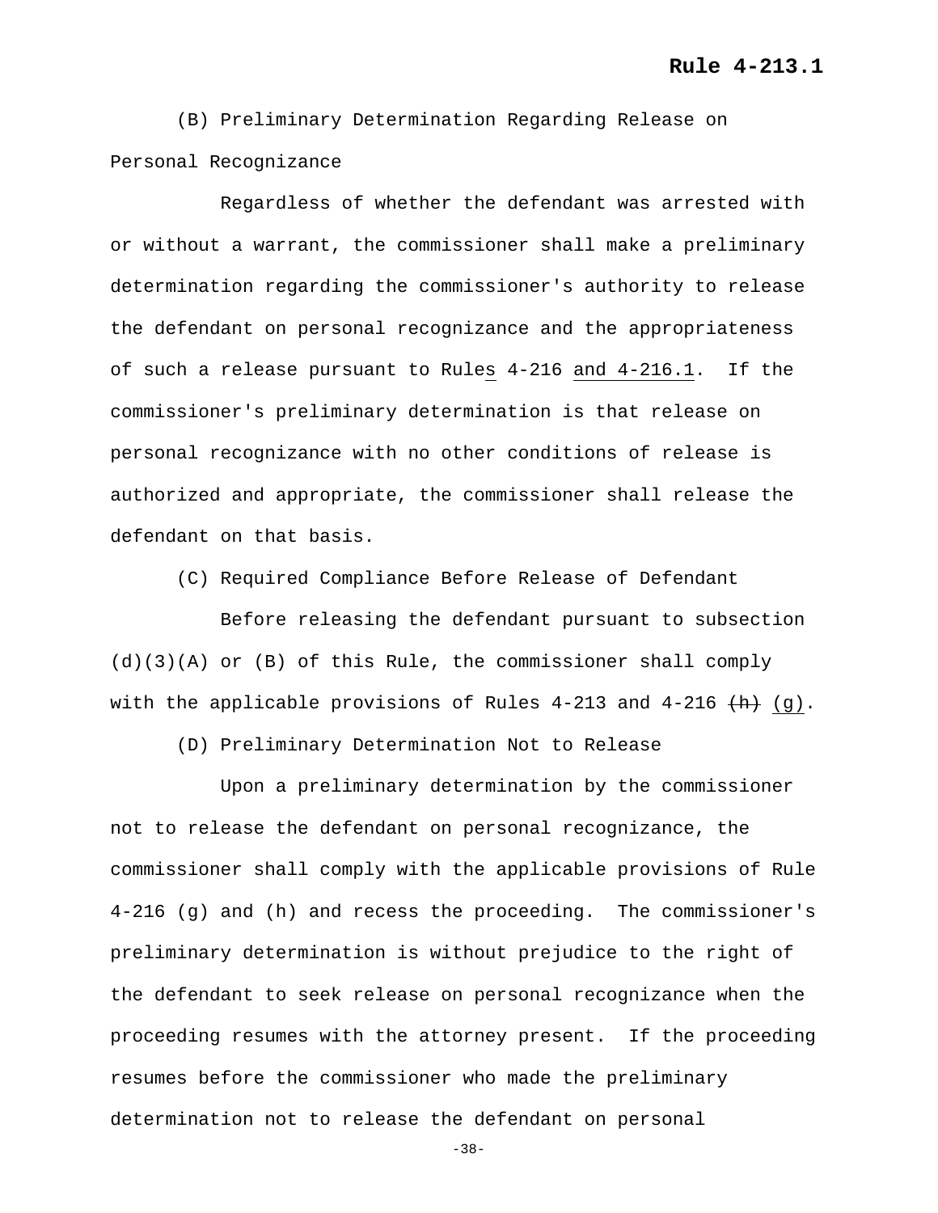(B) Preliminary Determination Regarding Release on Personal Recognizance

Regardless of whether the defendant was arrested with or without a warrant, the commissioner shall make a preliminary determination regarding the commissioner's authority to release the defendant on personal recognizance and the appropriateness of such a release pursuant to Rule<u>s</u> 4-216 <u>and 4-216.1</u>. If the commissioner's preliminary determination is that release on personal recognizance with no other conditions of release is authorized and appropriate, the commissioner shall release the defendant on that basis.

(C) Required Compliance Before Release of Defendant

Before releasing the defendant pursuant to subsection (d)(3)(A) or (B) of this Rule, the commissioner shall comply with the applicable provisions of Rules 4-213 and 4-216 ~~(h)~~ <u>(g)</u>.

(D) Preliminary Determination Not to Release

Upon a preliminary determination by the commissioner not to release the defendant on personal recognizance, the commissioner shall comply with the applicable provisions of Rule 4-216 (g) and (h) and recess the proceeding. The commissioner's preliminary determination is without prejudice to the right of the defendant to seek release on personal recognizance when the proceeding resumes with the attorney present. If the proceeding resumes before the commissioner who made the preliminary determination not to release the defendant on personal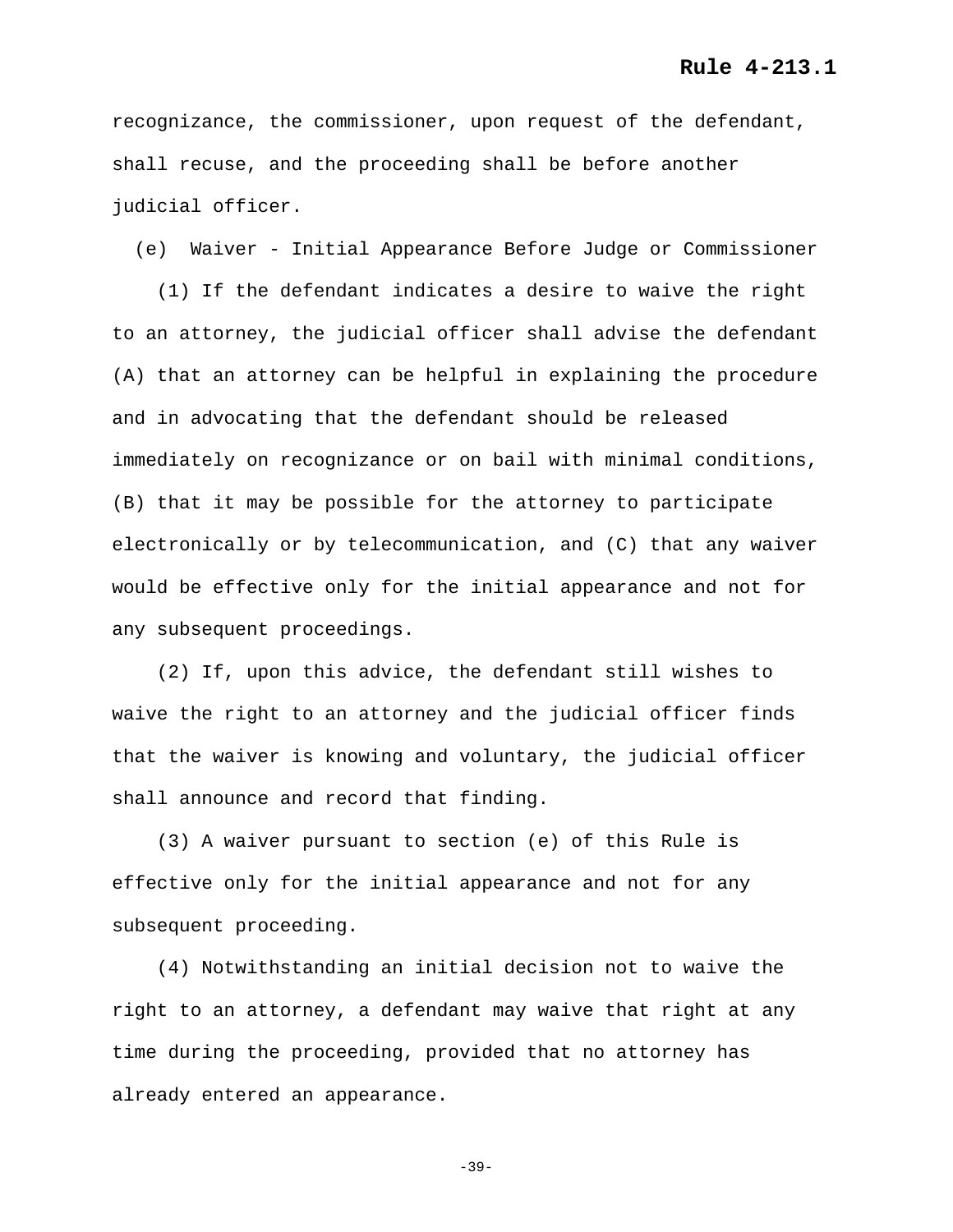recognizance, the commissioner, upon request of the defendant, shall recuse, and the proceeding shall be before another judicial officer.

(e) Waiver - Initial Appearance Before Judge or Commissioner

(1) If the defendant indicates a desire to waive the right to an attorney, the judicial officer shall advise the defendant (A) that an attorney can be helpful in explaining the procedure and in advocating that the defendant should be released immediately on recognizance or on bail with minimal conditions, (B) that it may be possible for the attorney to participate electronically or by telecommunication, and (C) that any waiver would be effective only for the initial appearance and not for any subsequent proceedings.

(2) If, upon this advice, the defendant still wishes to waive the right to an attorney and the judicial officer finds that the waiver is knowing and voluntary, the judicial officer shall announce and record that finding.

(3) A waiver pursuant to section (e) of this Rule is effective only for the initial appearance and not for any subsequent proceeding.

(4) Notwithstanding an initial decision not to waive the right to an attorney, a defendant may waive that right at any time during the proceeding, provided that no attorney has already entered an appearance.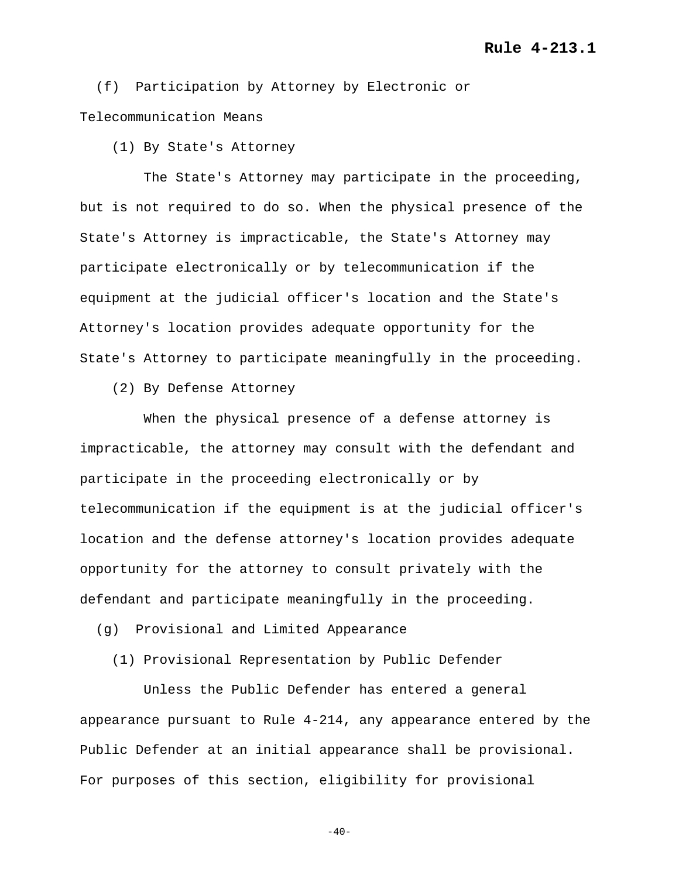(f) Participation by Attorney by Electronic or Telecommunication Means

(1) By State's Attorney

The State's Attorney may participate in the proceeding, but is not required to do so. When the physical presence of the State's Attorney is impracticable, the State's Attorney may participate electronically or by telecommunication if the equipment at the judicial officer's location and the State's Attorney's location provides adequate opportunity for the State's Attorney to participate meaningfully in the proceeding.

(2) By Defense Attorney

When the physical presence of a defense attorney is impracticable, the attorney may consult with the defendant and participate in the proceeding electronically or by telecommunication if the equipment is at the judicial officer's location and the defense attorney's location provides adequate opportunity for the attorney to consult privately with the defendant and participate meaningfully in the proceeding.

(g) Provisional and Limited Appearance

(1) Provisional Representation by Public Defender

Unless the Public Defender has entered a general appearance pursuant to Rule 4-214, any appearance entered by the Public Defender at an initial appearance shall be provisional. For purposes of this section, eligibility for provisional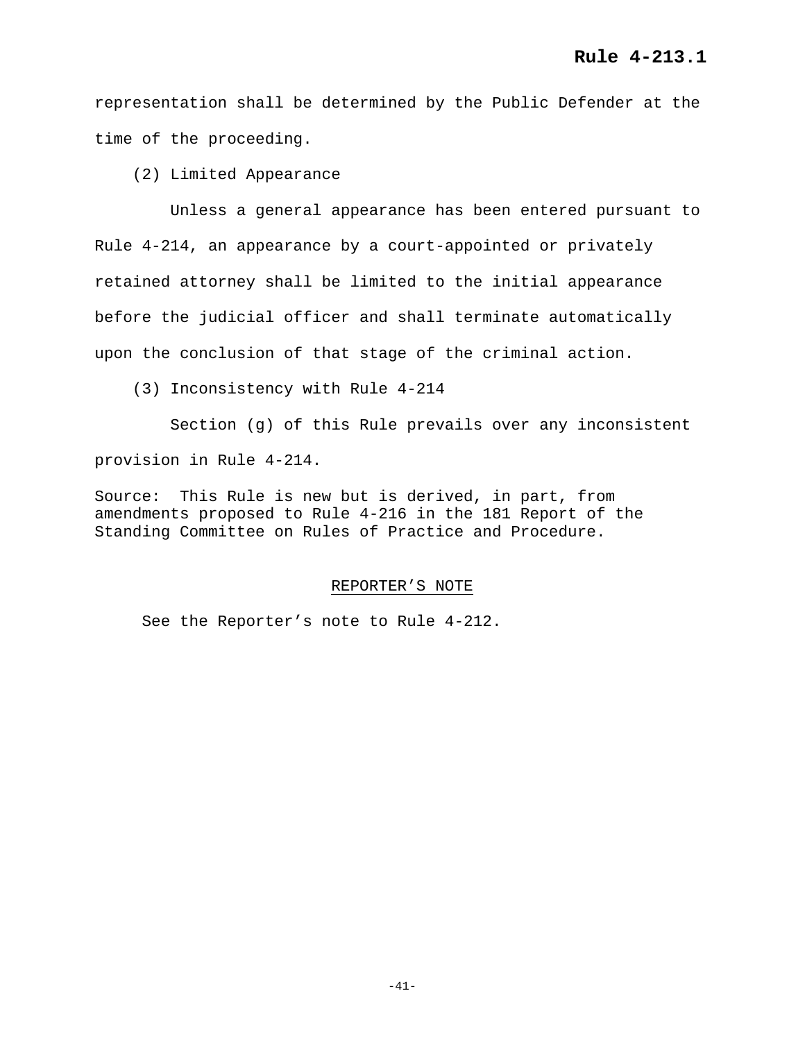representation shall be determined by the Public Defender at the time of the proceeding.

(2) Limited Appearance

Unless a general appearance has been entered pursuant to Rule 4-214, an appearance by a court-appointed or privately retained attorney shall be limited to the initial appearance before the judicial officer and shall terminate automatically upon the conclusion of that stage of the criminal action.

(3) Inconsistency with Rule 4-214

Section (g) of this Rule prevails over any inconsistent provision in Rule 4-214.

Source: This Rule is new but is derived, in part, from amendments proposed to Rule 4-216 in the 181 Report of the Standing Committee on Rules of Practice and Procedure.

REPORTER'S NOTE

See the Reporter's note to Rule 4-212.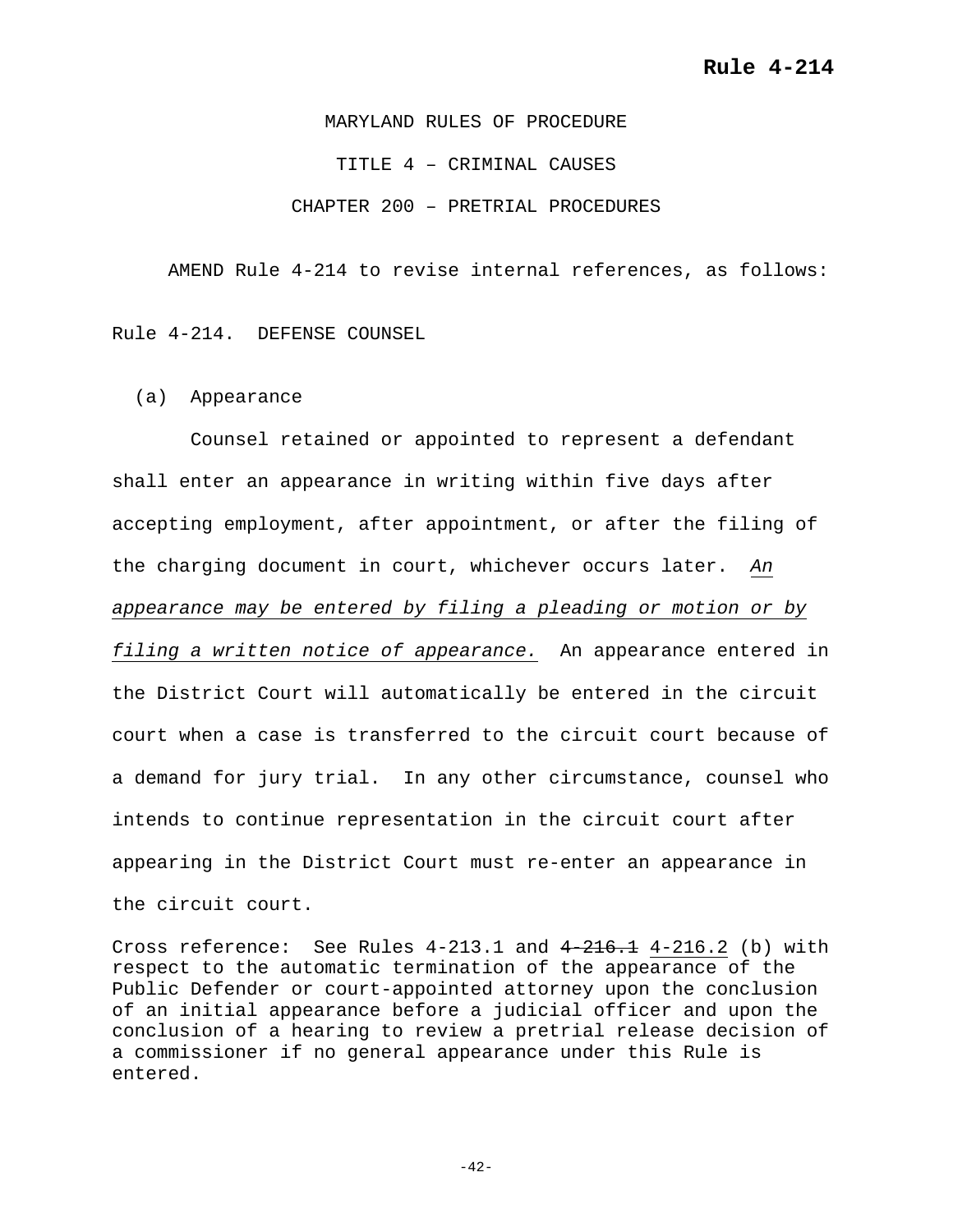MARYLAND RULES OF PROCEDURE

TITLE 4 – CRIMINAL CAUSES

CHAPTER 200 – PRETRIAL PROCEDURES

AMEND Rule 4-214 to revise internal references, as follows:

Rule 4-214. DEFENSE COUNSEL

(a) Appearance

Counsel retained or appointed to represent a defendant shall enter an appearance in writing within five days after accepting employment, after appointment, or after the filing of the charging document in court, whichever occurs later. *An appearance may be entered by filing a pleading or motion or by filing a written notice of appearance.* An appearance entered in the District Court will automatically be entered in the circuit court when a case is transferred to the circuit court because of a demand for jury trial. In any other circumstance, counsel who intends to continue representation in the circuit court after appearing in the District Court must re-enter an appearance in the circuit court.

Cross reference: See Rules 4-213.1 and ~~4-216.1~~ 4-216.2 (b) with respect to the automatic termination of the appearance of the Public Defender or court-appointed attorney upon the conclusion of an initial appearance before a judicial officer and upon the conclusion of a hearing to review a pretrial release decision of a commissioner if no general appearance under this Rule is entered.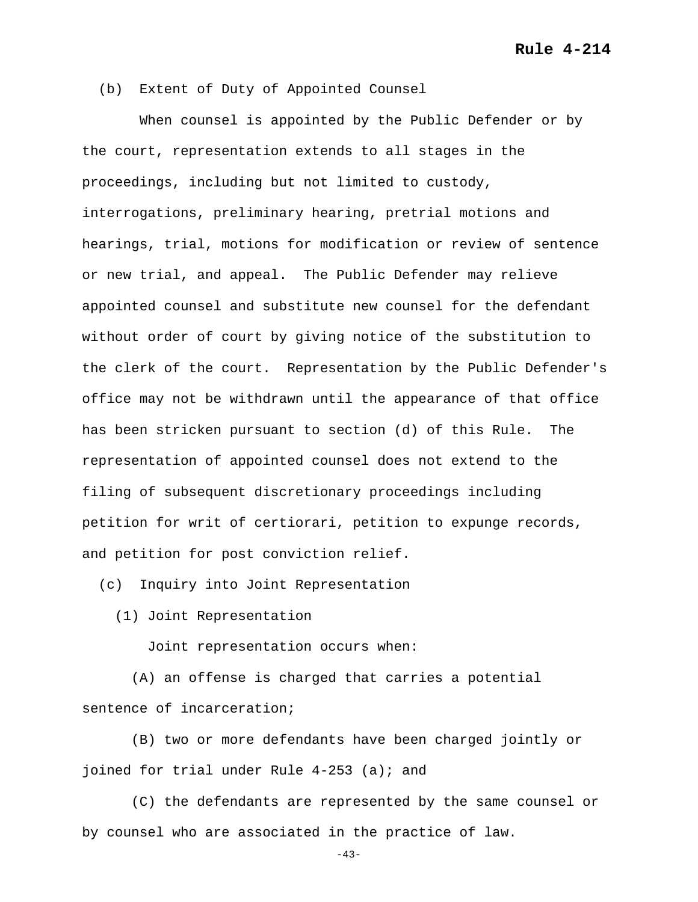(b) Extent of Duty of Appointed Counsel

When counsel is appointed by the Public Defender or by the court, representation extends to all stages in the proceedings, including but not limited to custody, interrogations, preliminary hearing, pretrial motions and hearings, trial, motions for modification or review of sentence or new trial, and appeal. The Public Defender may relieve appointed counsel and substitute new counsel for the defendant without order of court by giving notice of the substitution to the clerk of the court. Representation by the Public Defender's office may not be withdrawn until the appearance of that office has been stricken pursuant to section (d) of this Rule. The representation of appointed counsel does not extend to the filing of subsequent discretionary proceedings including petition for writ of certiorari, petition to expunge records, and petition for post conviction relief.

(c) Inquiry into Joint Representation

(1) Joint Representation

Joint representation occurs when:

(A) an offense is charged that carries a potential sentence of incarceration;

(B) two or more defendants have been charged jointly or joined for trial under Rule 4-253 (a); and

(C) the defendants are represented by the same counsel or by counsel who are associated in the practice of law.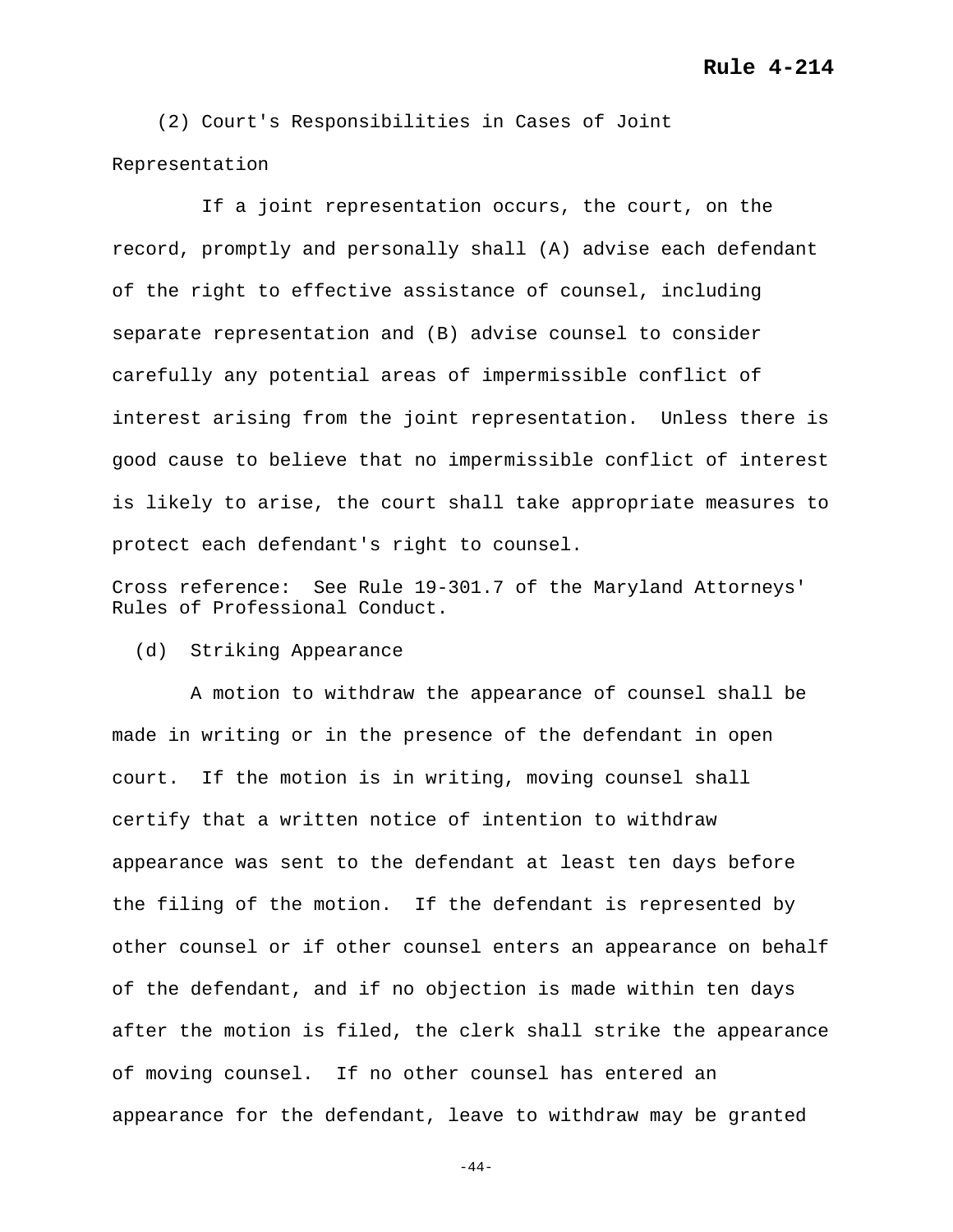(2) Court's Responsibilities in Cases of Joint Representation

If a joint representation occurs, the court, on the record, promptly and personally shall (A) advise each defendant of the right to effective assistance of counsel, including separate representation and (B) advise counsel to consider carefully any potential areas of impermissible conflict of interest arising from the joint representation. Unless there is good cause to believe that no impermissible conflict of interest is likely to arise, the court shall take appropriate measures to protect each defendant's right to counsel.

Cross reference: See Rule 19-301.7 of the Maryland Attorneys' Rules of Professional Conduct.

(d) Striking Appearance

A motion to withdraw the appearance of counsel shall be made in writing or in the presence of the defendant in open court. If the motion is in writing, moving counsel shall certify that a written notice of intention to withdraw appearance was sent to the defendant at least ten days before the filing of the motion. If the defendant is represented by other counsel or if other counsel enters an appearance on behalf of the defendant, and if no objection is made within ten days after the motion is filed, the clerk shall strike the appearance of moving counsel. If no other counsel has entered an appearance for the defendant, leave to withdraw may be granted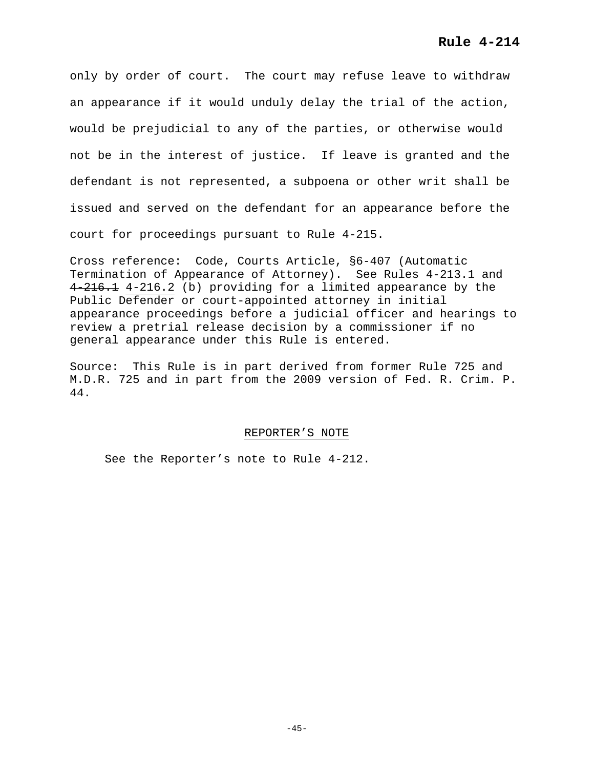only by order of court. The court may refuse leave to withdraw an appearance if it would unduly delay the trial of the action, would be prejudicial to any of the parties, or otherwise would not be in the interest of justice. If leave is granted and the defendant is not represented, a subpoena or other writ shall be issued and served on the defendant for an appearance before the court for proceedings pursuant to Rule 4-215.

Cross reference: Code, Courts Article, §6-407 (Automatic Termination of Appearance of Attorney). See Rules 4-213.1 and ~~4-216.1~~ <u>4-216.2</u> (b) providing for a limited appearance by the Public Defender or court-appointed attorney in initial appearance proceedings before a judicial officer and hearings to review a pretrial release decision by a commissioner if no general appearance under this Rule is entered.

Source: This Rule is in part derived from former Rule 725 and M.D.R. 725 and in part from the 2009 version of Fed. R. Crim. P. 44.

<u>REPORTER'S NOTE</u>

See the Reporter's note to Rule 4-212.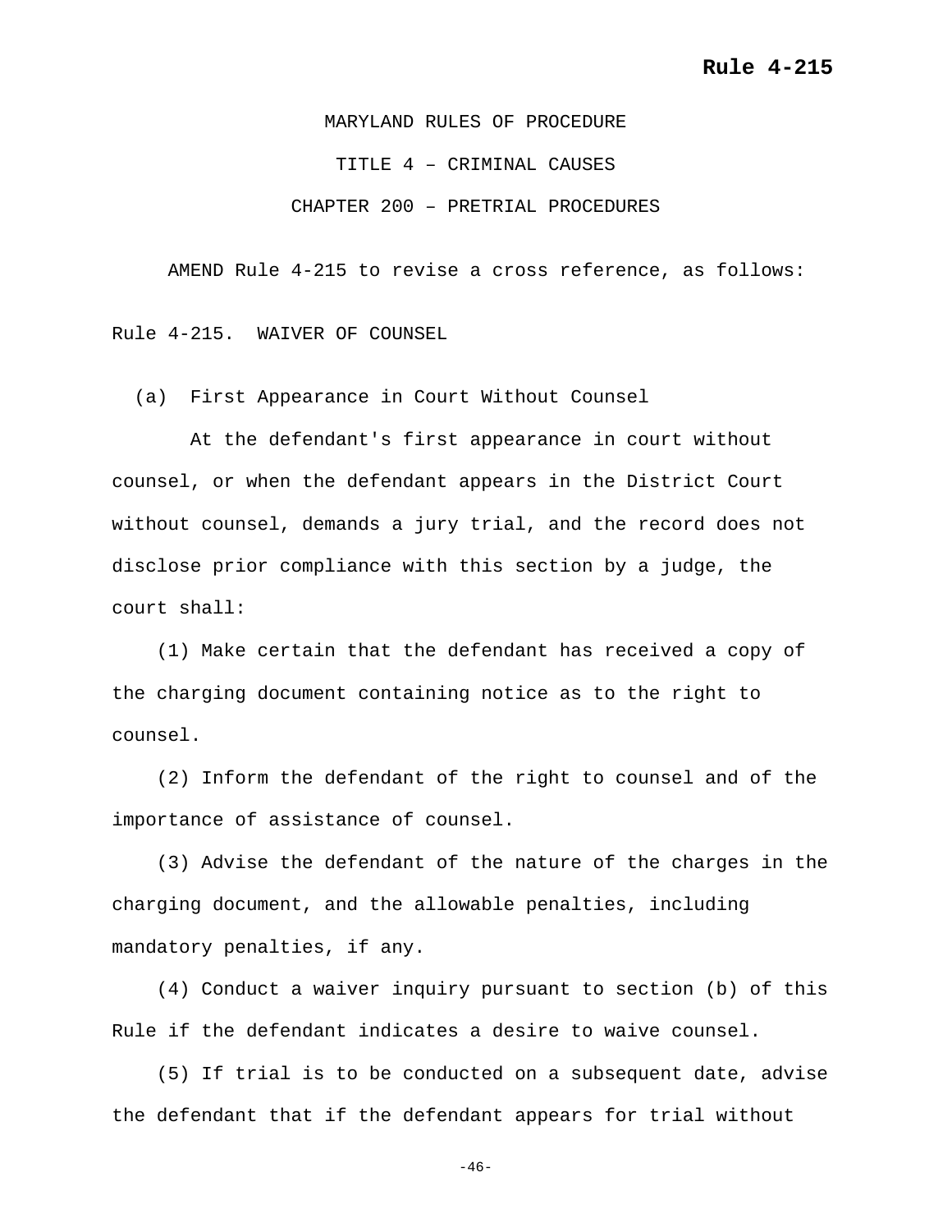MARYLAND RULES OF PROCEDURE

TITLE 4 – CRIMINAL CAUSES

CHAPTER 200 – PRETRIAL PROCEDURES

AMEND Rule 4-215 to revise a cross reference, as follows:

Rule 4-215. WAIVER OF COUNSEL

(a) First Appearance in Court Without Counsel

At the defendant's first appearance in court without counsel, or when the defendant appears in the District Court without counsel, demands a jury trial, and the record does not disclose prior compliance with this section by a judge, the court shall:

(1) Make certain that the defendant has received a copy of the charging document containing notice as to the right to counsel.

(2) Inform the defendant of the right to counsel and of the importance of assistance of counsel.

(3) Advise the defendant of the nature of the charges in the charging document, and the allowable penalties, including mandatory penalties, if any.

(4) Conduct a waiver inquiry pursuant to section (b) of this Rule if the defendant indicates a desire to waive counsel.

(5) If trial is to be conducted on a subsequent date, advise the defendant that if the defendant appears for trial without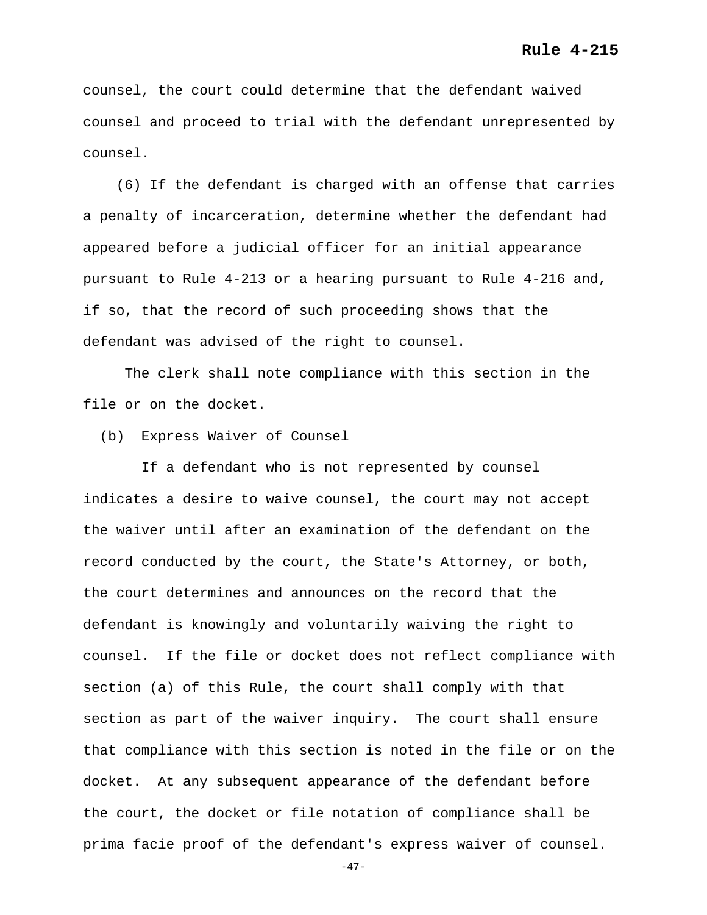counsel, the court could determine that the defendant waived counsel and proceed to trial with the defendant unrepresented by counsel.

(6) If the defendant is charged with an offense that carries a penalty of incarceration, determine whether the defendant had appeared before a judicial officer for an initial appearance pursuant to Rule 4-213 or a hearing pursuant to Rule 4-216 and, if so, that the record of such proceeding shows that the defendant was advised of the right to counsel.

The clerk shall note compliance with this section in the file or on the docket.

(b) Express Waiver of Counsel

If a defendant who is not represented by counsel indicates a desire to waive counsel, the court may not accept the waiver until after an examination of the defendant on the record conducted by the court, the State's Attorney, or both, the court determines and announces on the record that the defendant is knowingly and voluntarily waiving the right to counsel. If the file or docket does not reflect compliance with section (a) of this Rule, the court shall comply with that section as part of the waiver inquiry. The court shall ensure that compliance with this section is noted in the file or on the docket. At any subsequent appearance of the defendant before the court, the docket or file notation of compliance shall be prima facie proof of the defendant's express waiver of counsel.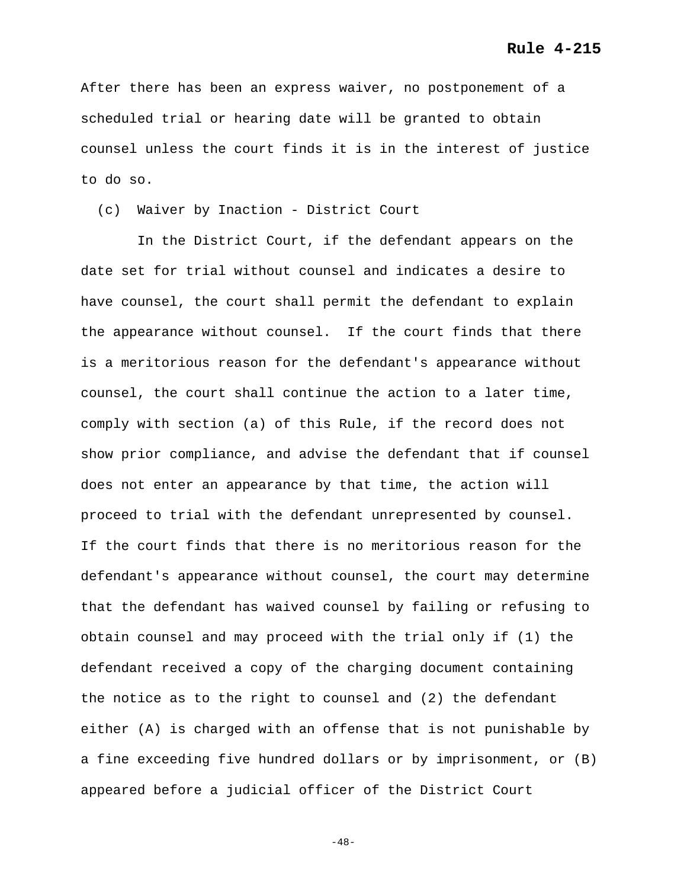After there has been an express waiver, no postponement of a scheduled trial or hearing date will be granted to obtain counsel unless the court finds it is in the interest of justice to do so.

(c) Waiver by Inaction - District Court

In the District Court, if the defendant appears on the date set for trial without counsel and indicates a desire to have counsel, the court shall permit the defendant to explain the appearance without counsel. If the court finds that there is a meritorious reason for the defendant's appearance without counsel, the court shall continue the action to a later time, comply with section (a) of this Rule, if the record does not show prior compliance, and advise the defendant that if counsel does not enter an appearance by that time, the action will proceed to trial with the defendant unrepresented by counsel. If the court finds that there is no meritorious reason for the defendant's appearance without counsel, the court may determine that the defendant has waived counsel by failing or refusing to obtain counsel and may proceed with the trial only if (1) the defendant received a copy of the charging document containing the notice as to the right to counsel and (2) the defendant either (A) is charged with an offense that is not punishable by a fine exceeding five hundred dollars or by imprisonment, or (B) appeared before a judicial officer of the District Court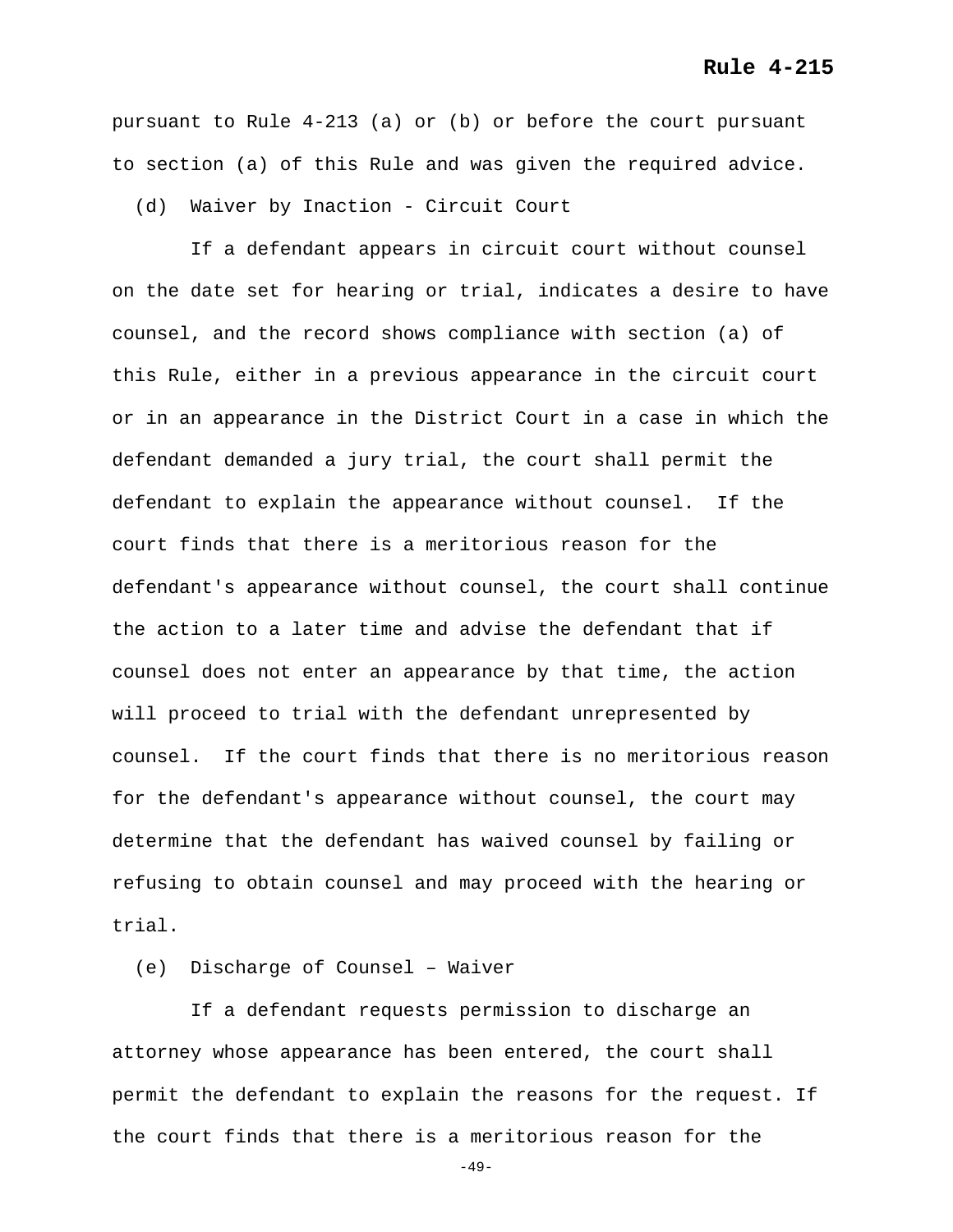pursuant to Rule 4-213 (a) or (b) or before the court pursuant to section (a) of this Rule and was given the required advice.

(d) Waiver by Inaction - Circuit Court

If a defendant appears in circuit court without counsel on the date set for hearing or trial, indicates a desire to have counsel, and the record shows compliance with section (a) of this Rule, either in a previous appearance in the circuit court or in an appearance in the District Court in a case in which the defendant demanded a jury trial, the court shall permit the defendant to explain the appearance without counsel. If the court finds that there is a meritorious reason for the defendant's appearance without counsel, the court shall continue the action to a later time and advise the defendant that if counsel does not enter an appearance by that time, the action will proceed to trial with the defendant unrepresented by counsel. If the court finds that there is no meritorious reason for the defendant's appearance without counsel, the court may determine that the defendant has waived counsel by failing or refusing to obtain counsel and may proceed with the hearing or trial.

(e) Discharge of Counsel – Waiver

If a defendant requests permission to discharge an attorney whose appearance has been entered, the court shall permit the defendant to explain the reasons for the request. If the court finds that there is a meritorious reason for the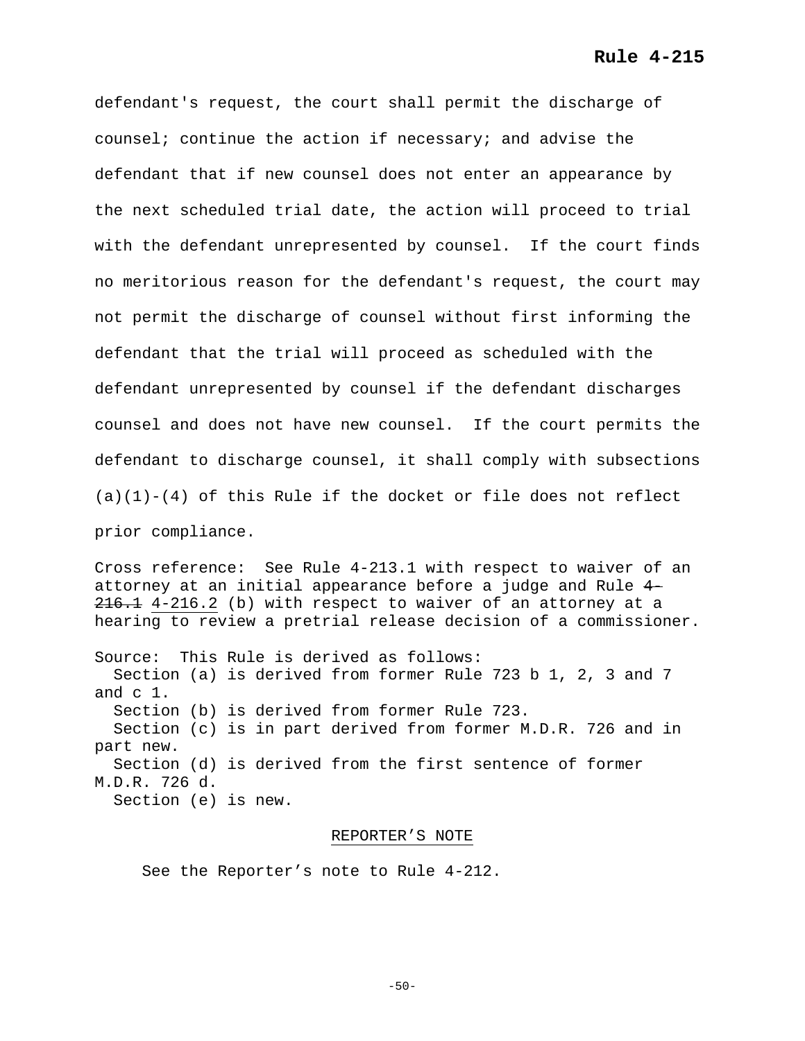defendant's request, the court shall permit the discharge of counsel; continue the action if necessary; and advise the defendant that if new counsel does not enter an appearance by the next scheduled trial date, the action will proceed to trial with the defendant unrepresented by counsel. If the court finds no meritorious reason for the defendant's request, the court may not permit the discharge of counsel without first informing the defendant that the trial will proceed as scheduled with the defendant unrepresented by counsel if the defendant discharges counsel and does not have new counsel. If the court permits the defendant to discharge counsel, it shall comply with subsections (a)(1)-(4) of this Rule if the docket or file does not reflect prior compliance.

Cross reference: See Rule 4-213.1 with respect to waiver of an attorney at an initial appearance before a judge and Rule ~~4-216.1~~ <u>4-216.2</u> (b) with respect to waiver of an attorney at a hearing to review a pretrial release decision of a commissioner.

Source: This Rule is derived as follows:
Section (a) is derived from former Rule 723 b 1, 2, 3 and 7 and c 1.
Section (b) is derived from former Rule 723.
Section (c) is in part derived from former M.D.R. 726 and in part new.
Section (d) is derived from the first sentence of former M.D.R. 726 d.
Section (e) is new.

<u>REPORTER'S NOTE</u>

See the Reporter's note to Rule 4-212.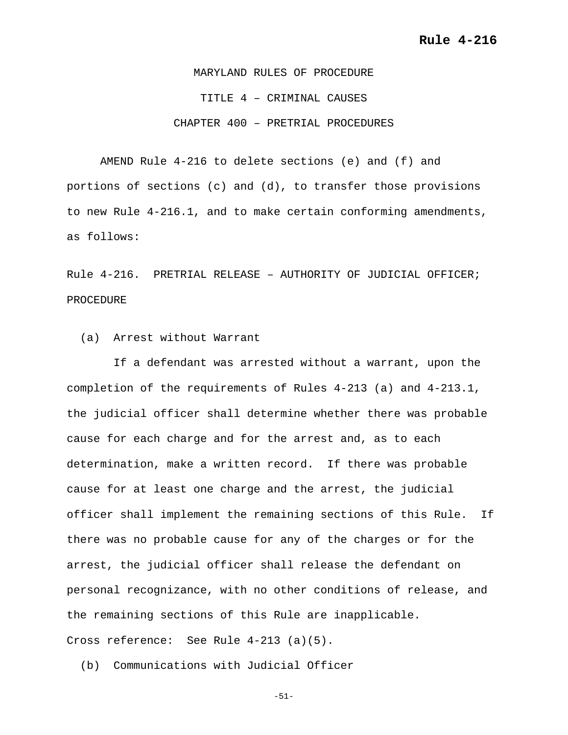MARYLAND RULES OF PROCEDURE

TITLE 4 – CRIMINAL CAUSES

CHAPTER 400 – PRETRIAL PROCEDURES

AMEND Rule 4-216 to delete sections (e) and (f) and portions of sections (c) and (d), to transfer those provisions to new Rule 4-216.1, and to make certain conforming amendments, as follows:

Rule 4-216. PRETRIAL RELEASE – AUTHORITY OF JUDICIAL OFFICER; PROCEDURE

(a) Arrest without Warrant

If a defendant was arrested without a warrant, upon the completion of the requirements of Rules 4-213 (a) and 4-213.1, the judicial officer shall determine whether there was probable cause for each charge and for the arrest and, as to each determination, make a written record. If there was probable cause for at least one charge and the arrest, the judicial officer shall implement the remaining sections of this Rule. If there was no probable cause for any of the charges or for the arrest, the judicial officer shall release the defendant on personal recognizance, with no other conditions of release, and the remaining sections of this Rule are inapplicable.

Cross reference: See Rule 4-213 (a)(5).

(b) Communications with Judicial Officer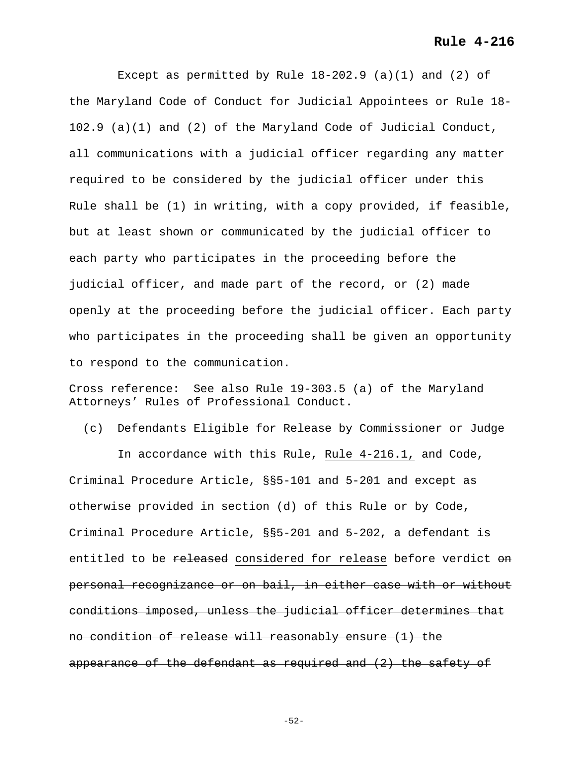Except as permitted by Rule 18-202.9 (a)(1) and (2) of the Maryland Code of Conduct for Judicial Appointees or Rule 18-102.9 (a)(1) and (2) of the Maryland Code of Judicial Conduct, all communications with a judicial officer regarding any matter required to be considered by the judicial officer under this Rule shall be (1) in writing, with a copy provided, if feasible, but at least shown or communicated by the judicial officer to each party who participates in the proceeding before the judicial officer, and made part of the record, or (2) made openly at the proceeding before the judicial officer. Each party who participates in the proceeding shall be given an opportunity to respond to the communication.

Cross reference: See also Rule 19-303.5 (a) of the Maryland Attorneys' Rules of Professional Conduct.

(c) Defendants Eligible for Release by Commissioner or Judge

In accordance with this Rule, <u>Rule 4-216.1,</u> and Code, Criminal Procedure Article, §§5-101 and 5-201 and except as otherwise provided in section (d) of this Rule or by Code, Criminal Procedure Article, §§5-201 and 5-202, a defendant is entitled to be ~~released~~ <u>considered for release</u> before verdict ~~on personal recognizance or on bail, in either case with or without conditions imposed, unless the judicial officer determines that no condition of release will reasonably ensure (1) the appearance of the defendant as required and (2) the safety of~~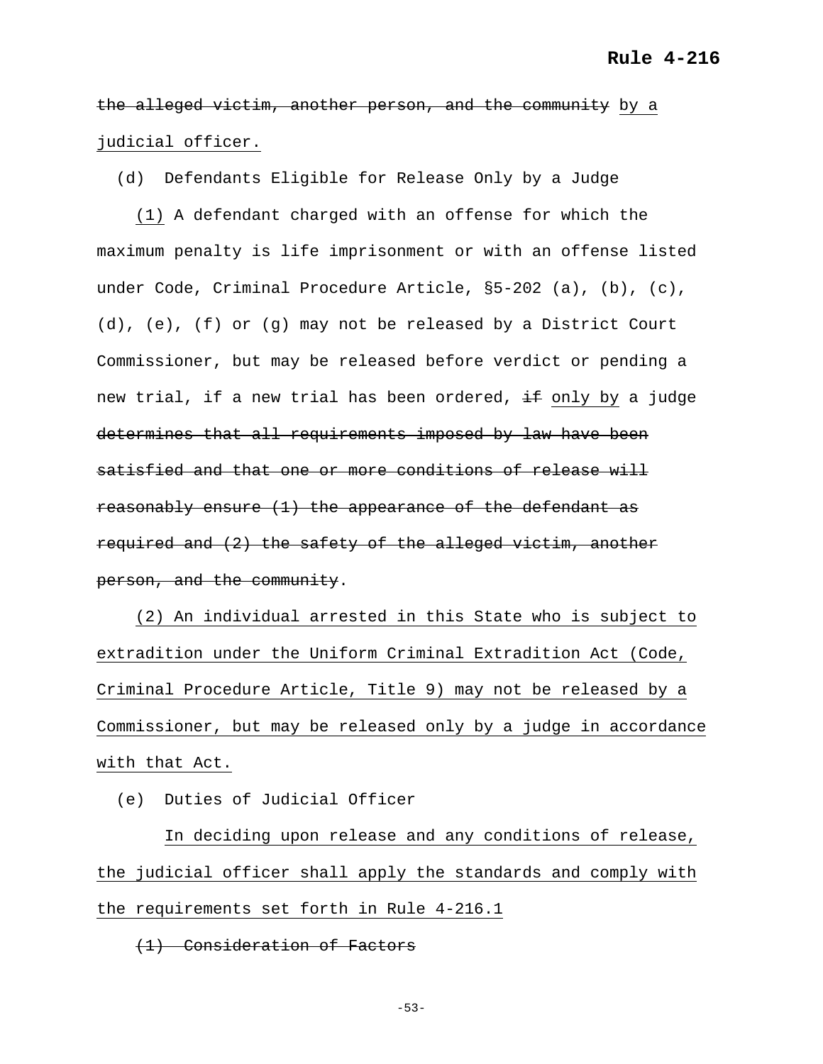~~the alleged victim, another person, and the community~~ <u>by a judicial officer.</u>

(d) Defendants Eligible for Release Only by a Judge

<u>(1)</u> A defendant charged with an offense for which the maximum penalty is life imprisonment or with an offense listed under Code, Criminal Procedure Article, §5-202 (a), (b), (c), (d), (e), (f) or (g) may not be released by a District Court Commissioner, but may be released before verdict or pending a new trial, if a new trial has been ordered, ~~if~~ <u>only by</u> a judge ~~determines that all requirements imposed by law have been satisfied and that one or more conditions of release will reasonably ensure (1) the appearance of the defendant as required and (2) the safety of the alleged victim, another person, and the community~~.

<u>(2) An individual arrested in this State who is subject to extradition under the Uniform Criminal Extradition Act (Code, Criminal Procedure Article, Title 9) may not be released by a Commissioner, but may be released only by a judge in accordance with that Act.</u>

(e) Duties of Judicial Officer

<u>In deciding upon release and any conditions of release, the judicial officer shall apply the standards and comply with the requirements set forth in Rule 4-216.1</u>

~~(1) Consideration of Factors~~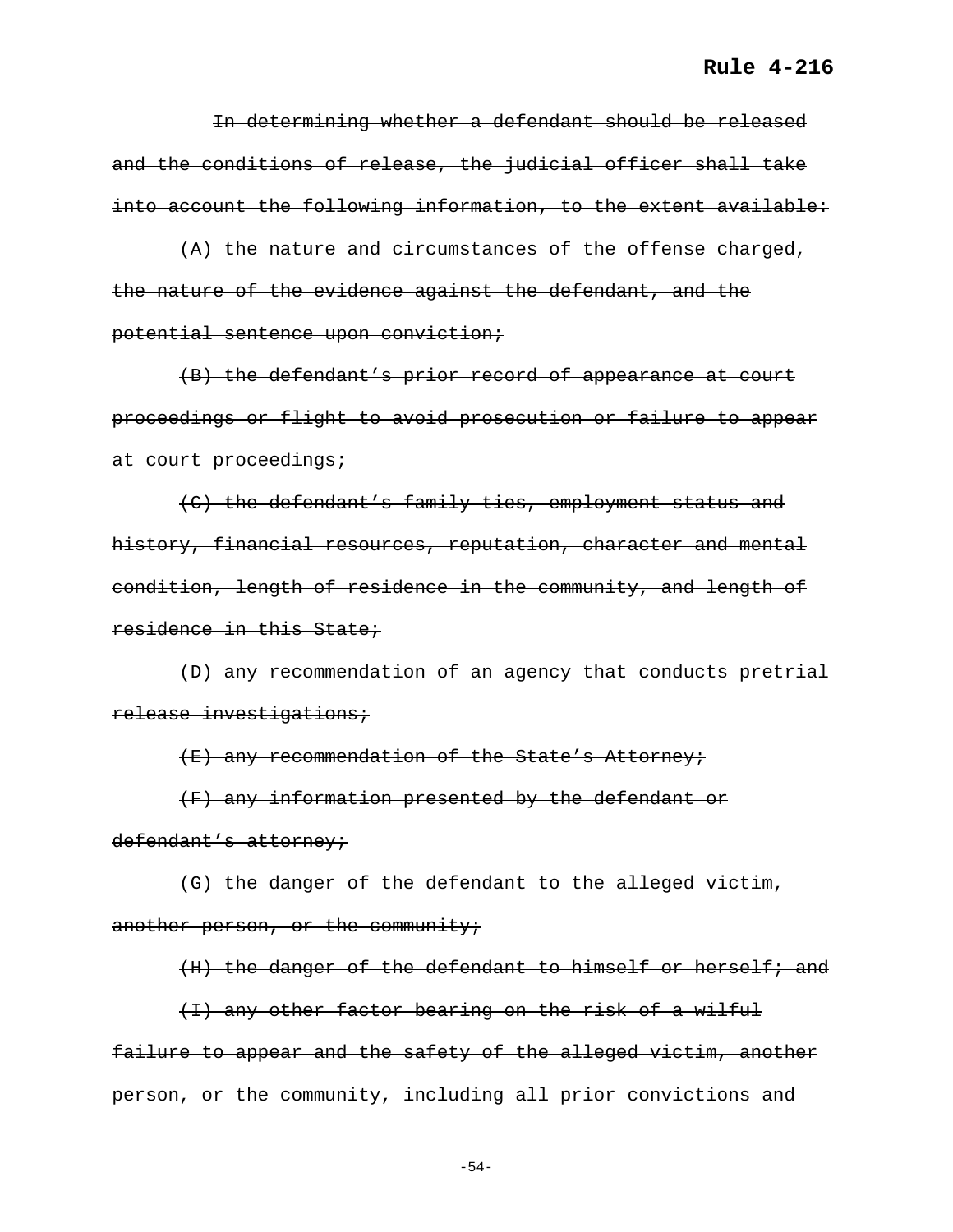~~In determining whether a defendant should be released and the conditions of release, the judicial officer shall take into account the following information, to the extent available:~~

~~(A) the nature and circumstances of the offense charged, the nature of the evidence against the defendant, and the potential sentence upon conviction;~~

~~(B) the defendant's prior record of appearance at court proceedings or flight to avoid prosecution or failure to appear at court proceedings;~~

~~(C) the defendant's family ties, employment status and history, financial resources, reputation, character and mental condition, length of residence in the community, and length of residence in this State;~~

~~(D) any recommendation of an agency that conducts pretrial release investigations;~~

~~(E) any recommendation of the State's Attorney;~~

~~(F) any information presented by the defendant or defendant's attorney;~~

~~(G) the danger of the defendant to the alleged victim, another person, or the community;~~

~~(H) the danger of the defendant to himself or herself; and~~

~~(I) any other factor bearing on the risk of a wilful failure to appear and the safety of the alleged victim, another person, or the community, including all prior convictions and~~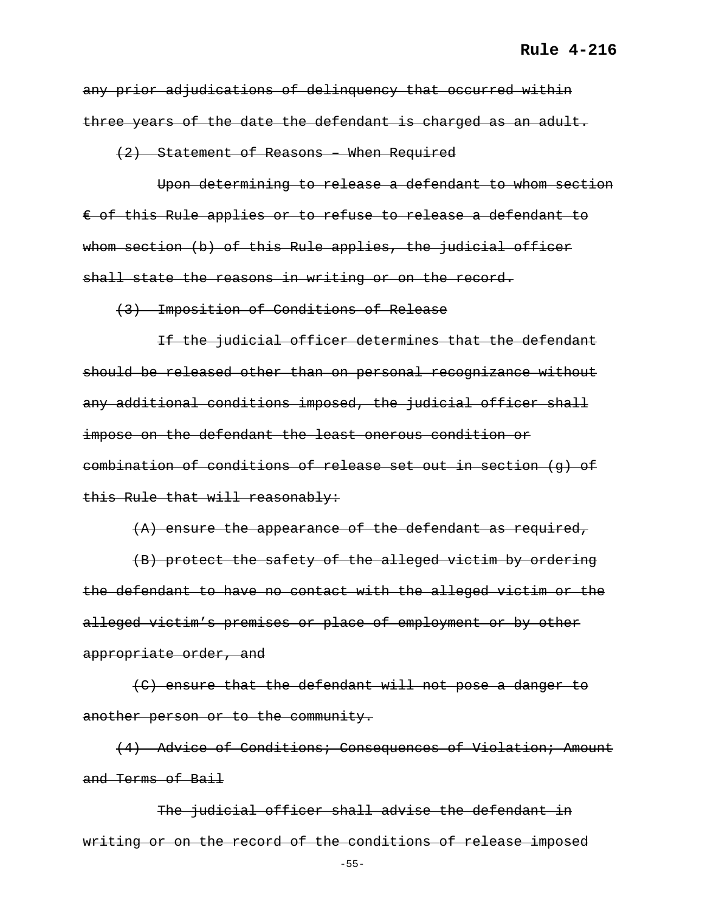~~any prior adjudications of delinquency that occurred within three years of the date the defendant is charged as an adult.~~

~~(2) Statement of Reasons – When Required~~

~~Upon determining to release a defendant to whom section € of this Rule applies or to refuse to release a defendant to whom section (b) of this Rule applies, the judicial officer shall state the reasons in writing or on the record.~~

~~(3) Imposition of Conditions of Release~~

~~If the judicial officer determines that the defendant should be released other than on personal recognizance without any additional conditions imposed, the judicial officer shall impose on the defendant the least onerous condition or combination of conditions of release set out in section (g) of this Rule that will reasonably:~~

~~(A) ensure the appearance of the defendant as required,~~

~~(B) protect the safety of the alleged victim by ordering the defendant to have no contact with the alleged victim or the alleged victim's premises or place of employment or by other appropriate order, and~~

~~(C) ensure that the defendant will not pose a danger to another person or to the community.~~

~~(4) Advice of Conditions; Consequences of Violation; Amount and Terms of Bail~~

~~The judicial officer shall advise the defendant in writing or on the record of the conditions of release imposed~~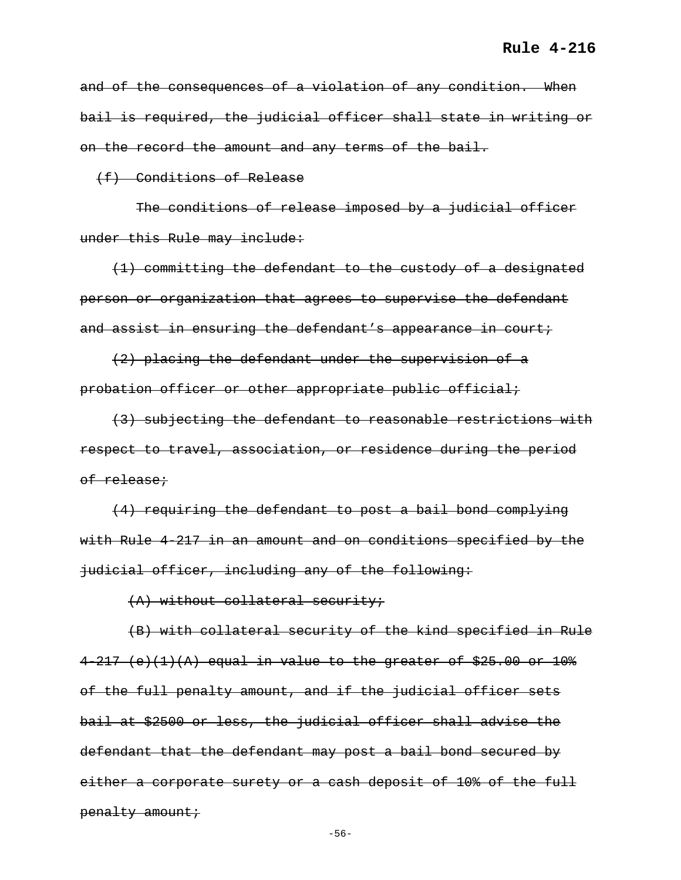~~and of the consequences of a violation of any condition. When bail is required, the judicial officer shall state in writing or on the record the amount and any terms of the bail.~~

~~(f) Conditions of Release~~

~~The conditions of release imposed by a judicial officer under this Rule may include:~~

~~(1) committing the defendant to the custody of a designated person or organization that agrees to supervise the defendant and assist in ensuring the defendant's appearance in court;~~

~~(2) placing the defendant under the supervision of a probation officer or other appropriate public official;~~

~~(3) subjecting the defendant to reasonable restrictions with respect to travel, association, or residence during the period of release;~~

~~(4) requiring the defendant to post a bail bond complying with Rule 4-217 in an amount and on conditions specified by the judicial officer, including any of the following:~~

~~(A) without collateral security;~~

~~(B) with collateral security of the kind specified in Rule 4-217 (e)(1)(A) equal in value to the greater of $25.00 or 10% of the full penalty amount, and if the judicial officer sets bail at $2500 or less, the judicial officer shall advise the defendant that the defendant may post a bail bond secured by either a corporate surety or a cash deposit of 10% of the full penalty amount;~~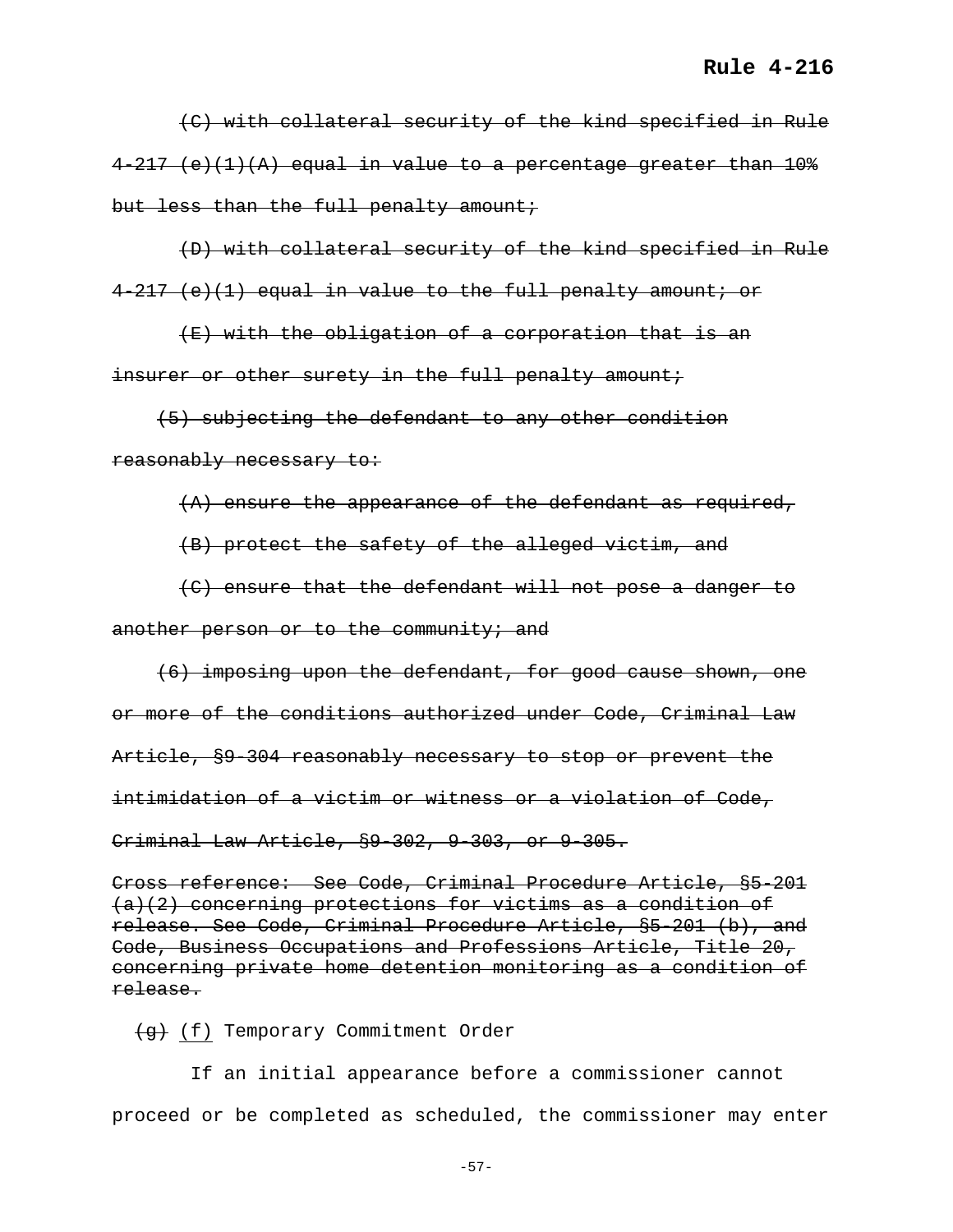~~(C) with collateral security of the kind specified in Rule 4-217 (e)(1)(A) equal in value to a percentage greater than 10% but less than the full penalty amount;~~

~~(D) with collateral security of the kind specified in Rule 4-217 (e)(1) equal in value to the full penalty amount; or~~

~~(E) with the obligation of a corporation that is an insurer or other surety in the full penalty amount;~~

~~(5) subjecting the defendant to any other condition reasonably necessary to:~~

~~(A) ensure the appearance of the defendant as required,~~

~~(B) protect the safety of the alleged victim, and~~

~~(C) ensure that the defendant will not pose a danger to another person or to the community; and~~

~~(6) imposing upon the defendant, for good cause shown, one or more of the conditions authorized under Code, Criminal Law Article, §9-304 reasonably necessary to stop or prevent the intimidation of a victim or witness or a violation of Code, Criminal Law Article, §9-302, 9-303, or 9-305.~~

~~Cross reference: See Code, Criminal Procedure Article, §5-201 (a)(2) concerning protections for victims as a condition of release. See Code, Criminal Procedure Article, §5-201 (b), and Code, Business Occupations and Professions Article, Title 20, concerning private home detention monitoring as a condition of release.~~

~~(g)~~ <u>(f)</u> Temporary Commitment Order

If an initial appearance before a commissioner cannot proceed or be completed as scheduled, the commissioner may enter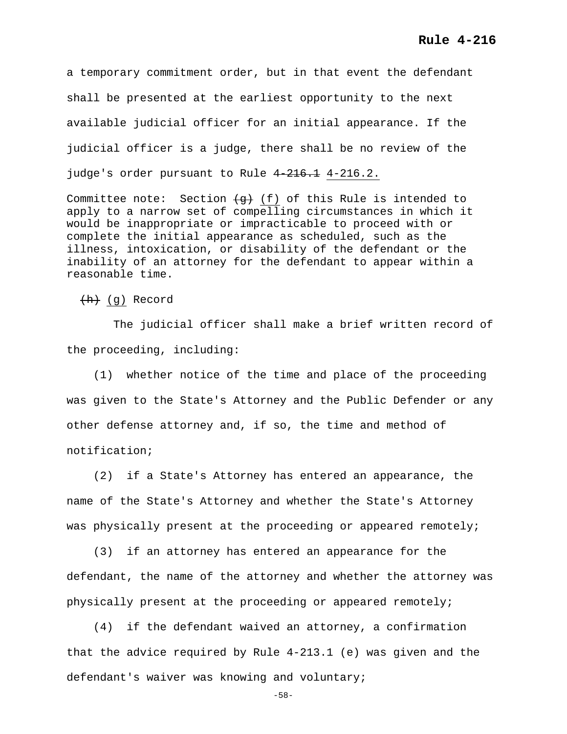a temporary commitment order, but in that event the defendant shall be presented at the earliest opportunity to the next available judicial officer for an initial appearance. If the judicial officer is a judge, there shall be no review of the judge's order pursuant to Rule ~~4-216.1~~ 4-216.2.

Committee note: Section ~~(g)~~ (f) of this Rule is intended to apply to a narrow set of compelling circumstances in which it would be inappropriate or impracticable to proceed with or complete the initial appearance as scheduled, such as the illness, intoxication, or disability of the defendant or the inability of an attorney for the defendant to appear within a reasonable time.

~~(h)~~ (g) Record

The judicial officer shall make a brief written record of the proceeding, including:

(1) whether notice of the time and place of the proceeding was given to the State's Attorney and the Public Defender or any other defense attorney and, if so, the time and method of notification;

(2) if a State's Attorney has entered an appearance, the name of the State's Attorney and whether the State's Attorney was physically present at the proceeding or appeared remotely;

(3) if an attorney has entered an appearance for the defendant, the name of the attorney and whether the attorney was physically present at the proceeding or appeared remotely;

(4) if the defendant waived an attorney, a confirmation that the advice required by Rule 4-213.1 (e) was given and the defendant's waiver was knowing and voluntary;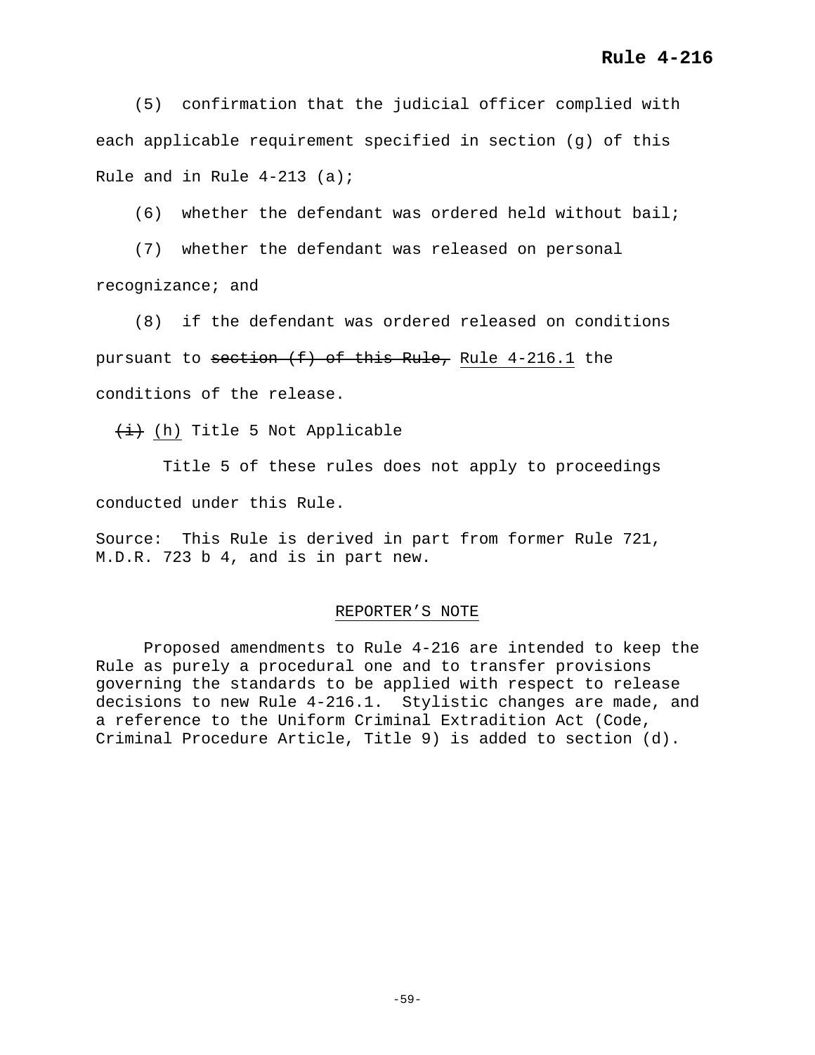(5) confirmation that the judicial officer complied with each applicable requirement specified in section (g) of this Rule and in Rule 4-213 (a);

(6) whether the defendant was ordered held without bail;

(7) whether the defendant was released on personal recognizance; and

(8) if the defendant was ordered released on conditions pursuant to ~~section (f) of this Rule,~~ <u>Rule 4-216.1</u> the conditions of the release.

~~(i)~~ <u>(h)</u> Title 5 Not Applicable

Title 5 of these rules does not apply to proceedings conducted under this Rule.

Source: This Rule is derived in part from former Rule 721, M.D.R. 723 b 4, and is in part new.

<u>REPORTER'S NOTE</u>

Proposed amendments to Rule 4-216 are intended to keep the Rule as purely a procedural one and to transfer provisions governing the standards to be applied with respect to release decisions to new Rule 4-216.1. Stylistic changes are made, and a reference to the Uniform Criminal Extradition Act (Code, Criminal Procedure Article, Title 9) is added to section (d).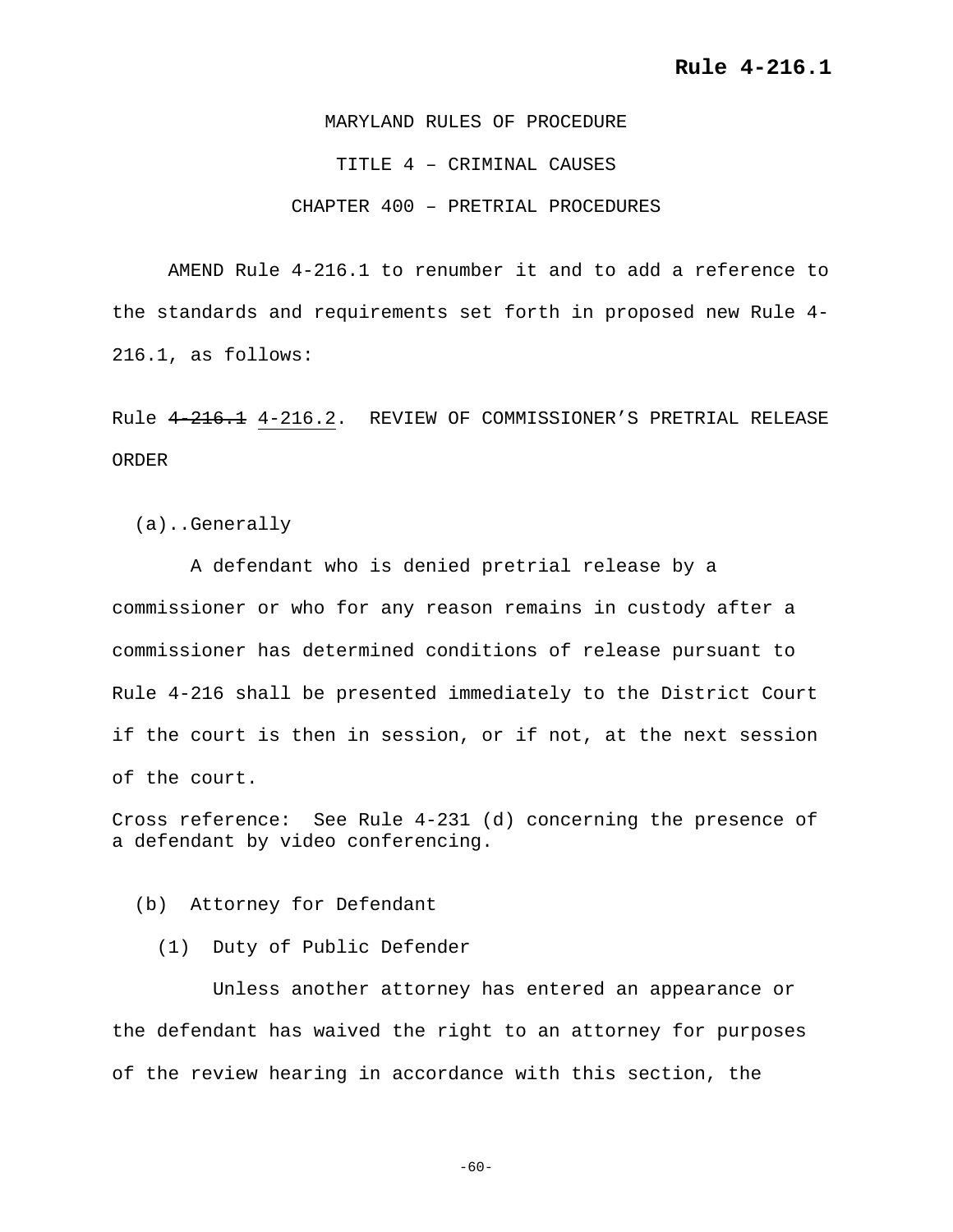MARYLAND RULES OF PROCEDURE

TITLE 4 – CRIMINAL CAUSES

CHAPTER 400 – PRETRIAL PROCEDURES

AMEND Rule 4-216.1 to renumber it and to add a reference to the standards and requirements set forth in proposed new Rule 4-216.1, as follows:

Rule ~~4-216.1~~ <u>4-216.2</u>. REVIEW OF COMMISSIONER'S PRETRIAL RELEASE ORDER

(a)..Generally

A defendant who is denied pretrial release by a commissioner or who for any reason remains in custody after a commissioner has determined conditions of release pursuant to Rule 4-216 shall be presented immediately to the District Court if the court is then in session, or if not, at the next session of the court.

Cross reference: See Rule 4-231 (d) concerning the presence of a defendant by video conferencing.

(b) Attorney for Defendant

(1) Duty of Public Defender

Unless another attorney has entered an appearance or the defendant has waived the right to an attorney for purposes of the review hearing in accordance with this section, the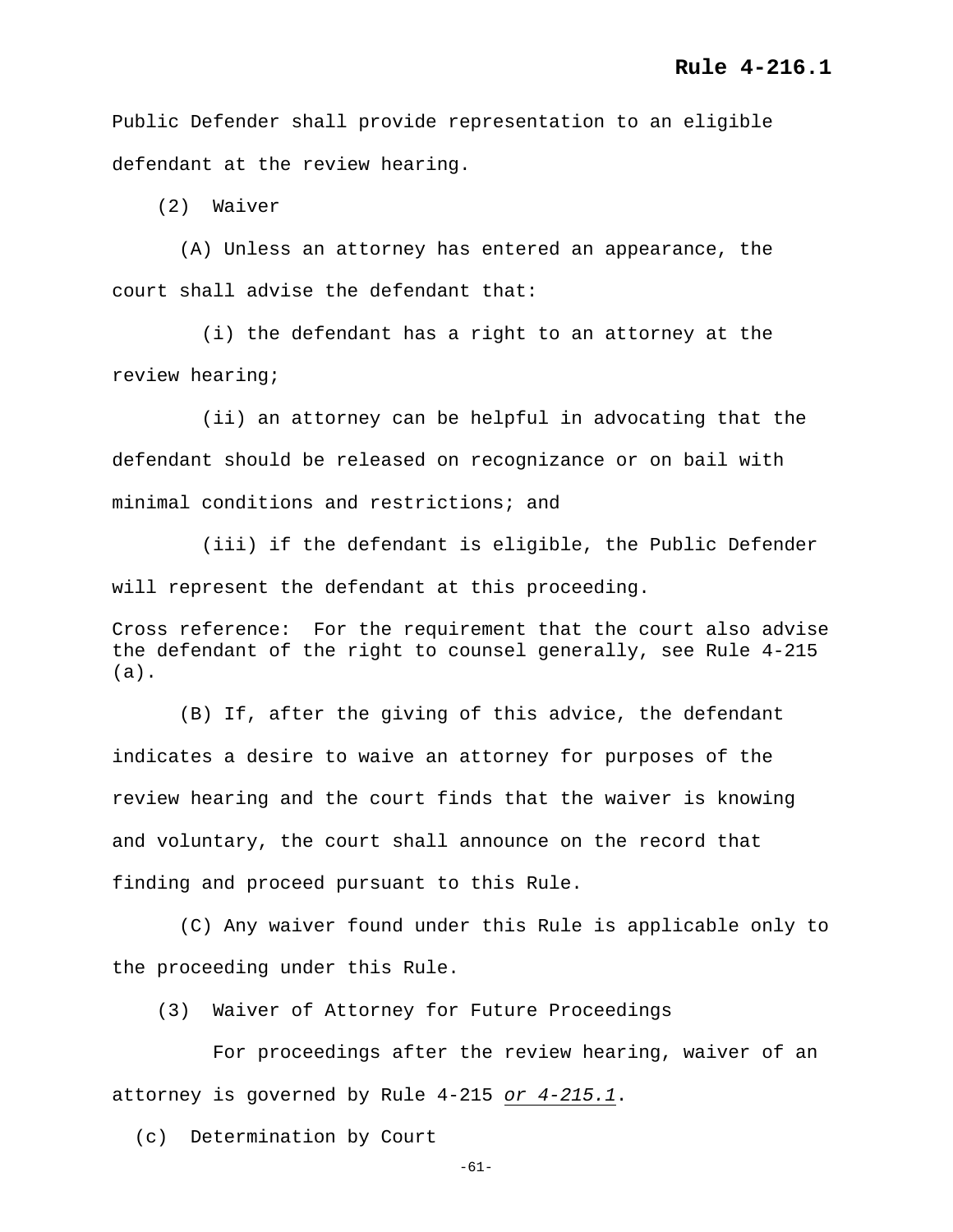Public Defender shall provide representation to an eligible defendant at the review hearing.

(2) Waiver

(A) Unless an attorney has entered an appearance, the court shall advise the defendant that:

(i) the defendant has a right to an attorney at the review hearing;

(ii) an attorney can be helpful in advocating that the defendant should be released on recognizance or on bail with minimal conditions and restrictions; and

(iii) if the defendant is eligible, the Public Defender will represent the defendant at this proceeding.

Cross reference: For the requirement that the court also advise the defendant of the right to counsel generally, see Rule 4-215 (a).

(B) If, after the giving of this advice, the defendant indicates a desire to waive an attorney for purposes of the review hearing and the court finds that the waiver is knowing and voluntary, the court shall announce on the record that finding and proceed pursuant to this Rule.

(C) Any waiver found under this Rule is applicable only to the proceeding under this Rule.

(3) Waiver of Attorney for Future Proceedings

For proceedings after the review hearing, waiver of an attorney is governed by Rule 4-215 *or 4-215.1*.

(c) Determination by Court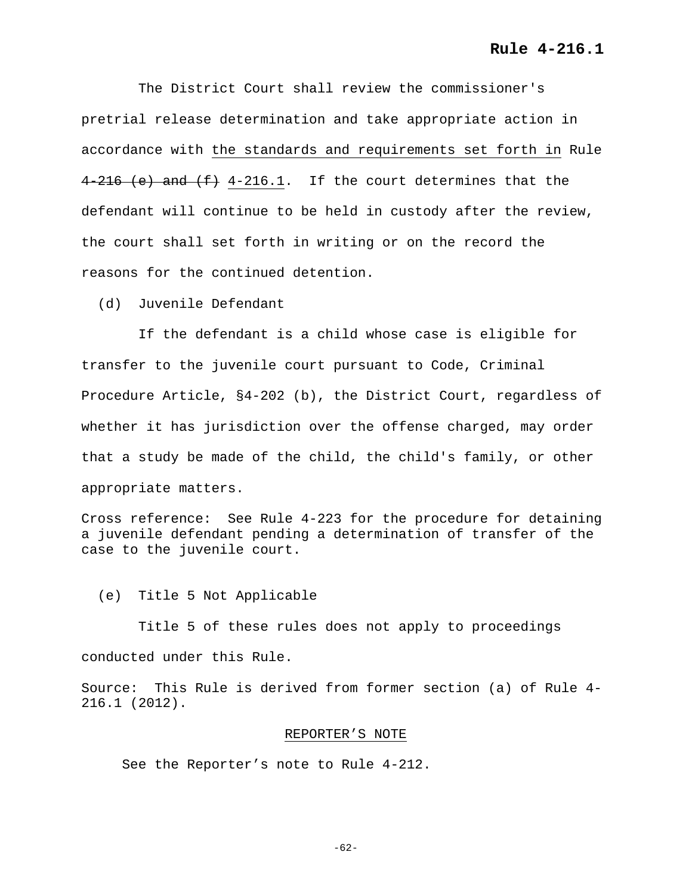The District Court shall review the commissioner's pretrial release determination and take appropriate action in accordance with <u>the standards and requirements set forth in</u> Rule ~~4-216 (e) and (f)~~ <u>4-216.1</u>. If the court determines that the defendant will continue to be held in custody after the review, the court shall set forth in writing or on the record the reasons for the continued detention.

(d) Juvenile Defendant

If the defendant is a child whose case is eligible for transfer to the juvenile court pursuant to Code, Criminal Procedure Article, §4-202 (b), the District Court, regardless of whether it has jurisdiction over the offense charged, may order that a study be made of the child, the child's family, or other appropriate matters.

Cross reference: See Rule 4-223 for the procedure for detaining a juvenile defendant pending a determination of transfer of the case to the juvenile court.

(e) Title 5 Not Applicable

Title 5 of these rules does not apply to proceedings conducted under this Rule.

Source: This Rule is derived from former section (a) of Rule 4-216.1 (2012).

<u>REPORTER'S NOTE</u>

See the Reporter's note to Rule 4-212.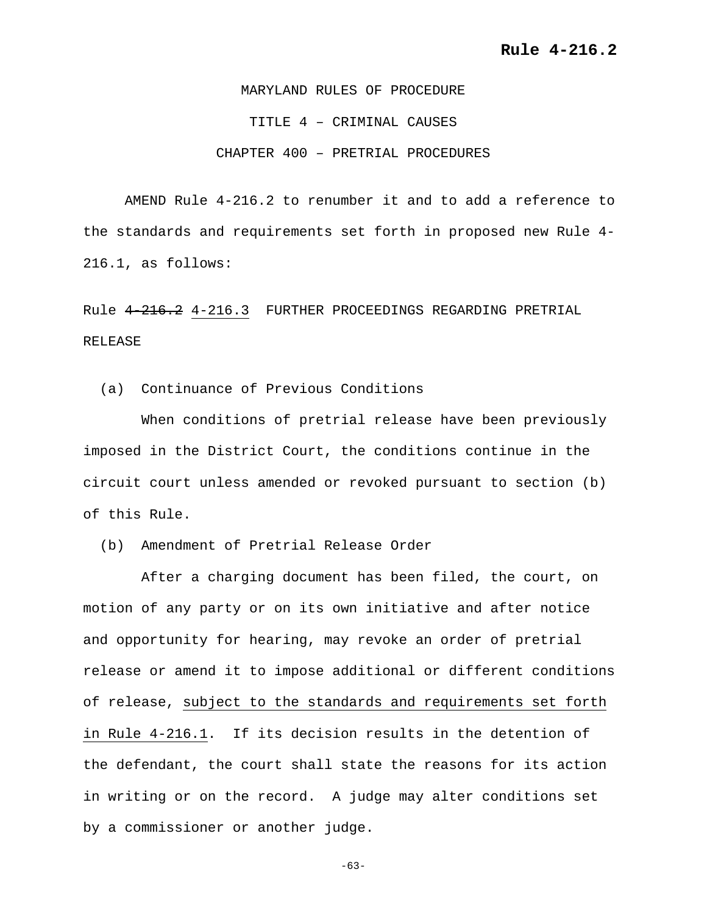MARYLAND RULES OF PROCEDURE

TITLE 4 – CRIMINAL CAUSES

CHAPTER 400 – PRETRIAL PROCEDURES

AMEND Rule 4-216.2 to renumber it and to add a reference to the standards and requirements set forth in proposed new Rule 4-216.1, as follows:

Rule ~~4-216.2~~ <u>4-216.3</u> FURTHER PROCEEDINGS REGARDING PRETRIAL RELEASE

(a) Continuance of Previous Conditions

When conditions of pretrial release have been previously imposed in the District Court, the conditions continue in the circuit court unless amended or revoked pursuant to section (b) of this Rule.

(b) Amendment of Pretrial Release Order

After a charging document has been filed, the court, on motion of any party or on its own initiative and after notice and opportunity for hearing, may revoke an order of pretrial release or amend it to impose additional or different conditions of release, <u>subject to the standards and requirements set forth in Rule 4-216.1</u>. If its decision results in the detention of the defendant, the court shall state the reasons for its action in writing or on the record. A judge may alter conditions set by a commissioner or another judge.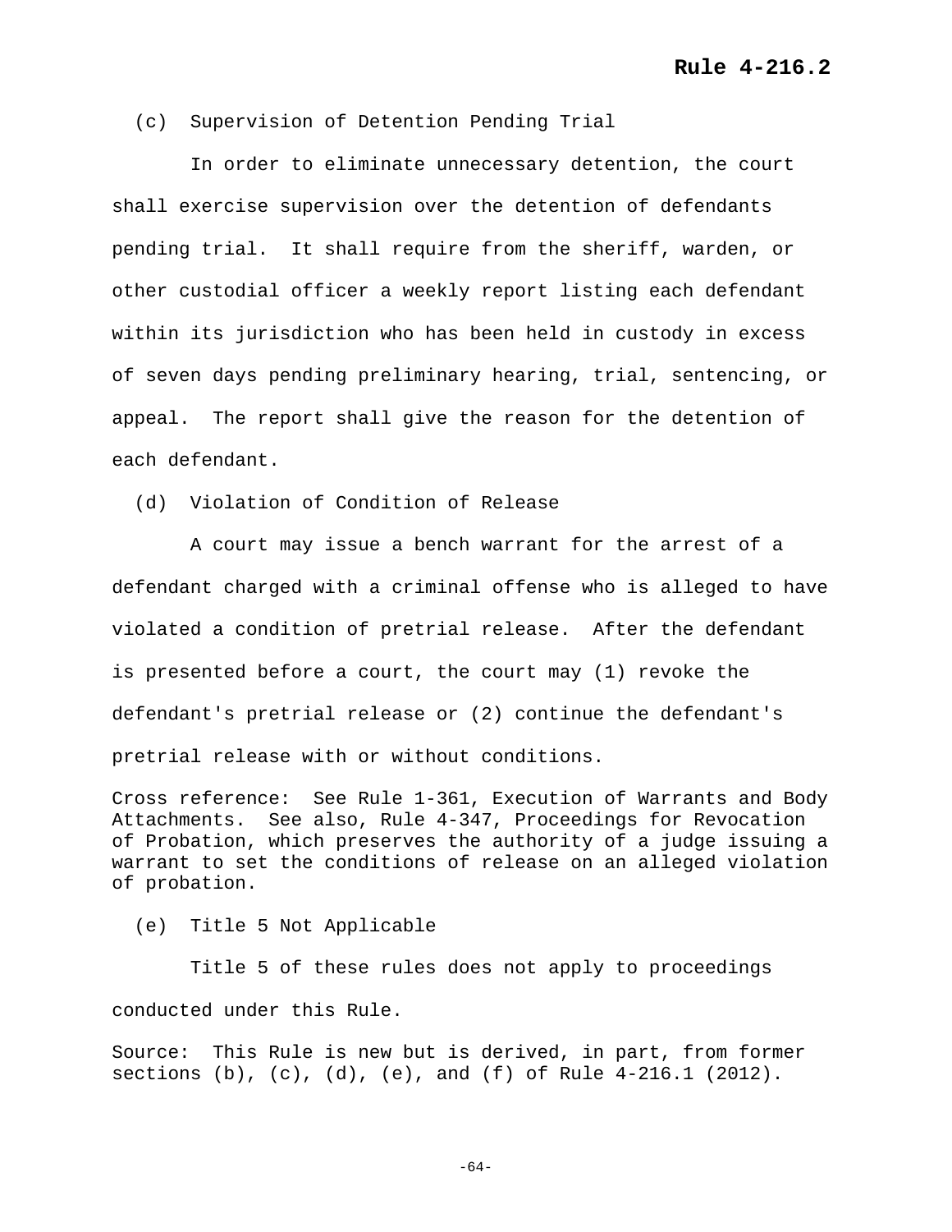(c) Supervision of Detention Pending Trial

In order to eliminate unnecessary detention, the court shall exercise supervision over the detention of defendants pending trial. It shall require from the sheriff, warden, or other custodial officer a weekly report listing each defendant within its jurisdiction who has been held in custody in excess of seven days pending preliminary hearing, trial, sentencing, or appeal. The report shall give the reason for the detention of each defendant.

(d) Violation of Condition of Release

A court may issue a bench warrant for the arrest of a defendant charged with a criminal offense who is alleged to have violated a condition of pretrial release. After the defendant is presented before a court, the court may (1) revoke the defendant's pretrial release or (2) continue the defendant's pretrial release with or without conditions.

Cross reference: See Rule 1-361, Execution of Warrants and Body Attachments. See also, Rule 4-347, Proceedings for Revocation of Probation, which preserves the authority of a judge issuing a warrant to set the conditions of release on an alleged violation of probation.

(e) Title 5 Not Applicable

Title 5 of these rules does not apply to proceedings conducted under this Rule.

Source: This Rule is new but is derived, in part, from former sections (b), (c), (d), (e), and (f) of Rule 4-216.1 (2012).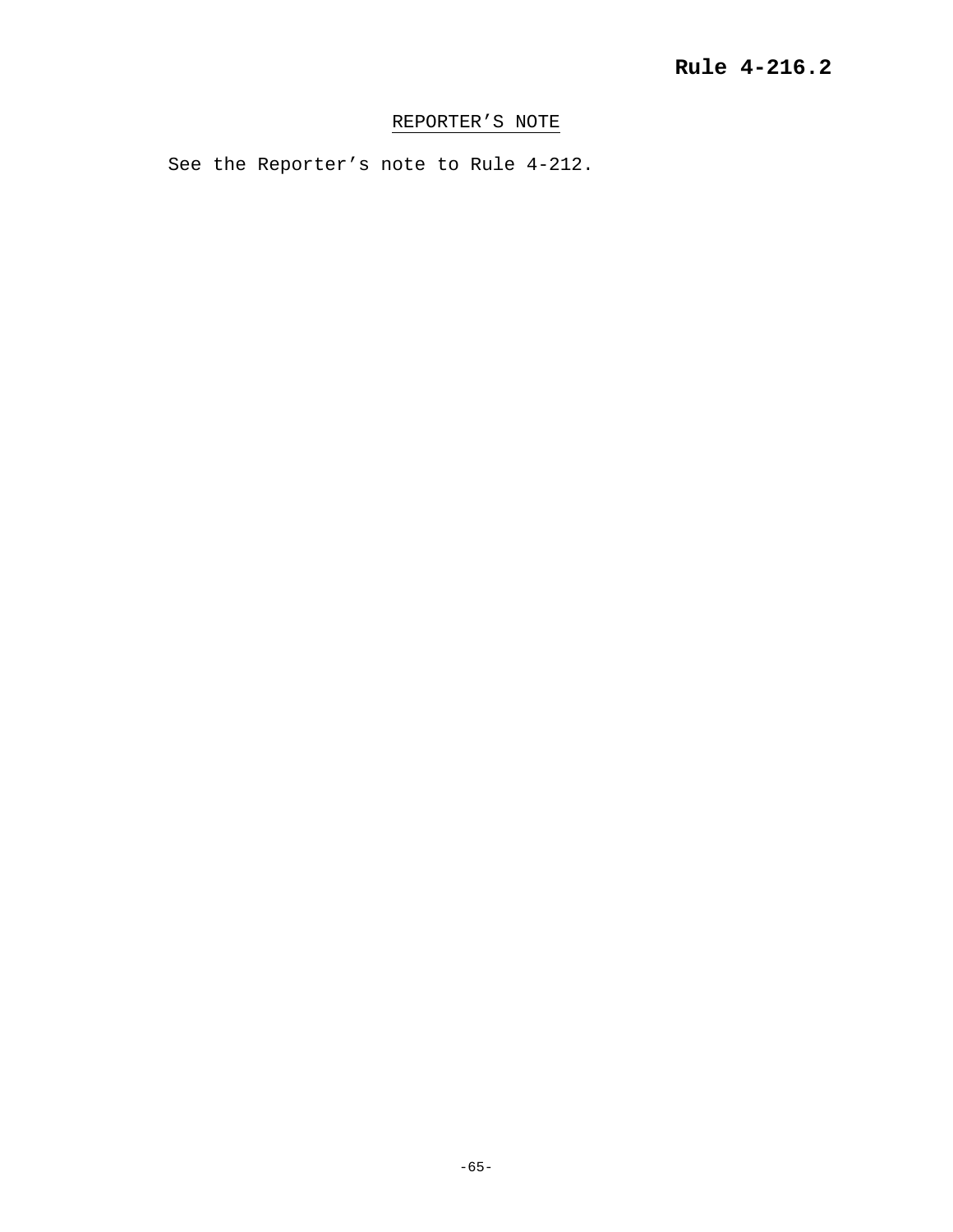# Rule 4-216.2

REPORTER'S NOTE

See the Reporter's note to Rule 4-212.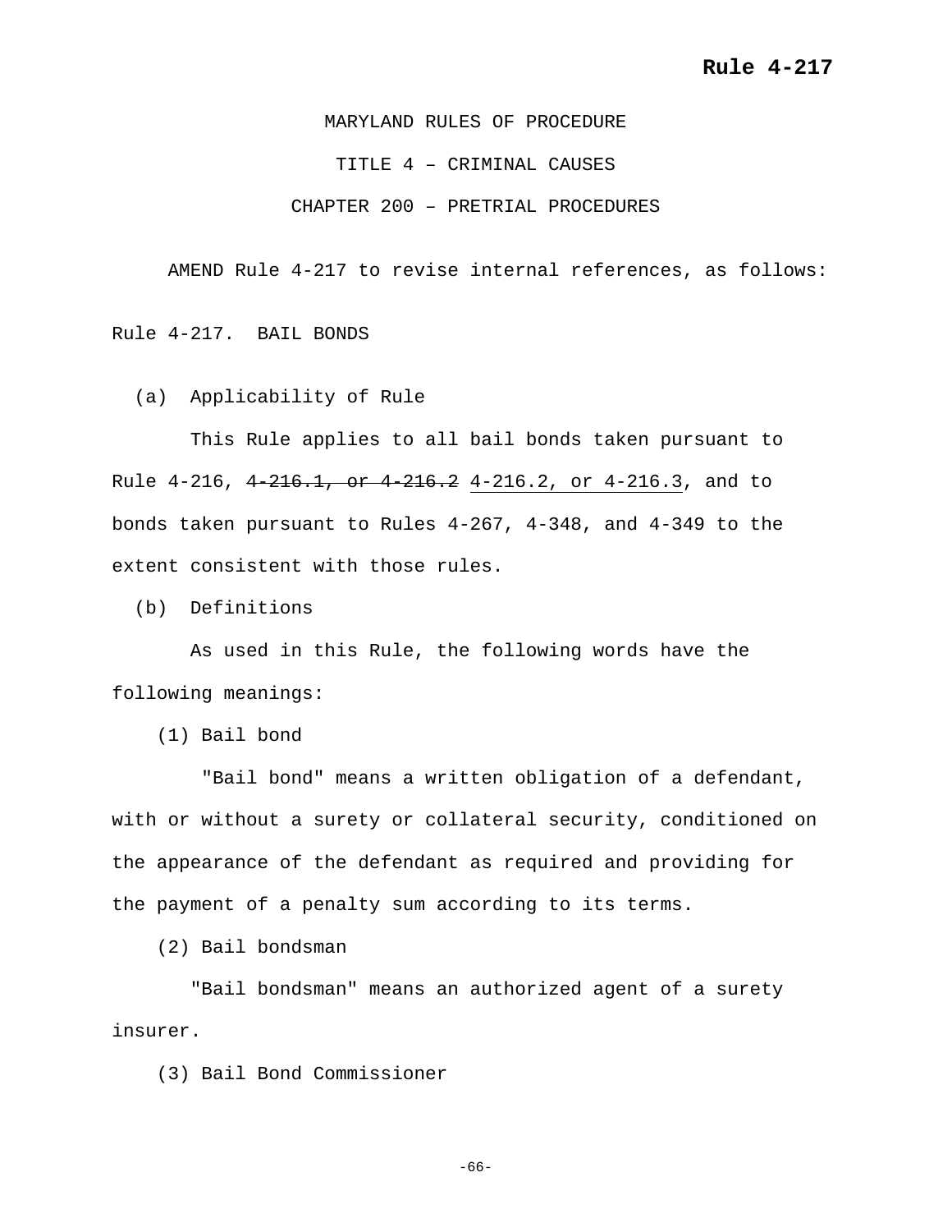**Rule 4-217**

MARYLAND RULES OF PROCEDURE

TITLE 4 – CRIMINAL CAUSES

CHAPTER 200 – PRETRIAL PROCEDURES

AMEND Rule 4-217 to revise internal references, as follows:

Rule 4-217. BAIL BONDS

(a) Applicability of Rule

This Rule applies to all bail bonds taken pursuant to Rule 4-216, ~~4-216.1, or 4-216.2~~ <u>4-216.2, or 4-216.3</u>, and to bonds taken pursuant to Rules 4-267, 4-348, and 4-349 to the extent consistent with those rules.

(b) Definitions

As used in this Rule, the following words have the following meanings:

(1) Bail bond

"Bail bond" means a written obligation of a defendant, with or without a surety or collateral security, conditioned on the appearance of the defendant as required and providing for the payment of a penalty sum according to its terms.

(2) Bail bondsman

"Bail bondsman" means an authorized agent of a surety insurer.

(3) Bail Bond Commissioner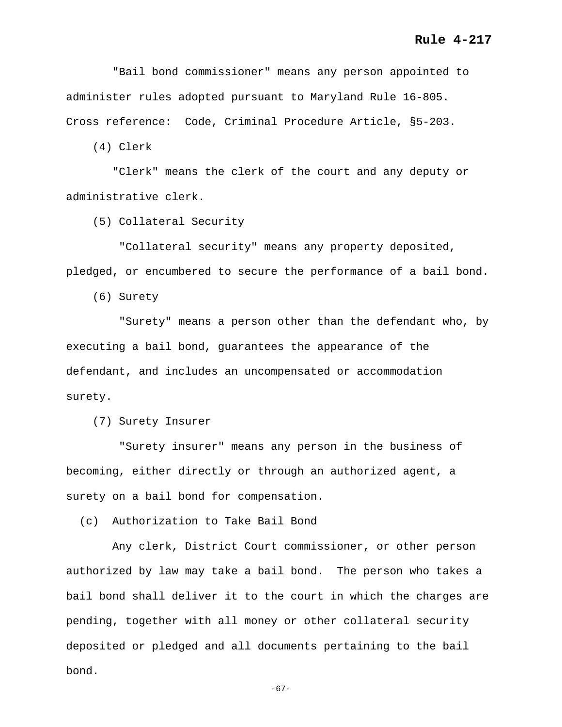"Bail bond commissioner" means any person appointed to administer rules adopted pursuant to Maryland Rule 16-805.

Cross reference: Code, Criminal Procedure Article, §5-203.

(4) Clerk

"Clerk" means the clerk of the court and any deputy or administrative clerk.

(5) Collateral Security

"Collateral security" means any property deposited, pledged, or encumbered to secure the performance of a bail bond.

(6) Surety

"Surety" means a person other than the defendant who, by executing a bail bond, guarantees the appearance of the defendant, and includes an uncompensated or accommodation surety.

(7) Surety Insurer

"Surety insurer" means any person in the business of becoming, either directly or through an authorized agent, a surety on a bail bond for compensation.

(c) Authorization to Take Bail Bond

Any clerk, District Court commissioner, or other person authorized by law may take a bail bond. The person who takes a bail bond shall deliver it to the court in which the charges are pending, together with all money or other collateral security deposited or pledged and all documents pertaining to the bail bond.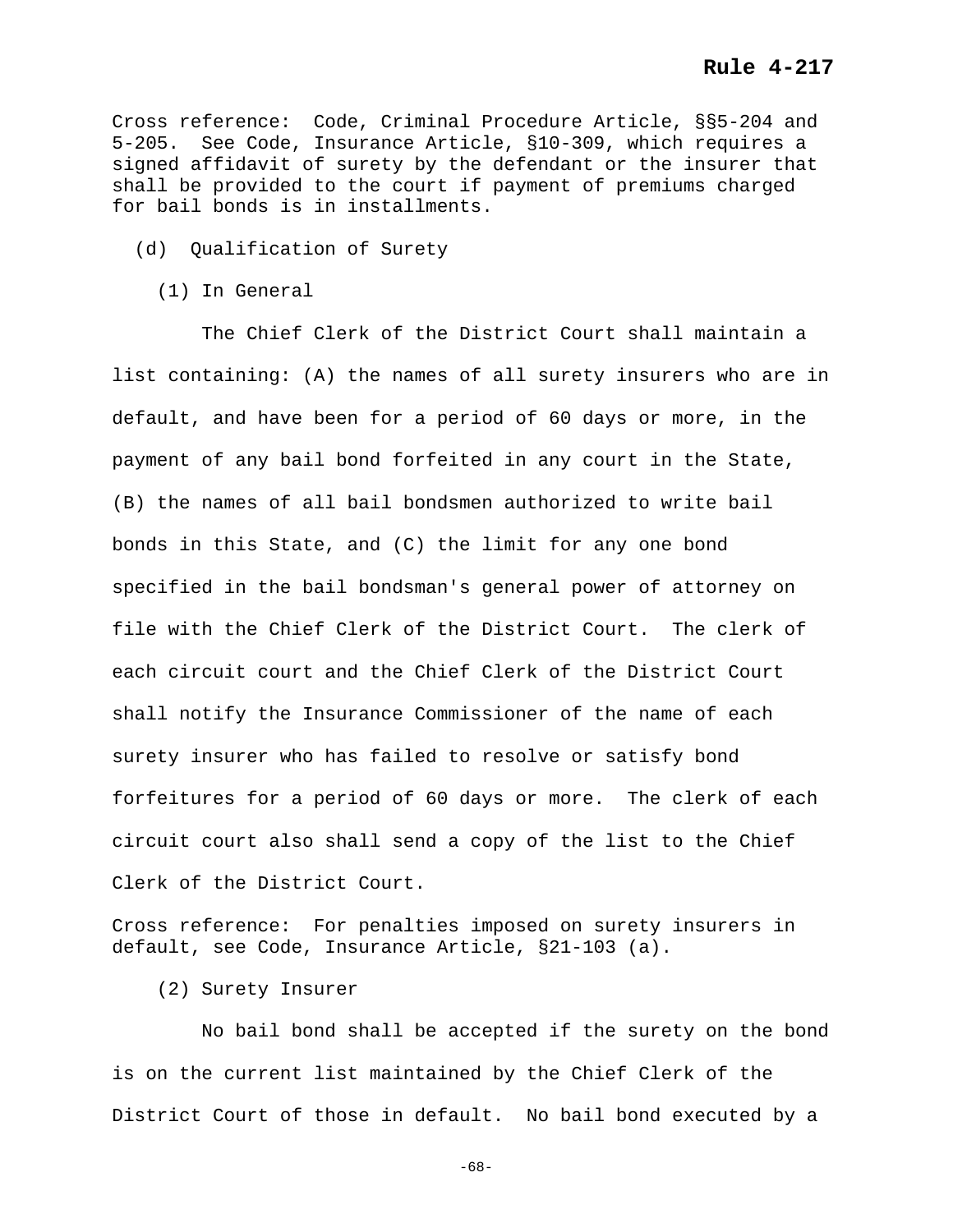Cross reference: Code, Criminal Procedure Article, §§5-204 and 5-205. See Code, Insurance Article, §10-309, which requires a signed affidavit of surety by the defendant or the insurer that shall be provided to the court if payment of premiums charged for bail bonds is in installments.

(d) Qualification of Surety

(1) In General

The Chief Clerk of the District Court shall maintain a list containing: (A) the names of all surety insurers who are in default, and have been for a period of 60 days or more, in the payment of any bail bond forfeited in any court in the State, (B) the names of all bail bondsmen authorized to write bail bonds in this State, and (C) the limit for any one bond specified in the bail bondsman's general power of attorney on file with the Chief Clerk of the District Court. The clerk of each circuit court and the Chief Clerk of the District Court shall notify the Insurance Commissioner of the name of each surety insurer who has failed to resolve or satisfy bond forfeitures for a period of 60 days or more. The clerk of each circuit court also shall send a copy of the list to the Chief Clerk of the District Court.

Cross reference: For penalties imposed on surety insurers in default, see Code, Insurance Article, §21-103 (a).

(2) Surety Insurer

No bail bond shall be accepted if the surety on the bond is on the current list maintained by the Chief Clerk of the District Court of those in default. No bail bond executed by a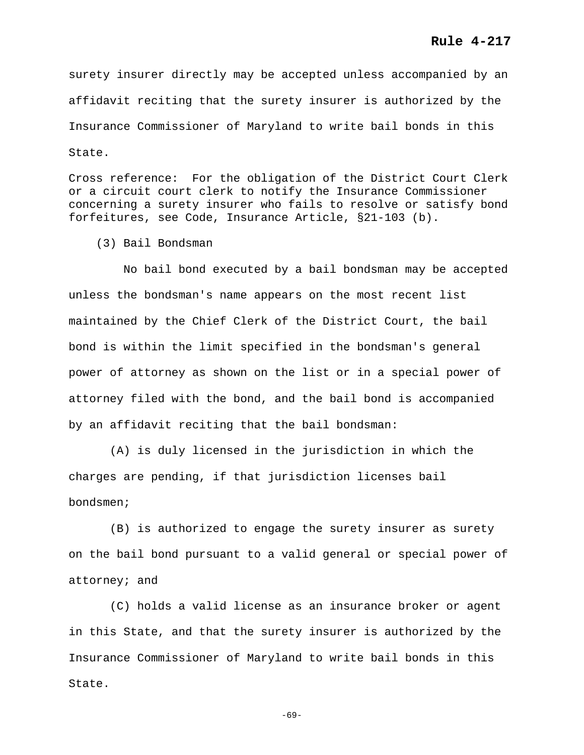surety insurer directly may be accepted unless accompanied by an affidavit reciting that the surety insurer is authorized by the Insurance Commissioner of Maryland to write bail bonds in this State.

Cross reference: For the obligation of the District Court Clerk or a circuit court clerk to notify the Insurance Commissioner concerning a surety insurer who fails to resolve or satisfy bond forfeitures, see Code, Insurance Article, §21-103 (b).

(3) Bail Bondsman

No bail bond executed by a bail bondsman may be accepted unless the bondsman's name appears on the most recent list maintained by the Chief Clerk of the District Court, the bail bond is within the limit specified in the bondsman's general power of attorney as shown on the list or in a special power of attorney filed with the bond, and the bail bond is accompanied by an affidavit reciting that the bail bondsman:

(A) is duly licensed in the jurisdiction in which the charges are pending, if that jurisdiction licenses bail bondsmen;

(B) is authorized to engage the surety insurer as surety on the bail bond pursuant to a valid general or special power of attorney; and

(C) holds a valid license as an insurance broker or agent in this State, and that the surety insurer is authorized by the Insurance Commissioner of Maryland to write bail bonds in this State.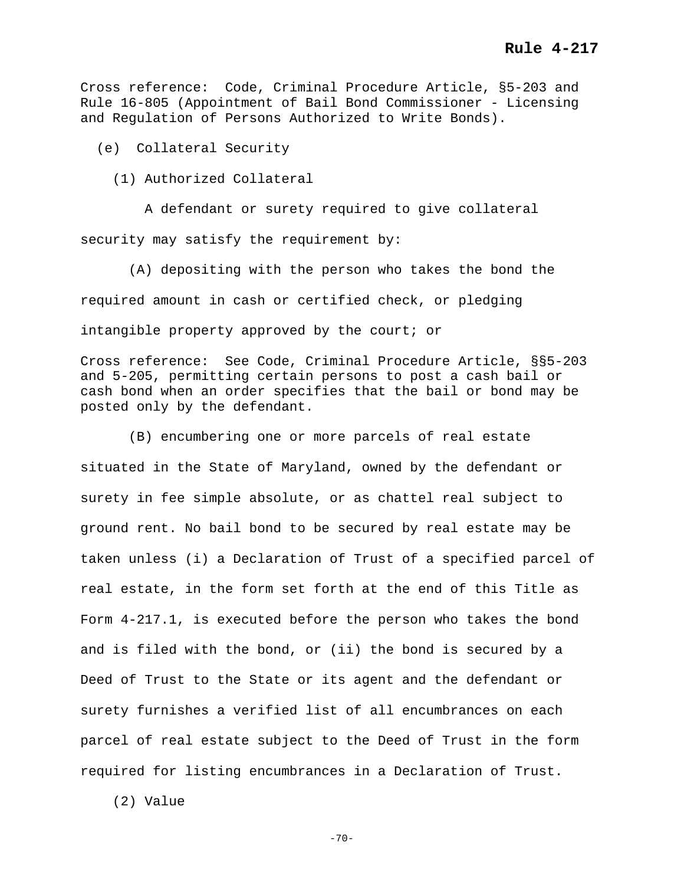Cross reference: Code, Criminal Procedure Article, §5-203 and Rule 16-805 (Appointment of Bail Bond Commissioner - Licensing and Regulation of Persons Authorized to Write Bonds).

(e) Collateral Security

(1) Authorized Collateral

A defendant or surety required to give collateral security may satisfy the requirement by:

(A) depositing with the person who takes the bond the required amount in cash or certified check, or pledging intangible property approved by the court; or

Cross reference: See Code, Criminal Procedure Article, §§5-203 and 5-205, permitting certain persons to post a cash bail or cash bond when an order specifies that the bail or bond may be posted only by the defendant.

(B) encumbering one or more parcels of real estate situated in the State of Maryland, owned by the defendant or surety in fee simple absolute, or as chattel real subject to ground rent. No bail bond to be secured by real estate may be taken unless (i) a Declaration of Trust of a specified parcel of real estate, in the form set forth at the end of this Title as Form 4-217.1, is executed before the person who takes the bond and is filed with the bond, or (ii) the bond is secured by a Deed of Trust to the State or its agent and the defendant or surety furnishes a verified list of all encumbrances on each parcel of real estate subject to the Deed of Trust in the form required for listing encumbrances in a Declaration of Trust.

(2) Value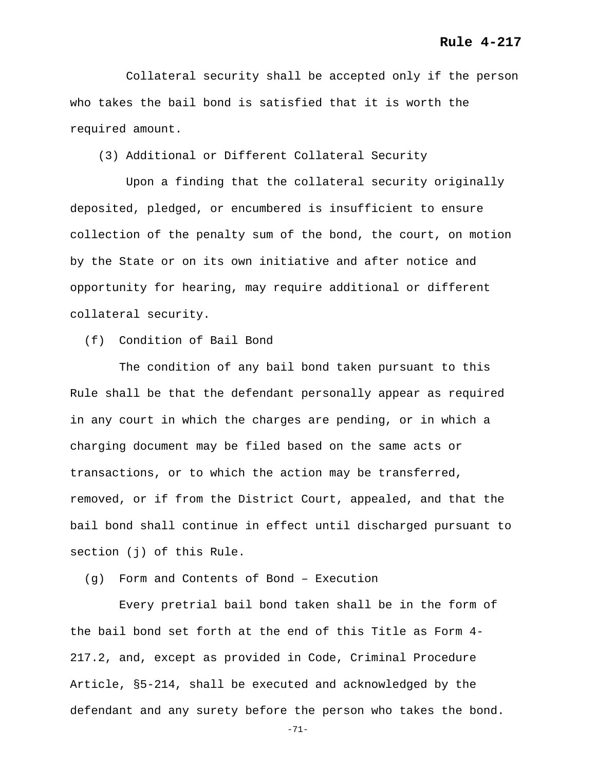Collateral security shall be accepted only if the person who takes the bail bond is satisfied that it is worth the required amount.

(3) Additional or Different Collateral Security

Upon a finding that the collateral security originally deposited, pledged, or encumbered is insufficient to ensure collection of the penalty sum of the bond, the court, on motion by the State or on its own initiative and after notice and opportunity for hearing, may require additional or different collateral security.

(f) Condition of Bail Bond

The condition of any bail bond taken pursuant to this Rule shall be that the defendant personally appear as required in any court in which the charges are pending, or in which a charging document may be filed based on the same acts or transactions, or to which the action may be transferred, removed, or if from the District Court, appealed, and that the bail bond shall continue in effect until discharged pursuant to section (j) of this Rule.

(g) Form and Contents of Bond – Execution

Every pretrial bail bond taken shall be in the form of the bail bond set forth at the end of this Title as Form 4-217.2, and, except as provided in Code, Criminal Procedure Article, §5-214, shall be executed and acknowledged by the defendant and any surety before the person who takes the bond.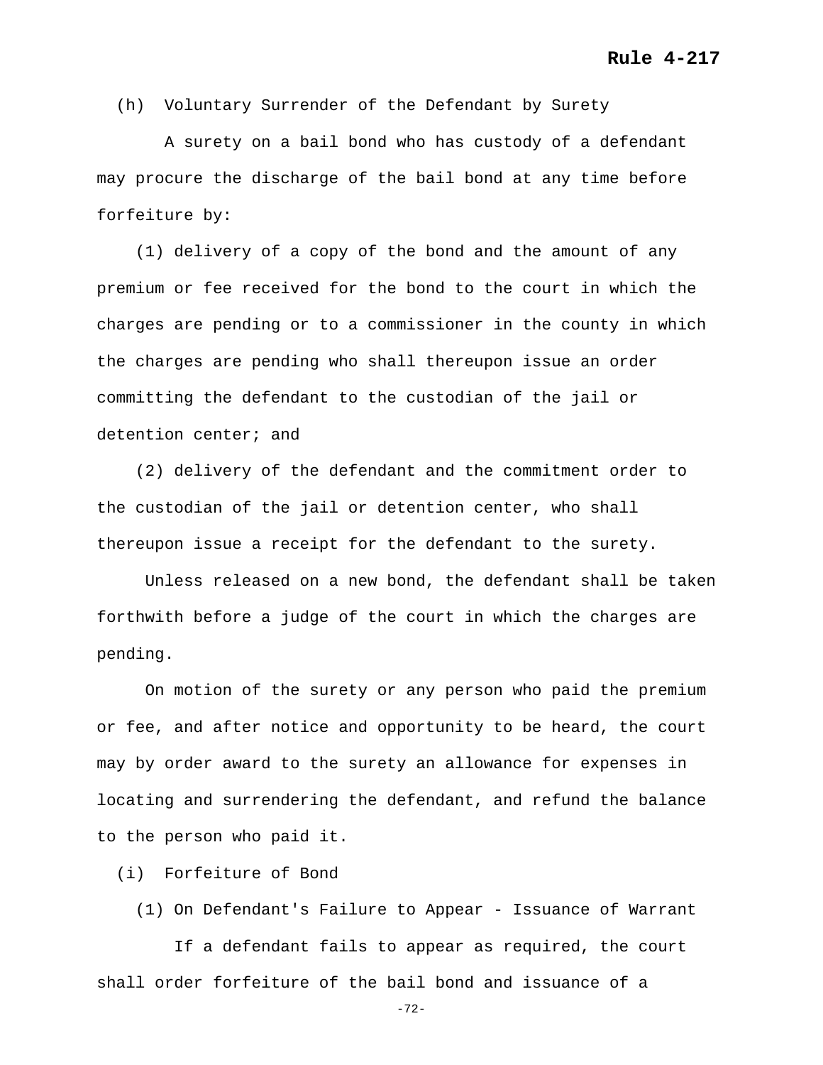(h) Voluntary Surrender of the Defendant by Surety

A surety on a bail bond who has custody of a defendant may procure the discharge of the bail bond at any time before forfeiture by:

(1) delivery of a copy of the bond and the amount of any premium or fee received for the bond to the court in which the charges are pending or to a commissioner in the county in which the charges are pending who shall thereupon issue an order committing the defendant to the custodian of the jail or detention center; and

(2) delivery of the defendant and the commitment order to the custodian of the jail or detention center, who shall thereupon issue a receipt for the defendant to the surety.

Unless released on a new bond, the defendant shall be taken forthwith before a judge of the court in which the charges are pending.

On motion of the surety or any person who paid the premium or fee, and after notice and opportunity to be heard, the court may by order award to the surety an allowance for expenses in locating and surrendering the defendant, and refund the balance to the person who paid it.

(i) Forfeiture of Bond

(1) On Defendant's Failure to Appear - Issuance of Warrant

If a defendant fails to appear as required, the court shall order forfeiture of the bail bond and issuance of a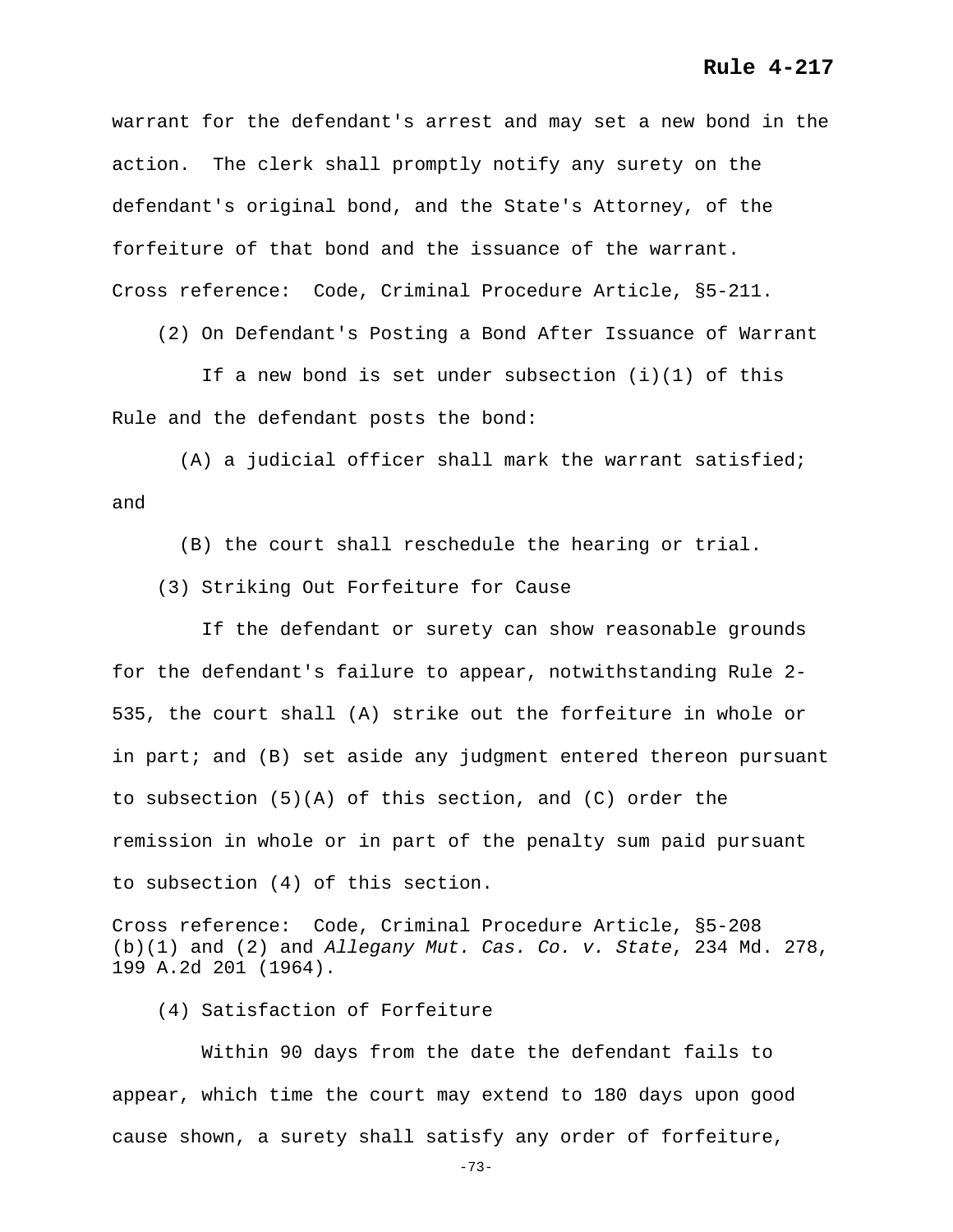warrant for the defendant's arrest and may set a new bond in the action. The clerk shall promptly notify any surety on the defendant's original bond, and the State's Attorney, of the forfeiture of that bond and the issuance of the warrant.

Cross reference: Code, Criminal Procedure Article, §5-211.

(2) On Defendant's Posting a Bond After Issuance of Warrant

If a new bond is set under subsection (i)(1) of this Rule and the defendant posts the bond:

(A) a judicial officer shall mark the warrant satisfied; and

(B) the court shall reschedule the hearing or trial.

(3) Striking Out Forfeiture for Cause

If the defendant or surety can show reasonable grounds for the defendant's failure to appear, notwithstanding Rule 2-535, the court shall (A) strike out the forfeiture in whole or in part; and (B) set aside any judgment entered thereon pursuant to subsection (5)(A) of this section, and (C) order the remission in whole or in part of the penalty sum paid pursuant to subsection (4) of this section.

Cross reference: Code, Criminal Procedure Article, §5-208 (b)(1) and (2) and *Allegany Mut. Cas. Co. v. State*, 234 Md. 278, 199 A.2d 201 (1964).

(4) Satisfaction of Forfeiture

Within 90 days from the date the defendant fails to appear, which time the court may extend to 180 days upon good cause shown, a surety shall satisfy any order of forfeiture,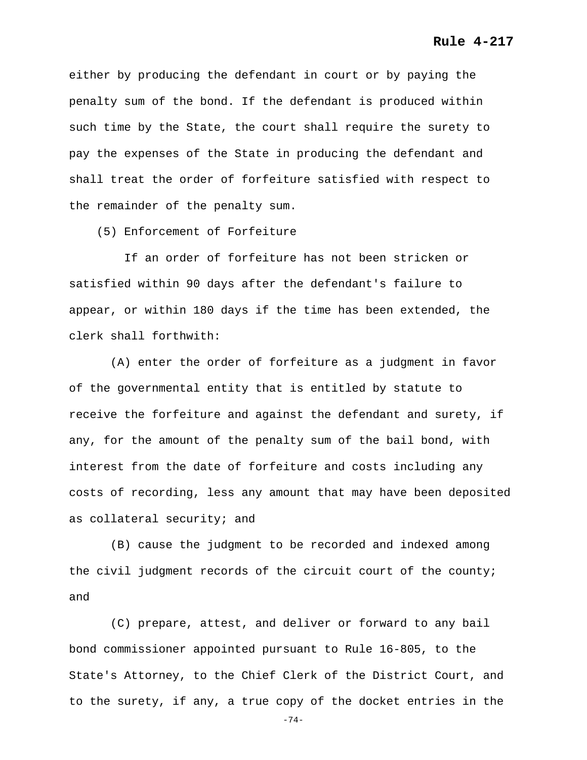either by producing the defendant in court or by paying the penalty sum of the bond. If the defendant is produced within such time by the State, the court shall require the surety to pay the expenses of the State in producing the defendant and shall treat the order of forfeiture satisfied with respect to the remainder of the penalty sum.

(5) Enforcement of Forfeiture

If an order of forfeiture has not been stricken or satisfied within 90 days after the defendant's failure to appear, or within 180 days if the time has been extended, the clerk shall forthwith:

(A) enter the order of forfeiture as a judgment in favor of the governmental entity that is entitled by statute to receive the forfeiture and against the defendant and surety, if any, for the amount of the penalty sum of the bail bond, with interest from the date of forfeiture and costs including any costs of recording, less any amount that may have been deposited as collateral security; and

(B) cause the judgment to be recorded and indexed among the civil judgment records of the circuit court of the county; and

(C) prepare, attest, and deliver or forward to any bail bond commissioner appointed pursuant to Rule 16-805, to the State's Attorney, to the Chief Clerk of the District Court, and to the surety, if any, a true copy of the docket entries in the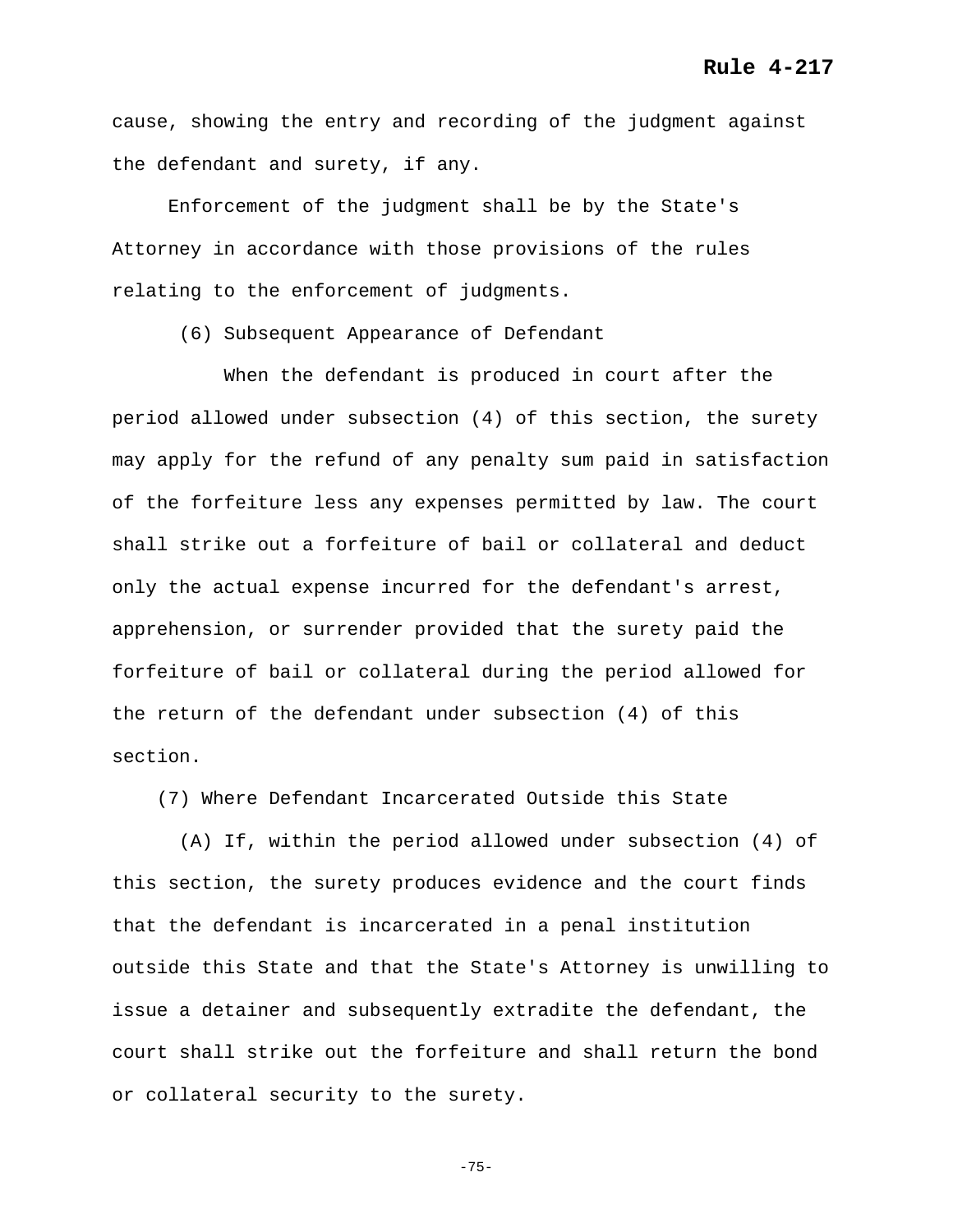cause, showing the entry and recording of the judgment against the defendant and surety, if any.

Enforcement of the judgment shall be by the State's Attorney in accordance with those provisions of the rules relating to the enforcement of judgments.

(6) Subsequent Appearance of Defendant

When the defendant is produced in court after the period allowed under subsection (4) of this section, the surety may apply for the refund of any penalty sum paid in satisfaction of the forfeiture less any expenses permitted by law. The court shall strike out a forfeiture of bail or collateral and deduct only the actual expense incurred for the defendant's arrest, apprehension, or surrender provided that the surety paid the forfeiture of bail or collateral during the period allowed for the return of the defendant under subsection (4) of this section.

(7) Where Defendant Incarcerated Outside this State

(A) If, within the period allowed under subsection (4) of this section, the surety produces evidence and the court finds that the defendant is incarcerated in a penal institution outside this State and that the State's Attorney is unwilling to issue a detainer and subsequently extradite the defendant, the court shall strike out the forfeiture and shall return the bond or collateral security to the surety.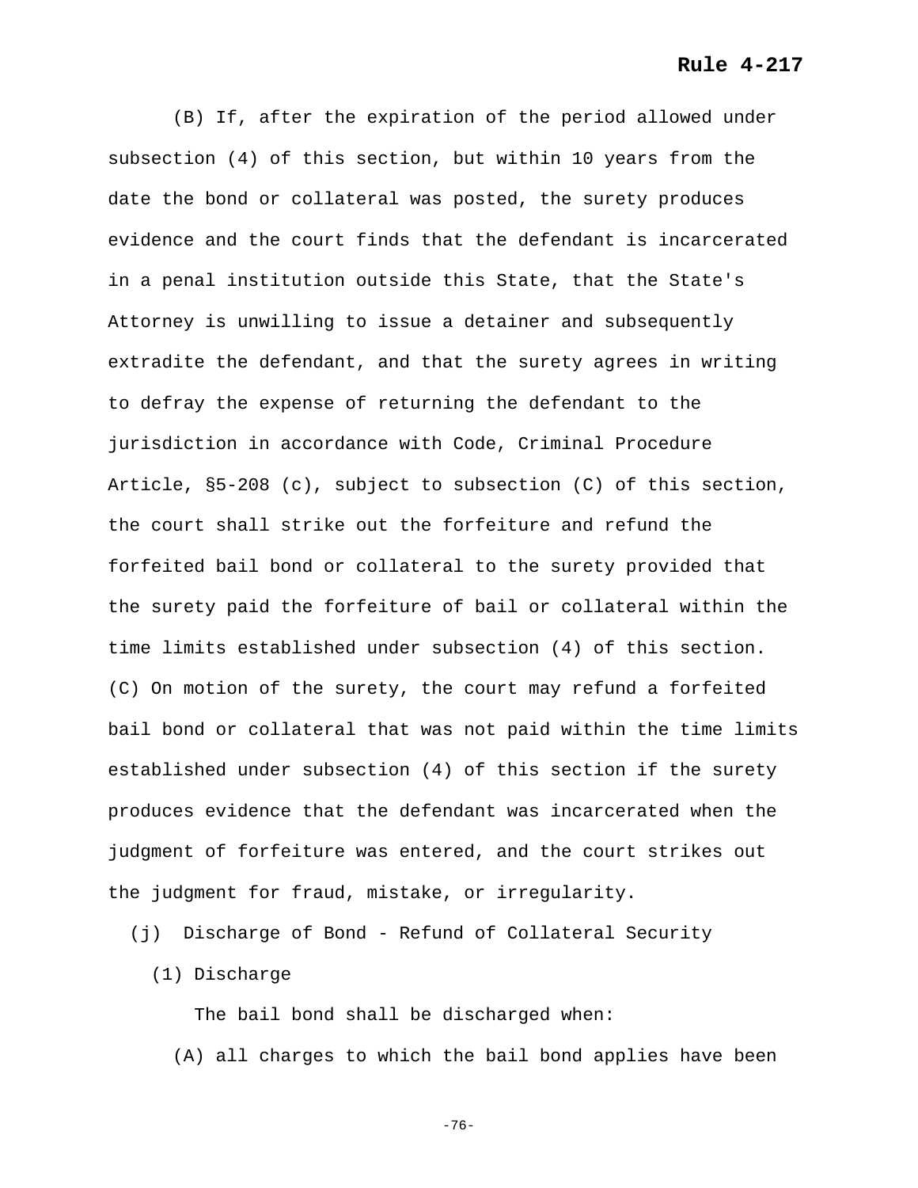(B) If, after the expiration of the period allowed under subsection (4) of this section, but within 10 years from the date the bond or collateral was posted, the surety produces evidence and the court finds that the defendant is incarcerated in a penal institution outside this State, that the State's Attorney is unwilling to issue a detainer and subsequently extradite the defendant, and that the surety agrees in writing to defray the expense of returning the defendant to the jurisdiction in accordance with Code, Criminal Procedure Article, §5-208 (c), subject to subsection (C) of this section, the court shall strike out the forfeiture and refund the forfeited bail bond or collateral to the surety provided that the surety paid the forfeiture of bail or collateral within the time limits established under subsection (4) of this section.

(C) On motion of the surety, the court may refund a forfeited bail bond or collateral that was not paid within the time limits established under subsection (4) of this section if the surety produces evidence that the defendant was incarcerated when the judgment of forfeiture was entered, and the court strikes out the judgment for fraud, mistake, or irregularity.

(j) Discharge of Bond - Refund of Collateral Security

(1) Discharge

The bail bond shall be discharged when:

(A) all charges to which the bail bond applies have been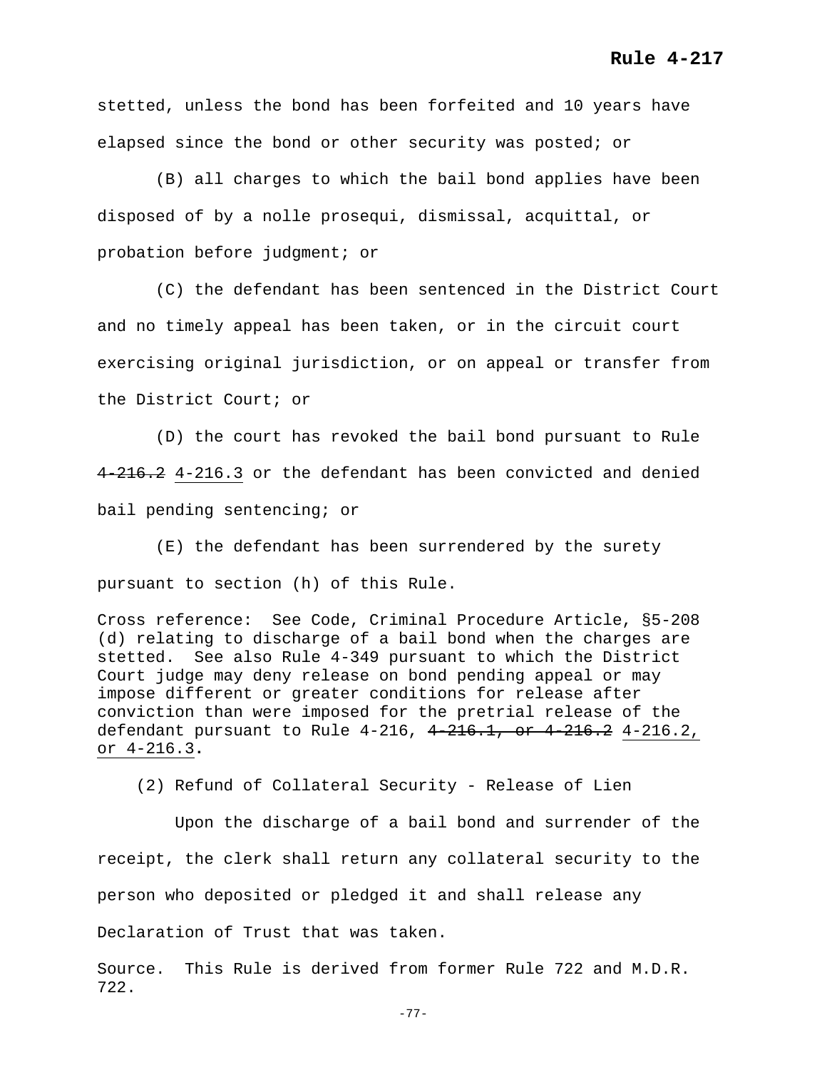stetted, unless the bond has been forfeited and 10 years have elapsed since the bond or other security was posted; or

(B) all charges to which the bail bond applies have been disposed of by a nolle prosequi, dismissal, acquittal, or probation before judgment; or

(C) the defendant has been sentenced in the District Court and no timely appeal has been taken, or in the circuit court exercising original jurisdiction, or on appeal or transfer from the District Court; or

(D) the court has revoked the bail bond pursuant to Rule ~~4-216.2~~ <u>4-216.3</u> or the defendant has been convicted and denied bail pending sentencing; or

(E) the defendant has been surrendered by the surety pursuant to section (h) of this Rule.

Cross reference: See Code, Criminal Procedure Article, §5-208 (d) relating to discharge of a bail bond when the charges are stetted. See also Rule 4-349 pursuant to which the District Court judge may deny release on bond pending appeal or may impose different or greater conditions for release after conviction than were imposed for the pretrial release of the defendant pursuant to Rule 4-216, ~~4-216.1, or 4-216.2~~ <u>4-216.2, or 4-216.3</u>.

(2) Refund of Collateral Security - Release of Lien

Upon the discharge of a bail bond and surrender of the receipt, the clerk shall return any collateral security to the person who deposited or pledged it and shall release any Declaration of Trust that was taken.

Source. This Rule is derived from former Rule 722 and M.D.R. 722.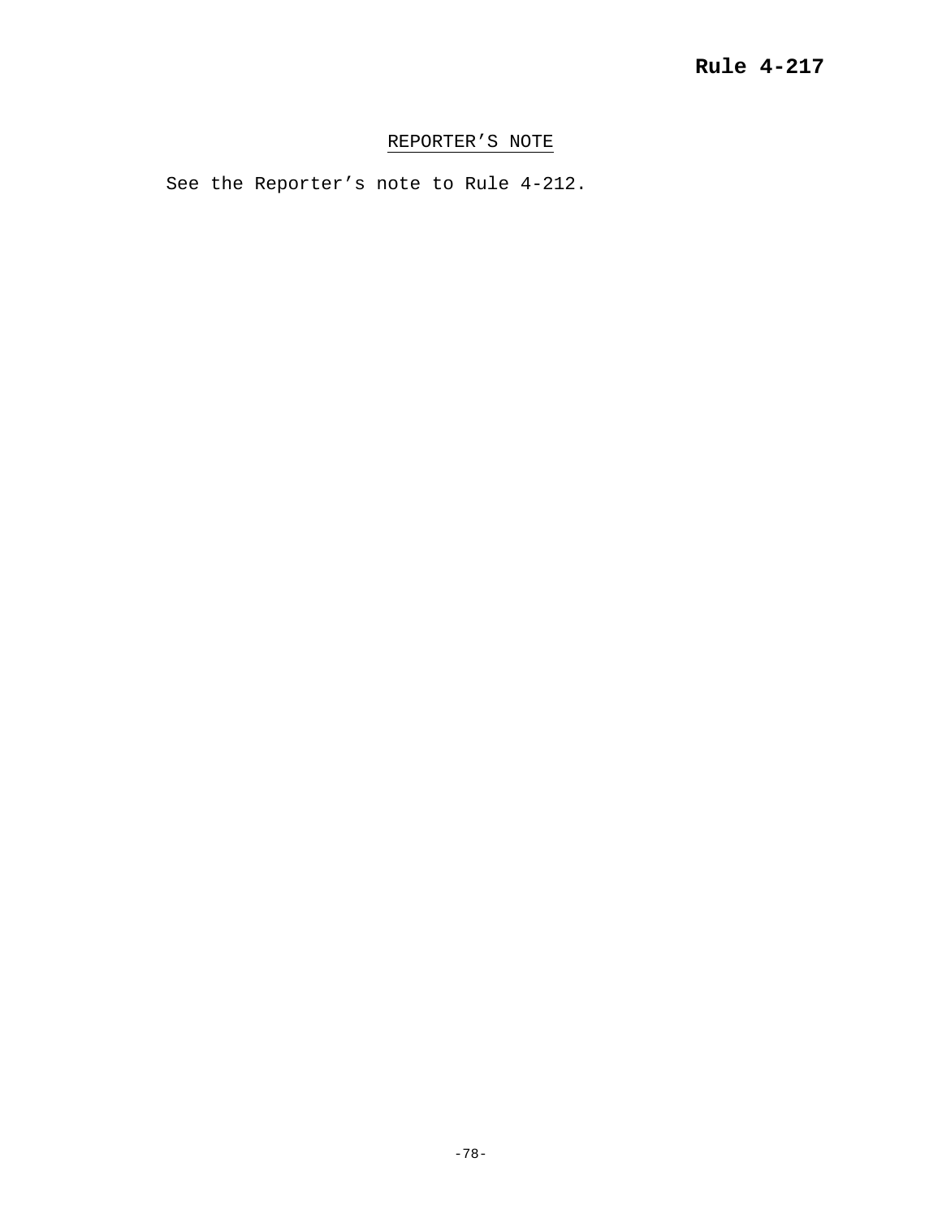**Rule 4-217**

REPORTER'S NOTE

See the Reporter's note to Rule 4-212.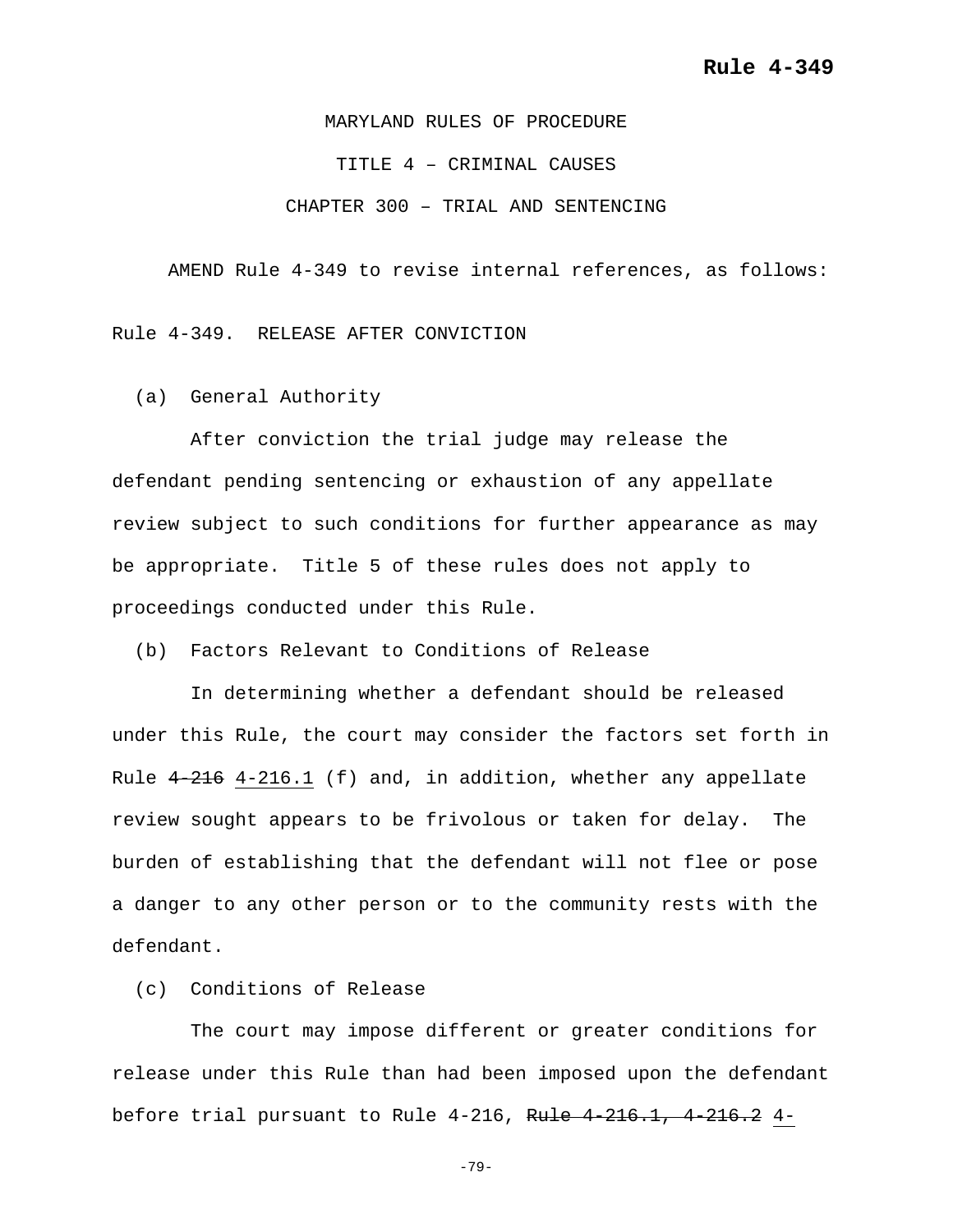MARYLAND RULES OF PROCEDURE

TITLE 4 – CRIMINAL CAUSES

CHAPTER 300 – TRIAL AND SENTENCING

AMEND Rule 4-349 to revise internal references, as follows:

Rule 4-349. RELEASE AFTER CONVICTION

(a) General Authority

After conviction the trial judge may release the defendant pending sentencing or exhaustion of any appellate review subject to such conditions for further appearance as may be appropriate. Title 5 of these rules does not apply to proceedings conducted under this Rule.

(b) Factors Relevant to Conditions of Release

In determining whether a defendant should be released under this Rule, the court may consider the factors set forth in Rule ~~4-216~~ <u>4-216.1</u> (f) and, in addition, whether any appellate review sought appears to be frivolous or taken for delay. The burden of establishing that the defendant will not flee or pose a danger to any other person or to the community rests with the defendant.

(c) Conditions of Release

The court may impose different or greater conditions for release under this Rule than had been imposed upon the defendant before trial pursuant to Rule 4-216, ~~Rule 4-216.1, 4-216.2~~ <u>4-</u>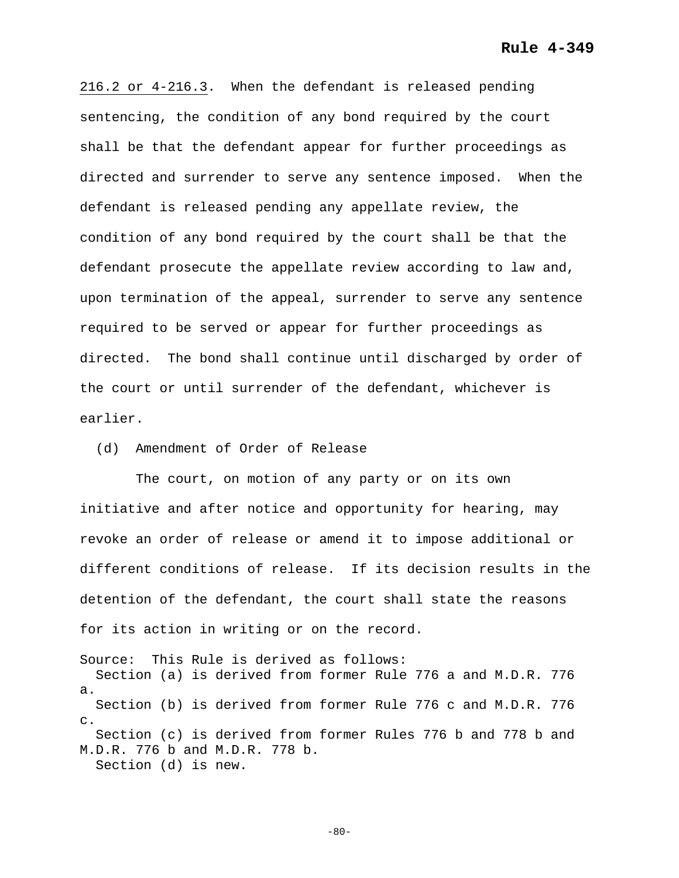216.2 or 4-216.3. When the defendant is released pending sentencing, the condition of any bond required by the court shall be that the defendant appear for further proceedings as directed and surrender to serve any sentence imposed. When the defendant is released pending any appellate review, the condition of any bond required by the court shall be that the defendant prosecute the appellate review according to law and, upon termination of the appeal, surrender to serve any sentence required to be served or appear for further proceedings as directed. The bond shall continue until discharged by order of the court or until surrender of the defendant, whichever is earlier.

(d) Amendment of Order of Release

The court, on motion of any party or on its own initiative and after notice and opportunity for hearing, may revoke an order of release or amend it to impose additional or different conditions of release. If its decision results in the detention of the defendant, the court shall state the reasons for its action in writing or on the record.

Source: This Rule is derived as follows:
Section (a) is derived from former Rule 776 a and M.D.R. 776 a.
Section (b) is derived from former Rule 776 c and M.D.R. 776 c.
Section (c) is derived from former Rules 776 b and 778 b and M.D.R. 776 b and M.D.R. 778 b.
Section (d) is new.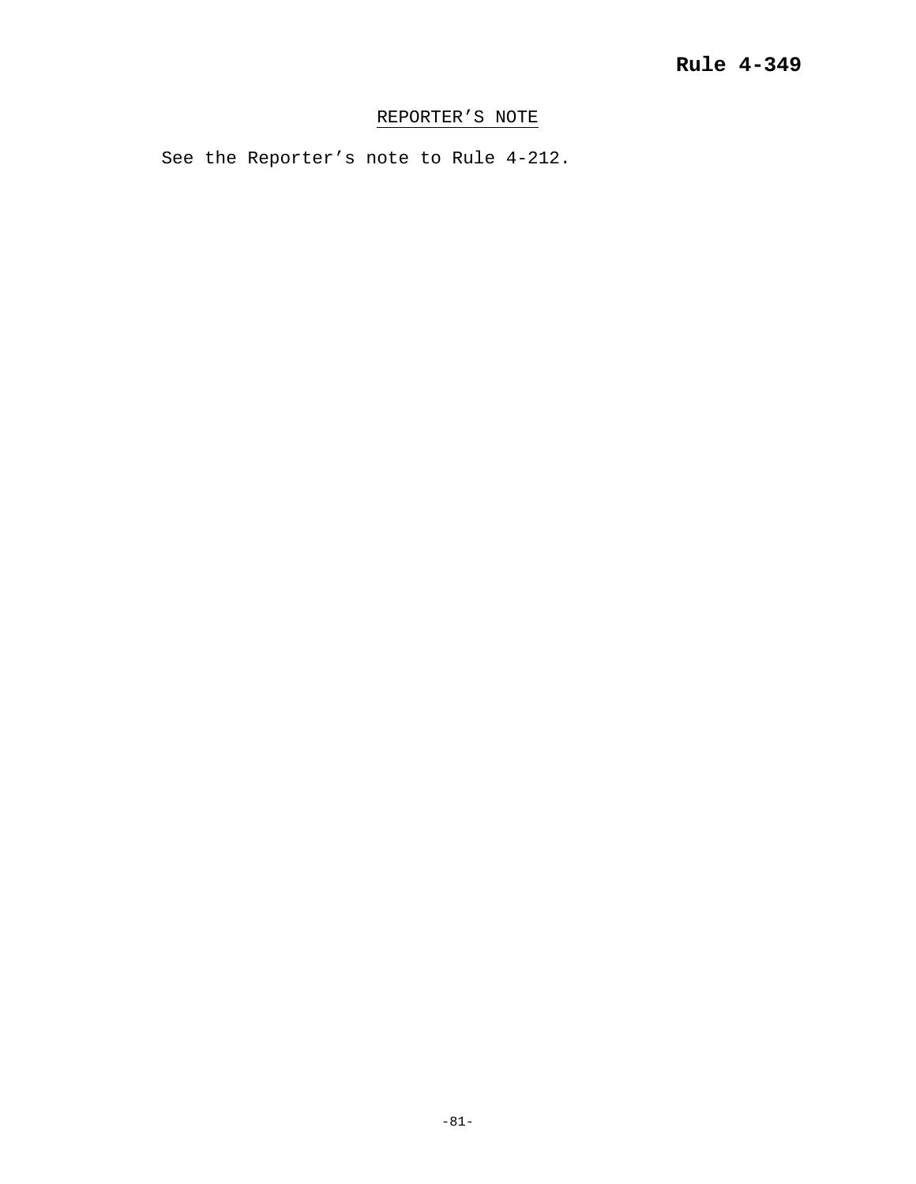**Rule 4-349**

REPORTER’S NOTE

See the Reporter’s note to Rule 4-212.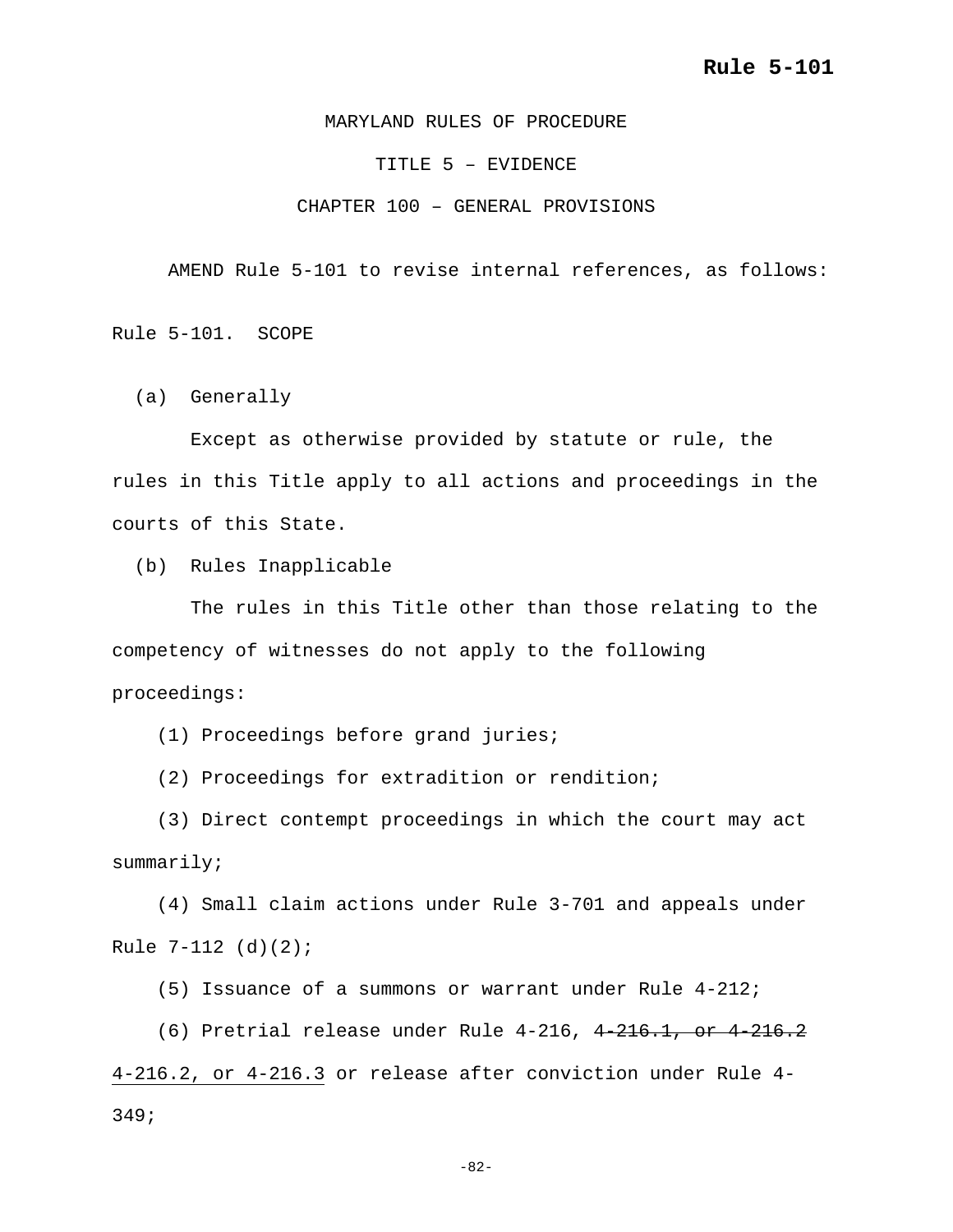**Rule 5-101**

MARYLAND RULES OF PROCEDURE

TITLE 5 – EVIDENCE

CHAPTER 100 – GENERAL PROVISIONS

AMEND Rule 5-101 to revise internal references, as follows:

Rule 5-101. SCOPE

(a) Generally

Except as otherwise provided by statute or rule, the rules in this Title apply to all actions and proceedings in the courts of this State.

(b) Rules Inapplicable

The rules in this Title other than those relating to the competency of witnesses do not apply to the following proceedings:

(1) Proceedings before grand juries;

(2) Proceedings for extradition or rendition;

(3) Direct contempt proceedings in which the court may act summarily;

(4) Small claim actions under Rule 3-701 and appeals under Rule 7-112 (d)(2);

(5) Issuance of a summons or warrant under Rule 4-212;

(6) Pretrial release under Rule 4-216, ~~4-216.1, or 4-216.2~~ <u>4-216.2, or 4-216.3</u> or release after conviction under Rule 4-349;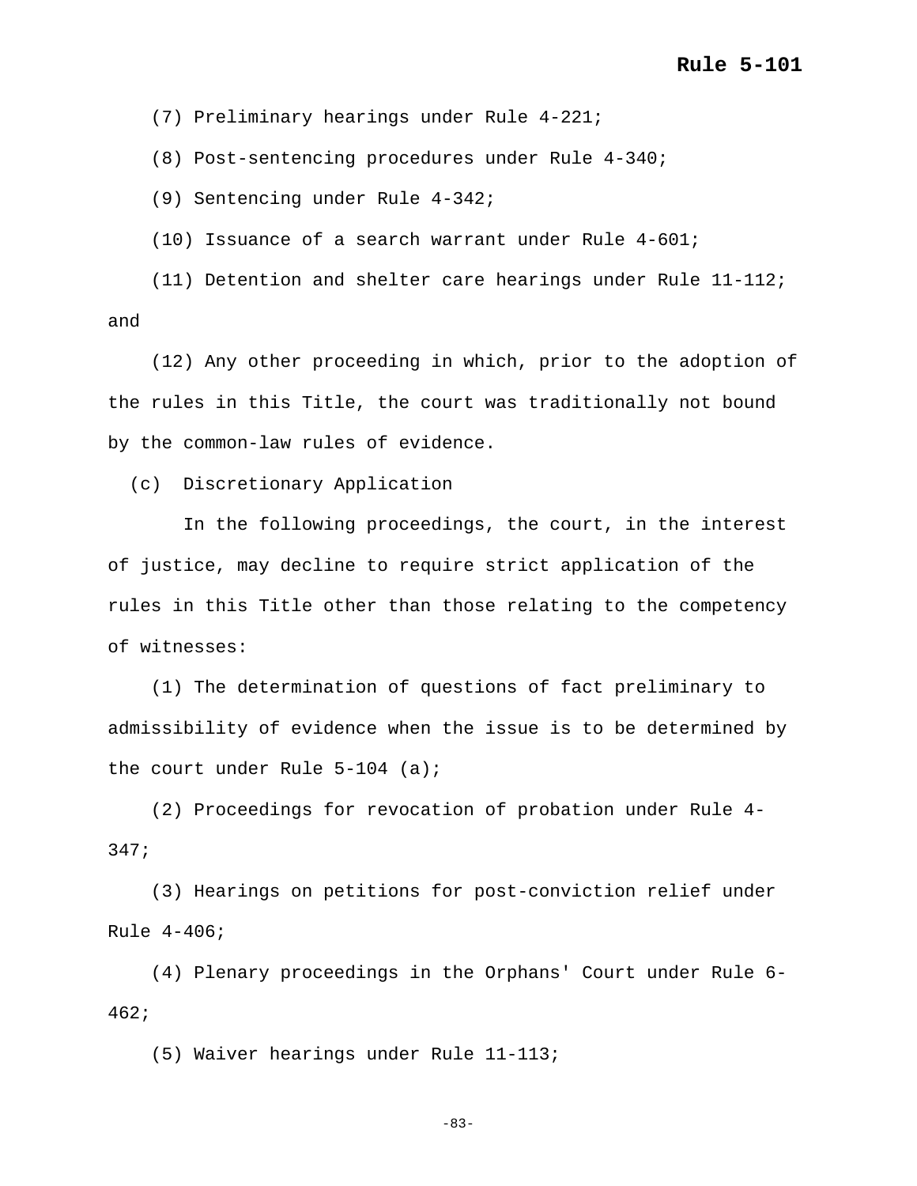(7) Preliminary hearings under Rule 4-221;

(8) Post-sentencing procedures under Rule 4-340;

(9) Sentencing under Rule 4-342;

(10) Issuance of a search warrant under Rule 4-601;

(11) Detention and shelter care hearings under Rule 11-112; and

(12) Any other proceeding in which, prior to the adoption of the rules in this Title, the court was traditionally not bound by the common-law rules of evidence.

(c) Discretionary Application

In the following proceedings, the court, in the interest of justice, may decline to require strict application of the rules in this Title other than those relating to the competency of witnesses:

(1) The determination of questions of fact preliminary to admissibility of evidence when the issue is to be determined by the court under Rule 5-104 (a);

(2) Proceedings for revocation of probation under Rule 4-347;

(3) Hearings on petitions for post-conviction relief under Rule 4-406;

(4) Plenary proceedings in the Orphans' Court under Rule 6-462;

(5) Waiver hearings under Rule 11-113;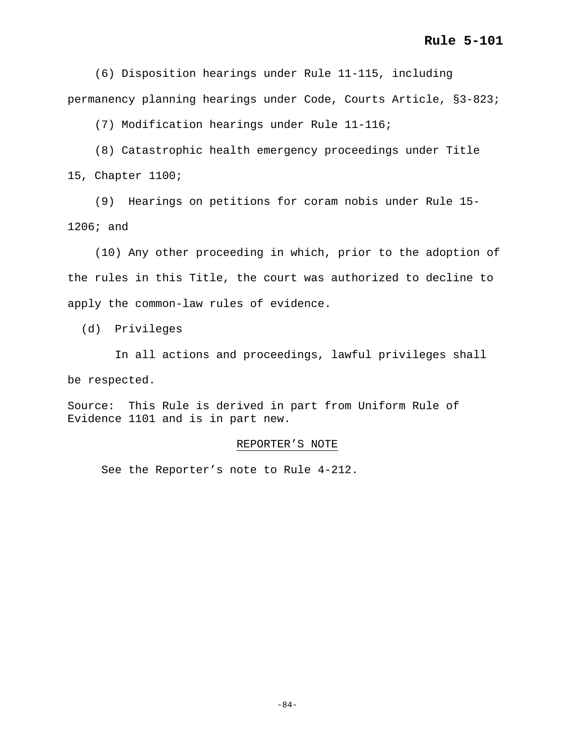(6) Disposition hearings under Rule 11-115, including permanency planning hearings under Code, Courts Article, §3-823;

(7) Modification hearings under Rule 11-116;

(8) Catastrophic health emergency proceedings under Title 15, Chapter 1100;

(9) Hearings on petitions for coram nobis under Rule 15-1206; and

(10) Any other proceeding in which, prior to the adoption of the rules in this Title, the court was authorized to decline to apply the common-law rules of evidence.

(d) Privileges

In all actions and proceedings, lawful privileges shall be respected.

Source: This Rule is derived in part from Uniform Rule of Evidence 1101 and is in part new.

REPORTER'S NOTE

See the Reporter's note to Rule 4-212.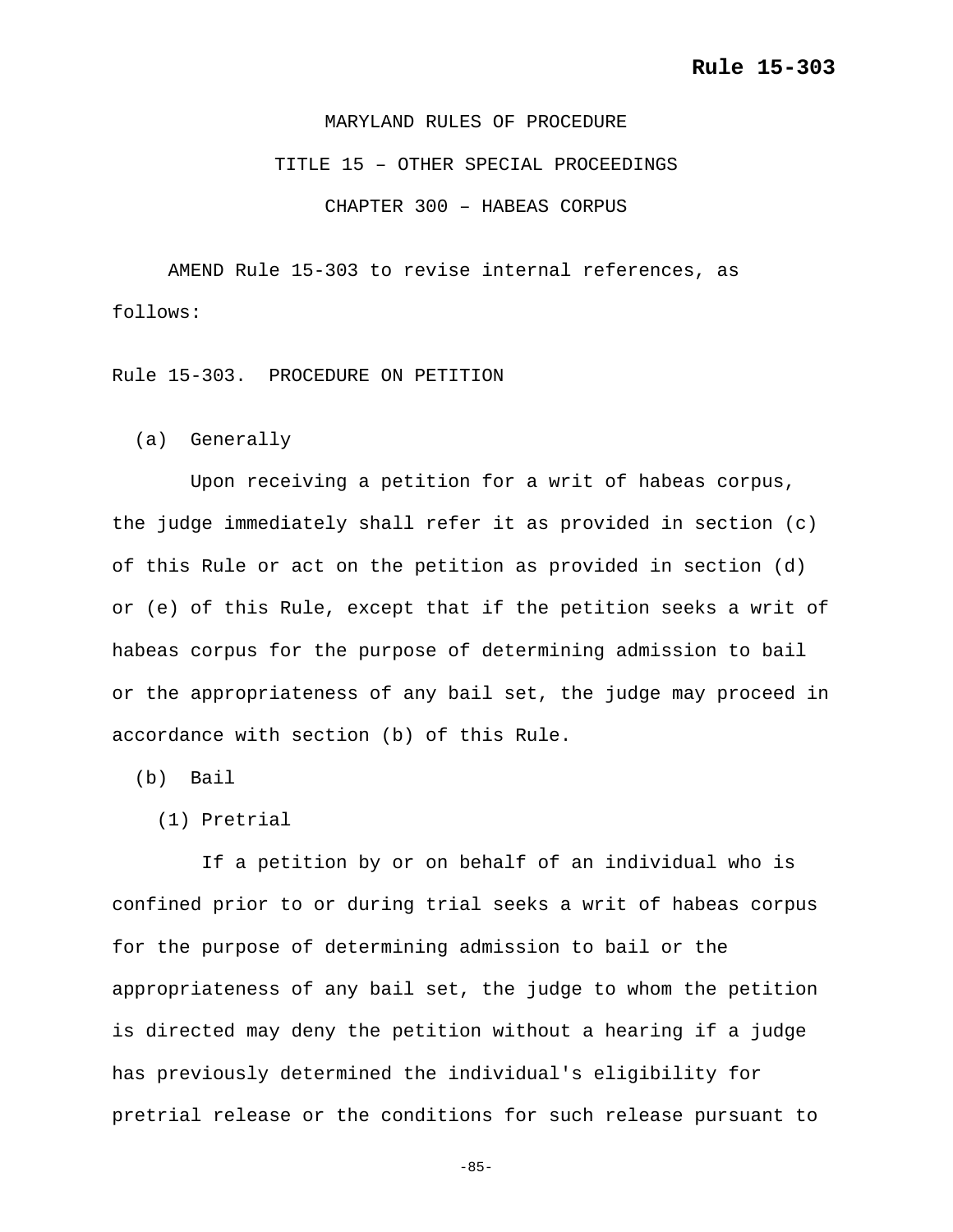MARYLAND RULES OF PROCEDURE

TITLE 15 – OTHER SPECIAL PROCEEDINGS

CHAPTER 300 – HABEAS CORPUS

AMEND Rule 15-303 to revise internal references, as follows:

Rule 15-303. PROCEDURE ON PETITION

(a) Generally

Upon receiving a petition for a writ of habeas corpus, the judge immediately shall refer it as provided in section (c) of this Rule or act on the petition as provided in section (d) or (e) of this Rule, except that if the petition seeks a writ of habeas corpus for the purpose of determining admission to bail or the appropriateness of any bail set, the judge may proceed in accordance with section (b) of this Rule.

(b) Bail

(1) Pretrial

If a petition by or on behalf of an individual who is confined prior to or during trial seeks a writ of habeas corpus for the purpose of determining admission to bail or the appropriateness of any bail set, the judge to whom the petition is directed may deny the petition without a hearing if a judge has previously determined the individual's eligibility for pretrial release or the conditions for such release pursuant to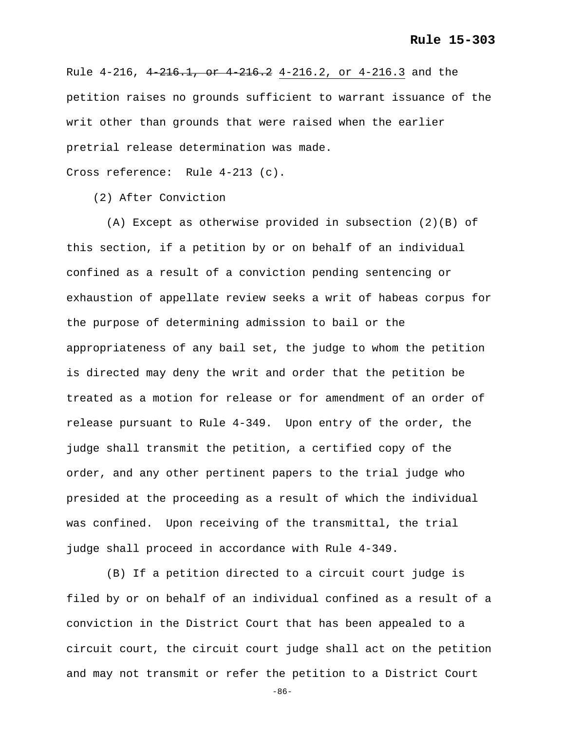Rule 4-216, ~~4-216.1, or 4-216.2~~ <u>4-216.2, or 4-216.3</u> and the petition raises no grounds sufficient to warrant issuance of the writ other than grounds that were raised when the earlier pretrial release determination was made.

Cross reference: Rule 4-213 (c).

(2) After Conviction

(A) Except as otherwise provided in subsection (2)(B) of this section, if a petition by or on behalf of an individual confined as a result of a conviction pending sentencing or exhaustion of appellate review seeks a writ of habeas corpus for the purpose of determining admission to bail or the appropriateness of any bail set, the judge to whom the petition is directed may deny the writ and order that the petition be treated as a motion for release or for amendment of an order of release pursuant to Rule 4-349. Upon entry of the order, the judge shall transmit the petition, a certified copy of the order, and any other pertinent papers to the trial judge who presided at the proceeding as a result of which the individual was confined. Upon receiving of the transmittal, the trial judge shall proceed in accordance with Rule 4-349.

(B) If a petition directed to a circuit court judge is filed by or on behalf of an individual confined as a result of a conviction in the District Court that has been appealed to a circuit court, the circuit court judge shall act on the petition and may not transmit or refer the petition to a District Court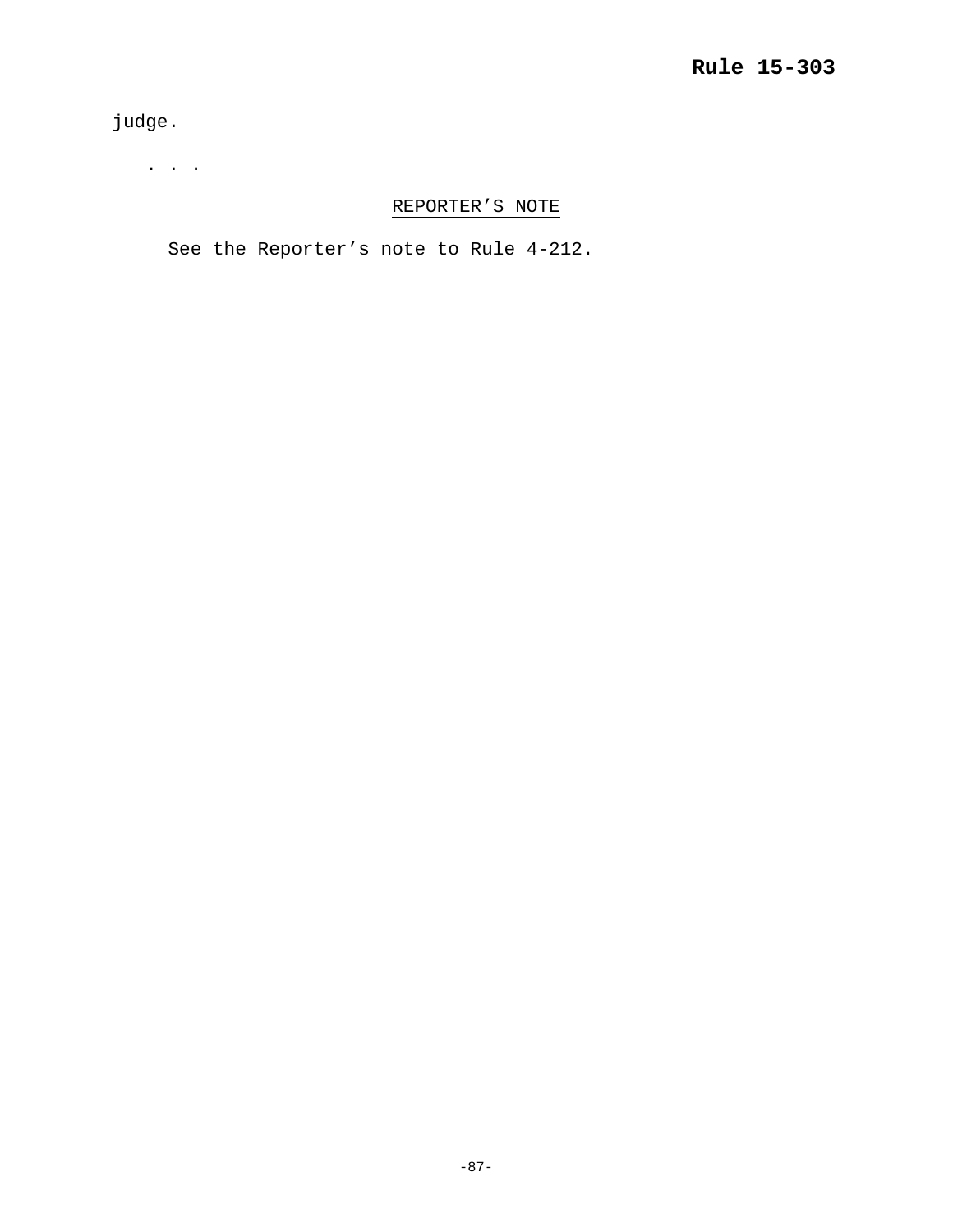judge.

. . .

<u>REPORTER’S NOTE</u>

See the Reporter’s note to Rule 4-212.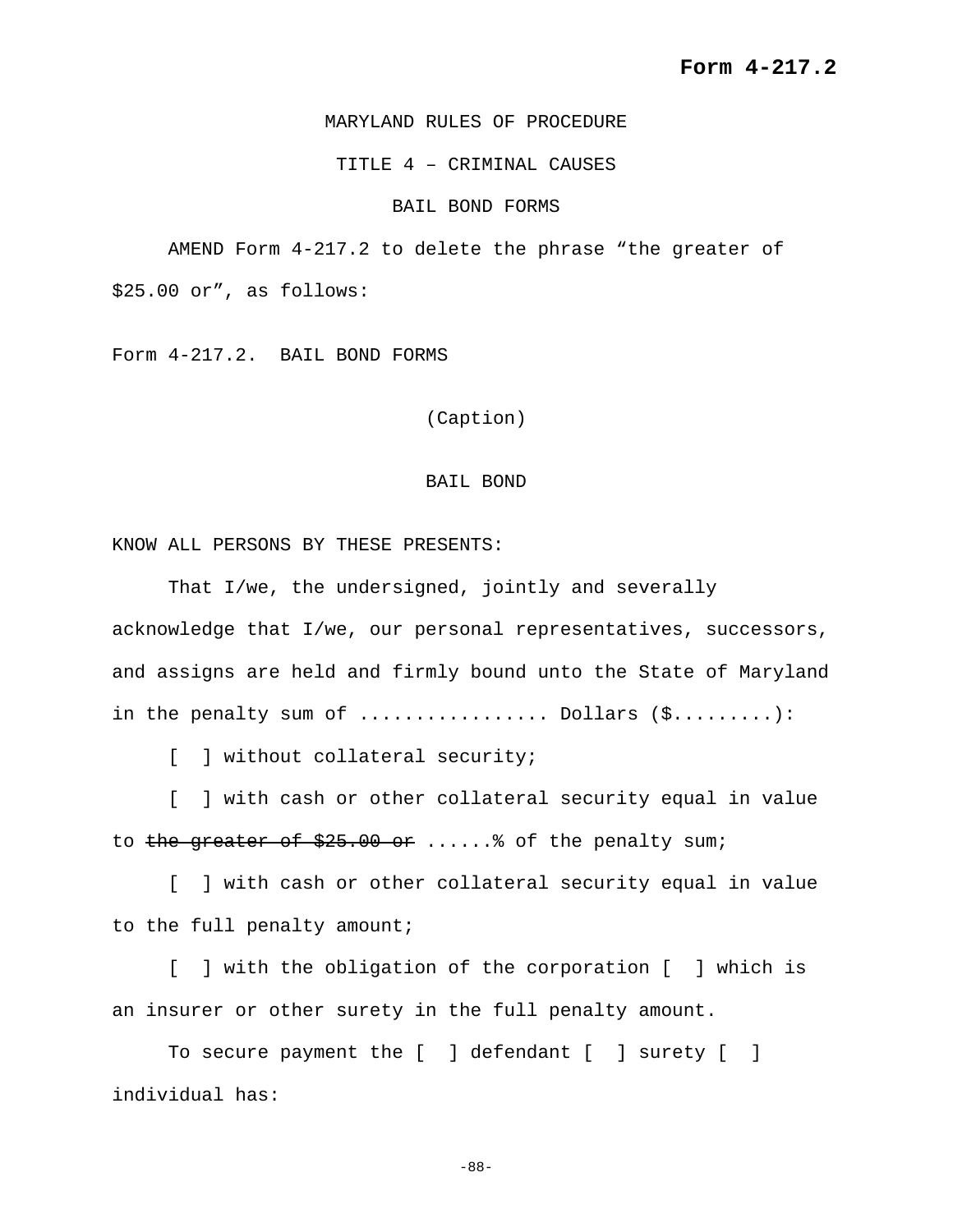**Form 4-217.2**

MARYLAND RULES OF PROCEDURE

TITLE 4 – CRIMINAL CAUSES

BAIL BOND FORMS

AMEND Form 4-217.2 to delete the phrase “the greater of $25.00 or”, as follows:

Form 4-217.2. BAIL BOND FORMS

(Caption)

BAIL BOND

KNOW ALL PERSONS BY THESE PRESENTS:

That I/we, the undersigned, jointly and severally acknowledge that I/we, our personal representatives, successors, and assigns are held and firmly bound unto the State of Maryland in the penalty sum of ................ Dollars ($.........):

[ ] without collateral security;

[ ] with cash or other collateral security equal in value to ~~the greater of $25.00 or~~ ......% of the penalty sum;

[ ] with cash or other collateral security equal in value to the full penalty amount;

[ ] with the obligation of the corporation [ ] which is an insurer or other surety in the full penalty amount.

To secure payment the [ ] defendant [ ] surety [ ] individual has: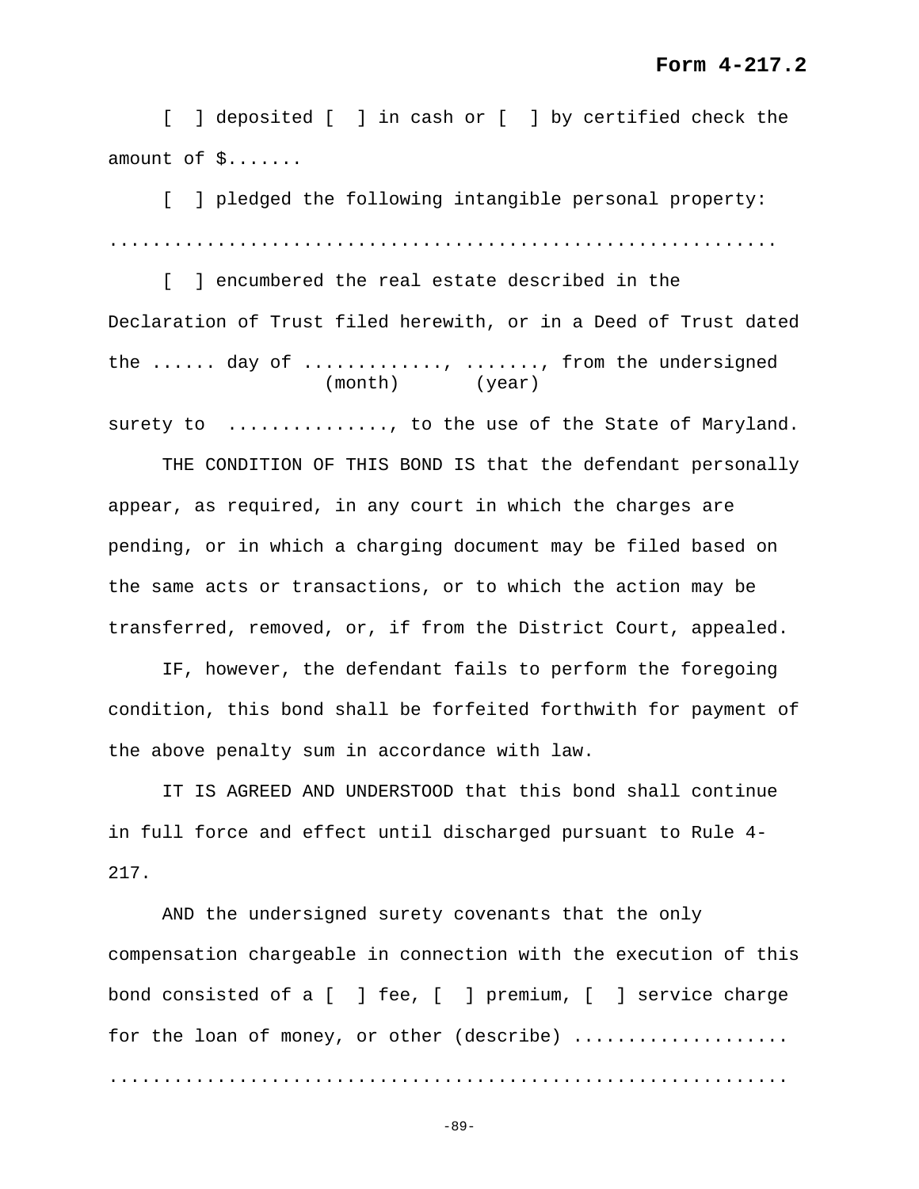**Form 4-217.2**

[ ] deposited [ ] in cash or [ ] by certified check the amount of $.......

[ ] pledged the following intangible personal property: ............................................................

[ ] encumbered the real estate described in the Declaration of Trust filed herewith, or in a Deed of Trust dated the ...... day of ............., ......., from the undersigned
(month) (year)
surety to ..............., to the use of the State of Maryland.

THE CONDITION OF THIS BOND IS that the defendant personally appear, as required, in any court in which the charges are pending, or in which a charging document may be filed based on the same acts or transactions, or to which the action may be transferred, removed, or, if from the District Court, appealed.

IF, however, the defendant fails to perform the foregoing condition, this bond shall be forfeited forthwith for payment of the above penalty sum in accordance with law.

IT IS AGREED AND UNDERSTOOD that this bond shall continue in full force and effect until discharged pursuant to Rule 4-217.

AND the undersigned surety covenants that the only compensation chargeable in connection with the execution of this bond consisted of a [ ] fee, [ ] premium, [ ] service charge for the loan of money, or other (describe) ....................
...............................................................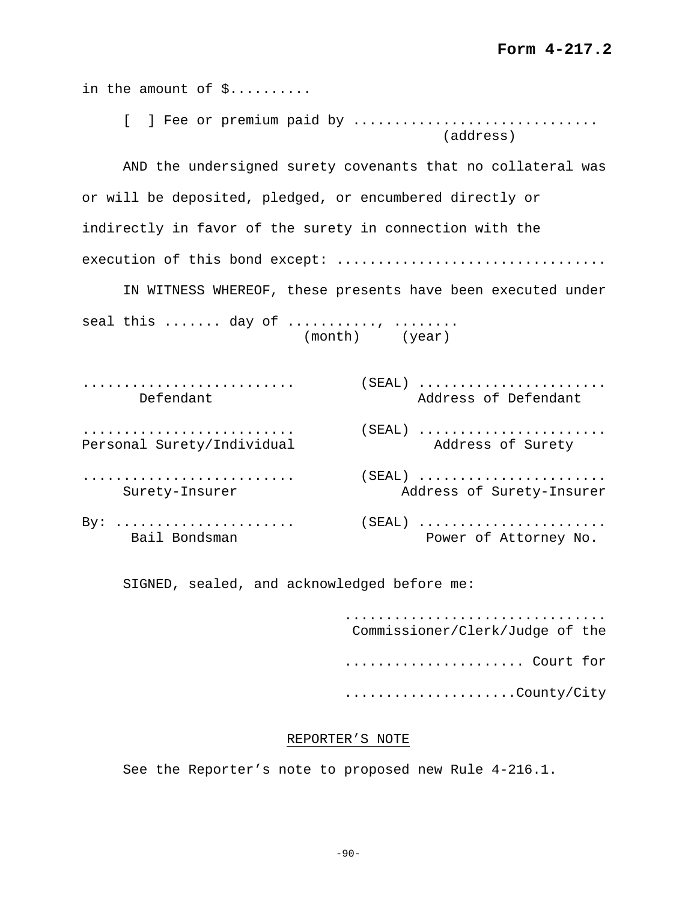**Form 4-217.2**

in the amount of $.........

[ ] Fee or premium paid by .............................
(address)

AND the undersigned surety covenants that no collateral was or will be deposited, pledged, or encumbered directly or indirectly in favor of the surety in connection with the execution of this bond except: ................................

IN WITNESS WHEREOF, these presents have been executed under seal this ....... day of ..........., ........
(month) (year)

| | |
|---|---|
| .......................... Defendant | (SEAL) ....................... Address of Defendant |
| .......................... Personal Surety/Individual | (SEAL) ....................... Address of Surety |
| .......................... Surety-Insurer | (SEAL) ....................... Address of Surety-Insurer |
| By: ...................... Bail Bondsman | (SEAL) ....................... Power of Attorney No. |

SIGNED, sealed, and acknowledged before me:

................................
Commissioner/Clerk/Judge of the

..................... Court for

....................County/City

## REPORTER'S NOTE

See the Reporter's note to proposed new Rule 4-216.1.